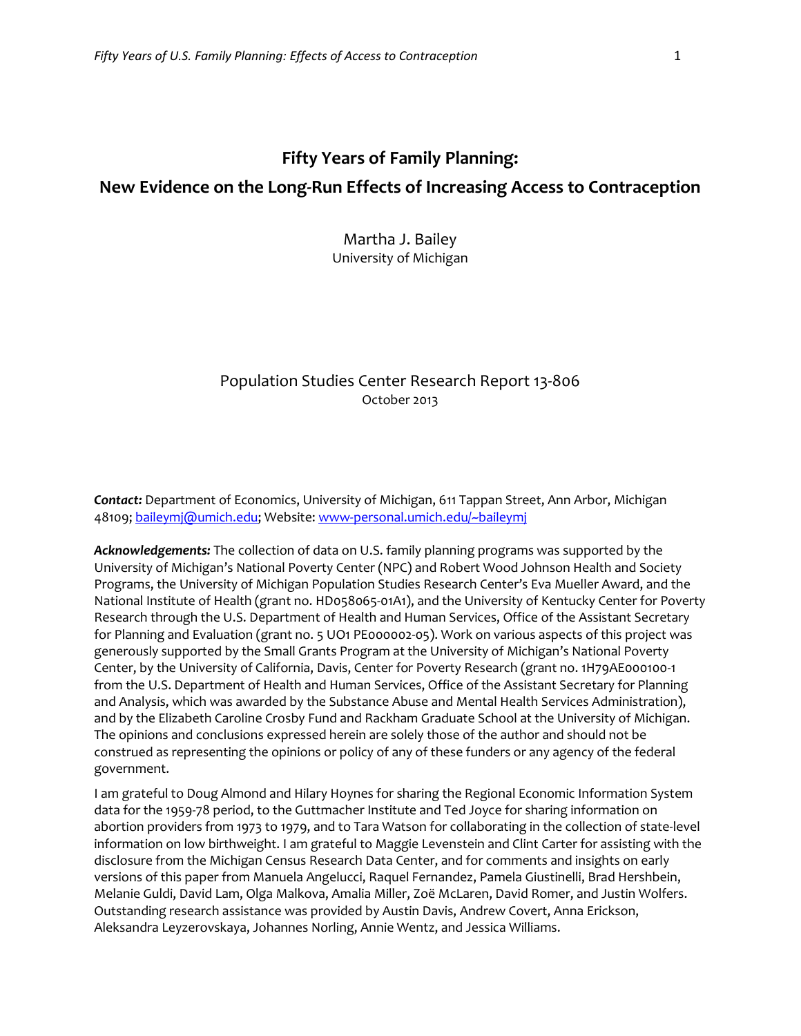# Fifty Years of Family Planning:

# New Evidence on the Long-Run Effects of Increasing Access to Contraception

Martha J. Bailey
University of Michigan

Population Studies Center Research Report 13-806
October 2013

***Contact:*** Department of Economics, University of Michigan, 611 Tappan Street, Ann Arbor, Michigan 48109; baileymj@umich.edu; Website: www-personal.umich.edu/~baileymj

***Acknowledgements:*** The collection of data on U.S. family planning programs was supported by the University of Michigan's National Poverty Center (NPC) and Robert Wood Johnson Health and Society Programs, the University of Michigan Population Studies Research Center's Eva Mueller Award, and the National Institute of Health (grant no. HD058065-01A1), and the University of Kentucky Center for Poverty Research through the U.S. Department of Health and Human Services, Office of the Assistant Secretary for Planning and Evaluation (grant no. 5 UO1 PE000002-05). Work on various aspects of this project was generously supported by the Small Grants Program at the University of Michigan's National Poverty Center, by the University of California, Davis, Center for Poverty Research (grant no. 1H79AE000100-1 from the U.S. Department of Health and Human Services, Office of the Assistant Secretary for Planning and Analysis, which was awarded by the Substance Abuse and Mental Health Services Administration), and by the Elizabeth Caroline Crosby Fund and Rackham Graduate School at the University of Michigan. The opinions and conclusions expressed herein are solely those of the author and should not be construed as representing the opinions or policy of any of these funders or any agency of the federal government.

I am grateful to Doug Almond and Hilary Hoynes for sharing the Regional Economic Information System data for the 1959-78 period, to the Guttmacher Institute and Ted Joyce for sharing information on abortion providers from 1973 to 1979, and to Tara Watson for collaborating in the collection of state-level information on low birthweight. I am grateful to Maggie Levenstein and Clint Carter for assisting with the disclosure from the Michigan Census Research Data Center, and for comments and insights on early versions of this paper from Manuela Angelucci, Raquel Fernandez, Pamela Giustinelli, Brad Hershbein, Melanie Guldi, David Lam, Olga Malkova, Amalia Miller, Zoë McLaren, David Romer, and Justin Wolfers. Outstanding research assistance was provided by Austin Davis, Andrew Covert, Anna Erickson, Aleksandra Leyzerovskaya, Johannes Norling, Annie Wentz, and Jessica Williams.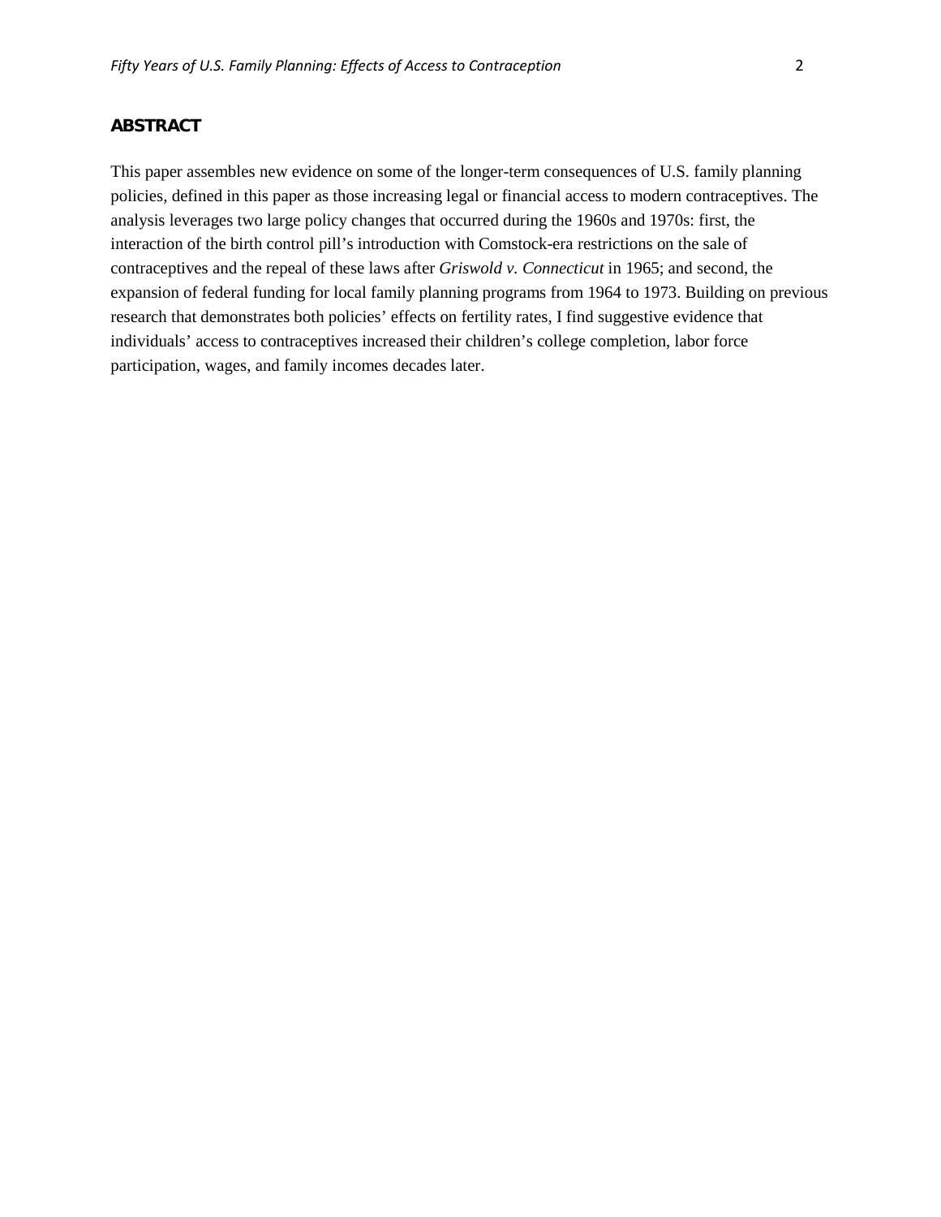## ABSTRACT

This paper assembles new evidence on some of the longer-term consequences of U.S. family planning policies, defined in this paper as those increasing legal or financial access to modern contraceptives. The analysis leverages two large policy changes that occurred during the 1960s and 1970s: first, the interaction of the birth control pill's introduction with Comstock-era restrictions on the sale of contraceptives and the repeal of these laws after *Griswold v. Connecticut* in 1965; and second, the expansion of federal funding for local family planning programs from 1964 to 1973. Building on previous research that demonstrates both policies' effects on fertility rates, I find suggestive evidence that individuals' access to contraceptives increased their children's college completion, labor force participation, wages, and family incomes decades later.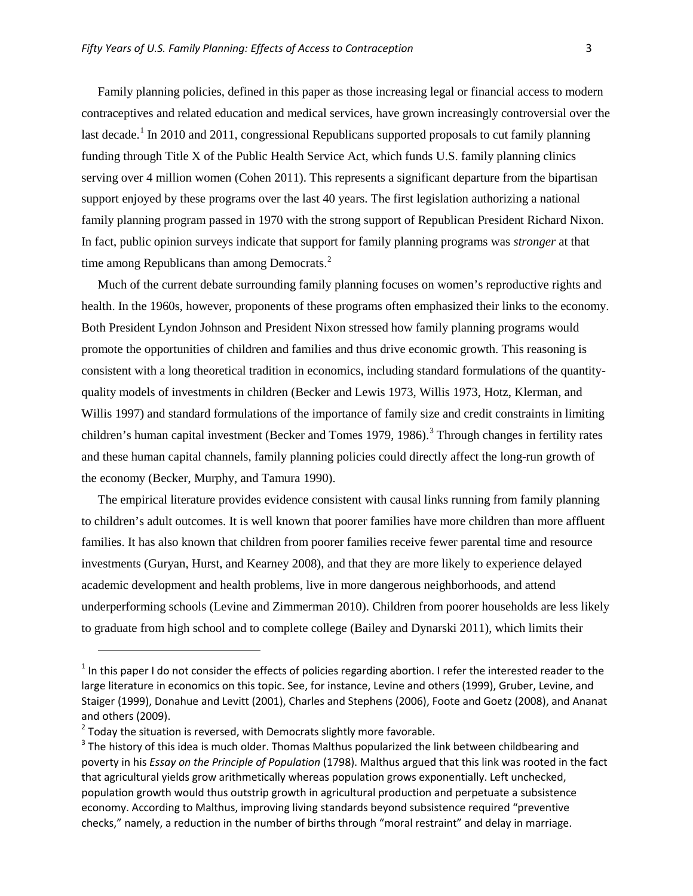Family planning policies, defined in this paper as those increasing legal or financial access to modern contraceptives and related education and medical services, have grown increasingly controversial over the last decade.[1] In 2010 and 2011, congressional Republicans supported proposals to cut family planning funding through Title X of the Public Health Service Act, which funds U.S. family planning clinics serving over 4 million women (Cohen 2011). This represents a significant departure from the bipartisan support enjoyed by these programs over the last 40 years. The first legislation authorizing a national family planning program passed in 1970 with the strong support of Republican President Richard Nixon. In fact, public opinion surveys indicate that support for family planning programs was *stronger* at that time among Republicans than among Democrats.[2]

Much of the current debate surrounding family planning focuses on women's reproductive rights and health. In the 1960s, however, proponents of these programs often emphasized their links to the economy. Both President Lyndon Johnson and President Nixon stressed how family planning programs would promote the opportunities of children and families and thus drive economic growth. This reasoning is consistent with a long theoretical tradition in economics, including standard formulations of the quantity-quality models of investments in children (Becker and Lewis 1973, Willis 1973, Hotz, Klerman, and Willis 1997) and standard formulations of the importance of family size and credit constraints in limiting children's human capital investment (Becker and Tomes 1979, 1986).[3] Through changes in fertility rates and these human capital channels, family planning policies could directly affect the long-run growth of the economy (Becker, Murphy, and Tamura 1990).

The empirical literature provides evidence consistent with causal links running from family planning to children's adult outcomes. It is well known that poorer families have more children than more affluent families. It has also known that children from poorer families receive fewer parental time and resource investments (Guryan, Hurst, and Kearney 2008), and that they are more likely to experience delayed academic development and health problems, live in more dangerous neighborhoods, and attend underperforming schools (Levine and Zimmerman 2010). Children from poorer households are less likely to graduate from high school and to complete college (Bailey and Dynarski 2011), which limits their

---

[1] In this paper I do not consider the effects of policies regarding abortion. I refer the interested reader to the large literature in economics on this topic. See, for instance, Levine and others (1999), Gruber, Levine, and Staiger (1999), Donahue and Levitt (2001), Charles and Stephens (2006), Foote and Goetz (2008), and Ananat and others (2009).

[2] Today the situation is reversed, with Democrats slightly more favorable.

[3] The history of this idea is much older. Thomas Malthus popularized the link between childbearing and poverty in his *Essay on the Principle of Population* (1798). Malthus argued that this link was rooted in the fact that agricultural yields grow arithmetically whereas population grows exponentially. Left unchecked, population growth would thus outstrip growth in agricultural production and perpetuate a subsistence economy. According to Malthus, improving living standards beyond subsistence required "preventive checks," namely, a reduction in the number of births through "moral restraint" and delay in marriage.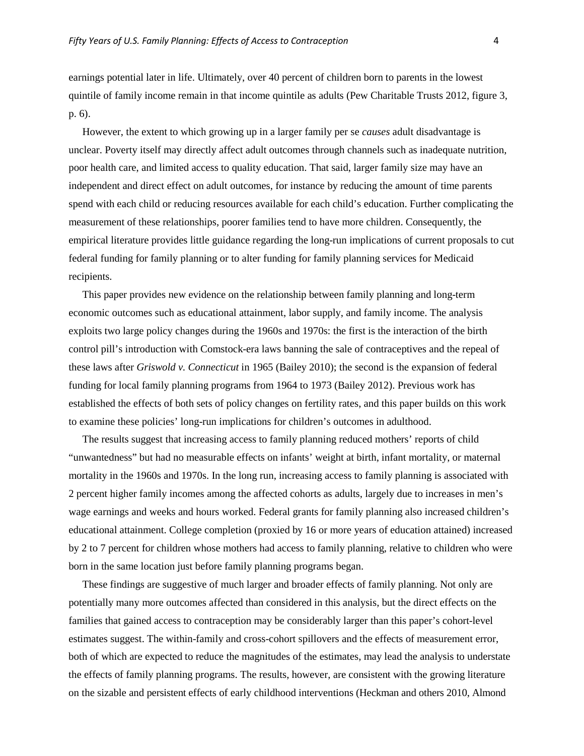earnings potential later in life. Ultimately, over 40 percent of children born to parents in the lowest quintile of family income remain in that income quintile as adults (Pew Charitable Trusts 2012, figure 3, p. 6).

However, the extent to which growing up in a larger family per se *causes* adult disadvantage is unclear. Poverty itself may directly affect adult outcomes through channels such as inadequate nutrition, poor health care, and limited access to quality education. That said, larger family size may have an independent and direct effect on adult outcomes, for instance by reducing the amount of time parents spend with each child or reducing resources available for each child's education. Further complicating the measurement of these relationships, poorer families tend to have more children. Consequently, the empirical literature provides little guidance regarding the long-run implications of current proposals to cut federal funding for family planning or to alter funding for family planning services for Medicaid recipients.

This paper provides new evidence on the relationship between family planning and long-term economic outcomes such as educational attainment, labor supply, and family income. The analysis exploits two large policy changes during the 1960s and 1970s: the first is the interaction of the birth control pill's introduction with Comstock-era laws banning the sale of contraceptives and the repeal of these laws after *Griswold v. Connecticut* in 1965 (Bailey 2010); the second is the expansion of federal funding for local family planning programs from 1964 to 1973 (Bailey 2012). Previous work has established the effects of both sets of policy changes on fertility rates, and this paper builds on this work to examine these policies' long-run implications for children's outcomes in adulthood.

The results suggest that increasing access to family planning reduced mothers' reports of child "unwantedness" but had no measurable effects on infants' weight at birth, infant mortality, or maternal mortality in the 1960s and 1970s. In the long run, increasing access to family planning is associated with 2 percent higher family incomes among the affected cohorts as adults, largely due to increases in men's wage earnings and weeks and hours worked. Federal grants for family planning also increased children's educational attainment. College completion (proxied by 16 or more years of education attained) increased by 2 to 7 percent for children whose mothers had access to family planning, relative to children who were born in the same location just before family planning programs began.

These findings are suggestive of much larger and broader effects of family planning. Not only are potentially many more outcomes affected than considered in this analysis, but the direct effects on the families that gained access to contraception may be considerably larger than this paper's cohort-level estimates suggest. The within-family and cross-cohort spillovers and the effects of measurement error, both of which are expected to reduce the magnitudes of the estimates, may lead the analysis to understate the effects of family planning programs. The results, however, are consistent with the growing literature on the sizable and persistent effects of early childhood interventions (Heckman and others 2010, Almond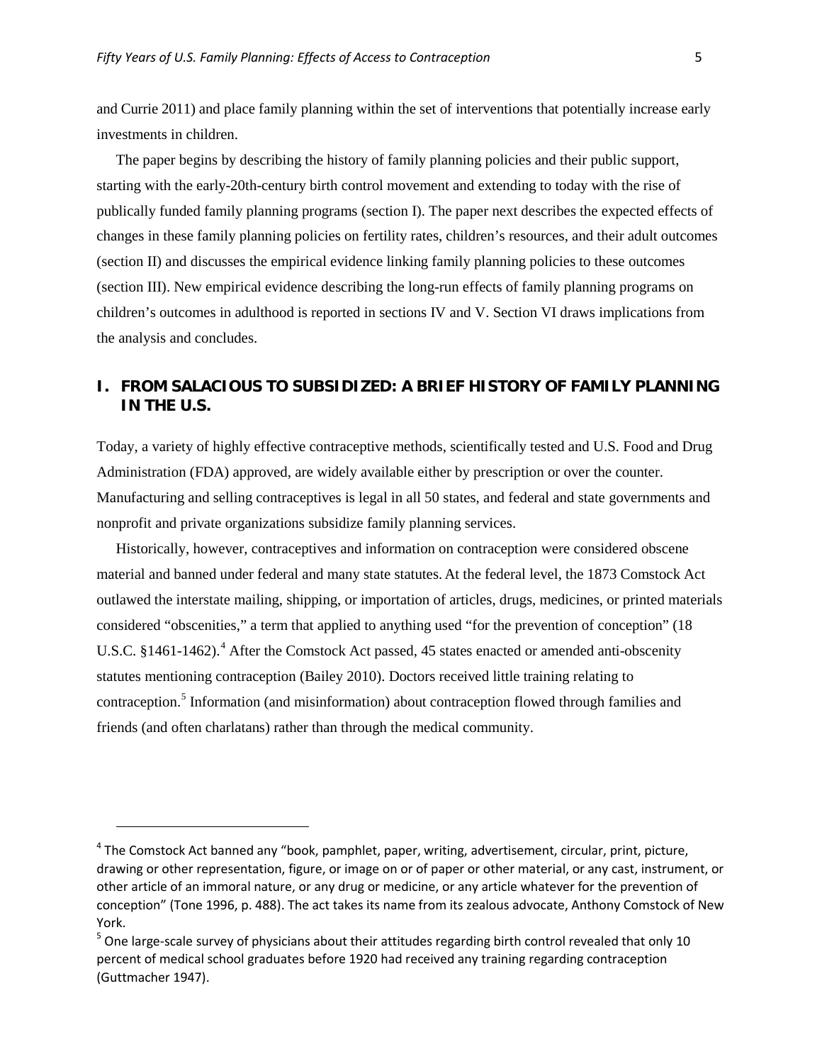and Currie 2011) and place family planning within the set of interventions that potentially increase early investments in children.

The paper begins by describing the history of family planning policies and their public support, starting with the early-20th-century birth control movement and extending to today with the rise of publically funded family planning programs (section I). The paper next describes the expected effects of changes in these family planning policies on fertility rates, children's resources, and their adult outcomes (section II) and discusses the empirical evidence linking family planning policies to these outcomes (section III). New empirical evidence describing the long-run effects of family planning programs on children's outcomes in adulthood is reported in sections IV and V. Section VI draws implications from the analysis and concludes.

## I. FROM SALACIOUS TO SUBSIDIZED: A BRIEF HISTORY OF FAMILY PLANNING IN THE U.S.

Today, a variety of highly effective contraceptive methods, scientifically tested and U.S. Food and Drug Administration (FDA) approved, are widely available either by prescription or over the counter. Manufacturing and selling contraceptives is legal in all 50 states, and federal and state governments and nonprofit and private organizations subsidize family planning services.

Historically, however, contraceptives and information on contraception were considered obscene material and banned under federal and many state statutes. At the federal level, the 1873 Comstock Act outlawed the interstate mailing, shipping, or importation of articles, drugs, medicines, or printed materials considered "obscenities," a term that applied to anything used "for the prevention of conception" (18 U.S.C. §1461-1462).[4] After the Comstock Act passed, 45 states enacted or amended anti-obscenity statutes mentioning contraception (Bailey 2010). Doctors received little training relating to contraception.[5] Information (and misinformation) about contraception flowed through families and friends (and often charlatans) rather than through the medical community.

[4] The Comstock Act banned any "book, pamphlet, paper, writing, advertisement, circular, print, picture, drawing or other representation, figure, or image on or of paper or other material, or any cast, instrument, or other article of an immoral nature, or any drug or medicine, or any article whatever for the prevention of conception" (Tone 1996, p. 488). The act takes its name from its zealous advocate, Anthony Comstock of New York.

[5] One large-scale survey of physicians about their attitudes regarding birth control revealed that only 10 percent of medical school graduates before 1920 had received any training regarding contraception (Guttmacher 1947).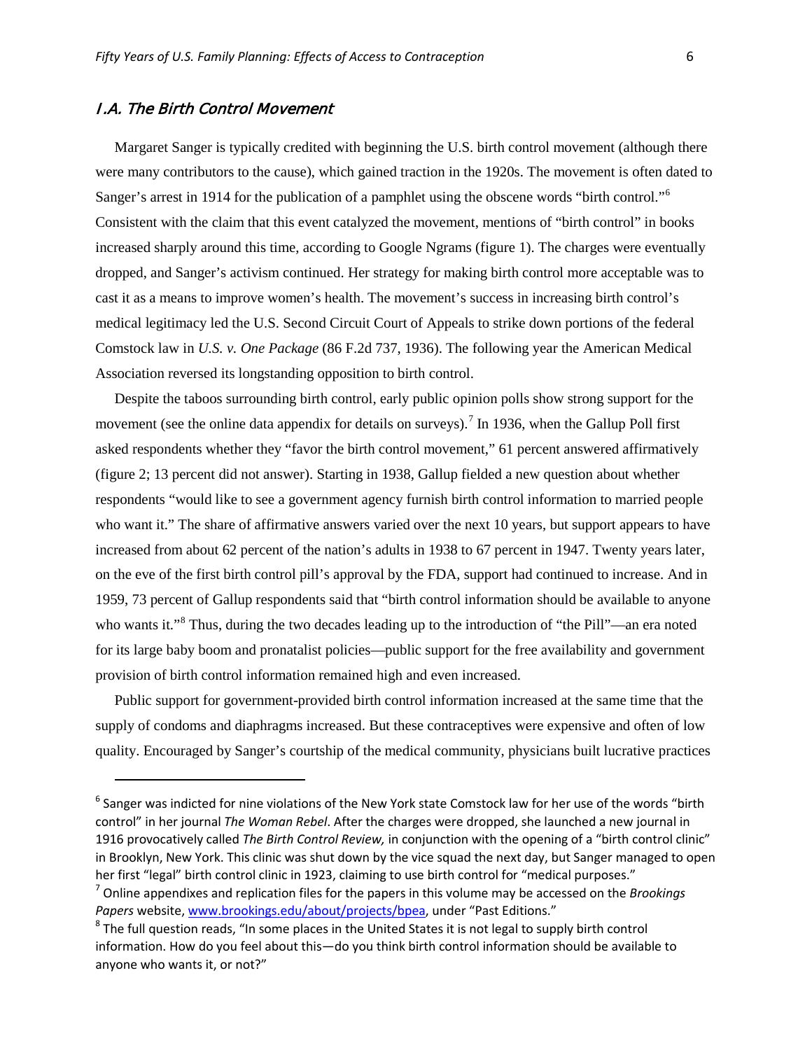### I.A. The Birth Control Movement

Margaret Sanger is typically credited with beginning the U.S. birth control movement (although there were many contributors to the cause), which gained traction in the 1920s. The movement is often dated to Sanger's arrest in 1914 for the publication of a pamphlet using the obscene words "birth control."[6] Consistent with the claim that this event catalyzed the movement, mentions of "birth control" in books increased sharply around this time, according to Google Ngrams (figure 1). The charges were eventually dropped, and Sanger's activism continued. Her strategy for making birth control more acceptable was to cast it as a means to improve women's health. The movement's success in increasing birth control's medical legitimacy led the U.S. Second Circuit Court of Appeals to strike down portions of the federal Comstock law in *U.S. v. One Package* (86 F.2d 737, 1936). The following year the American Medical Association reversed its longstanding opposition to birth control.

Despite the taboos surrounding birth control, early public opinion polls show strong support for the movement (see the online data appendix for details on surveys).[7] In 1936, when the Gallup Poll first asked respondents whether they "favor the birth control movement," 61 percent answered affirmatively (figure 2; 13 percent did not answer). Starting in 1938, Gallup fielded a new question about whether respondents "would like to see a government agency furnish birth control information to married people who want it." The share of affirmative answers varied over the next 10 years, but support appears to have increased from about 62 percent of the nation's adults in 1938 to 67 percent in 1947. Twenty years later, on the eve of the first birth control pill's approval by the FDA, support had continued to increase. And in 1959, 73 percent of Gallup respondents said that "birth control information should be available to anyone who wants it."[8] Thus, during the two decades leading up to the introduction of "the Pill"—an era noted for its large baby boom and pronatalist policies—public support for the free availability and government provision of birth control information remained high and even increased.

Public support for government-provided birth control information increased at the same time that the supply of condoms and diaphragms increased. But these contraceptives were expensive and often of low quality. Encouraged by Sanger's courtship of the medical community, physicians built lucrative practices

---

[6] Sanger was indicted for nine violations of the New York state Comstock law for her use of the words "birth control" in her journal *The Woman Rebel*. After the charges were dropped, she launched a new journal in 1916 provocatively called *The Birth Control Review,* in conjunction with the opening of a "birth control clinic" in Brooklyn, New York. This clinic was shut down by the vice squad the next day, but Sanger managed to open her first "legal" birth control clinic in 1923, claiming to use birth control for "medical purposes."

[7] Online appendixes and replication files for the papers in this volume may be accessed on the *Brookings Papers* website, www.brookings.edu/about/projects/bpea, under "Past Editions."

[8] The full question reads, "In some places in the United States it is not legal to supply birth control information. How do you feel about this—do you think birth control information should be available to anyone who wants it, or not?"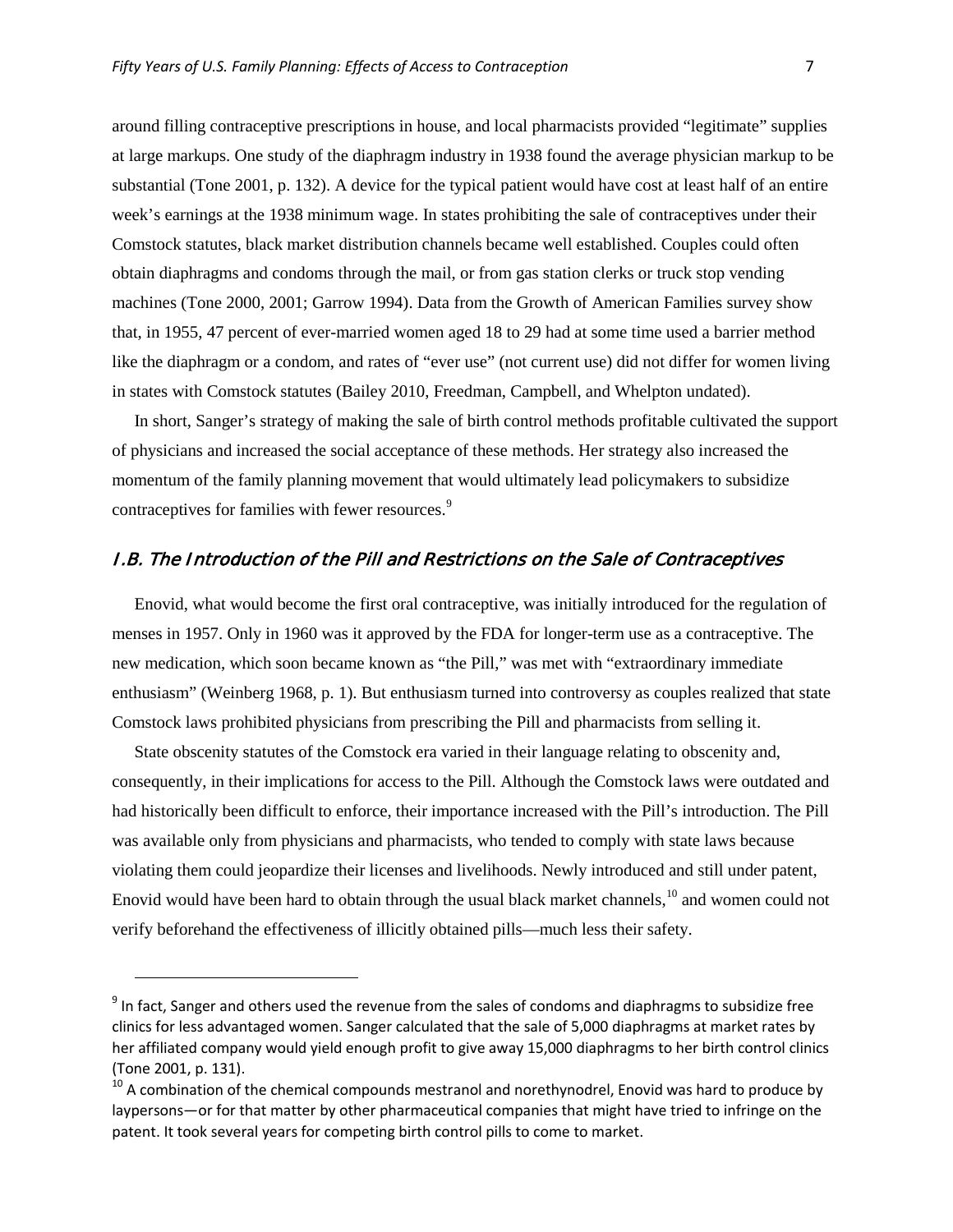around filling contraceptive prescriptions in house, and local pharmacists provided "legitimate" supplies at large markups. One study of the diaphragm industry in 1938 found the average physician markup to be substantial (Tone 2001, p. 132). A device for the typical patient would have cost at least half of an entire week's earnings at the 1938 minimum wage. In states prohibiting the sale of contraceptives under their Comstock statutes, black market distribution channels became well established. Couples could often obtain diaphragms and condoms through the mail, or from gas station clerks or truck stop vending machines (Tone 2000, 2001; Garrow 1994). Data from the Growth of American Families survey show that, in 1955, 47 percent of ever-married women aged 18 to 29 had at some time used a barrier method like the diaphragm or a condom, and rates of "ever use" (not current use) did not differ for women living in states with Comstock statutes (Bailey 2010, Freedman, Campbell, and Whelpton undated).

In short, Sanger's strategy of making the sale of birth control methods profitable cultivated the support of physicians and increased the social acceptance of these methods. Her strategy also increased the momentum of the family planning movement that would ultimately lead policymakers to subsidize contraceptives for families with fewer resources.[9]

## *I.B. The Introduction of the Pill and Restrictions on the Sale of Contraceptives*

Enovid, what would become the first oral contraceptive, was initially introduced for the regulation of menses in 1957. Only in 1960 was it approved by the FDA for longer-term use as a contraceptive. The new medication, which soon became known as "the Pill," was met with "extraordinary immediate enthusiasm" (Weinberg 1968, p. 1). But enthusiasm turned into controversy as couples realized that state Comstock laws prohibited physicians from prescribing the Pill and pharmacists from selling it.

State obscenity statutes of the Comstock era varied in their language relating to obscenity and, consequently, in their implications for access to the Pill. Although the Comstock laws were outdated and had historically been difficult to enforce, their importance increased with the Pill's introduction. The Pill was available only from physicians and pharmacists, who tended to comply with state laws because violating them could jeopardize their licenses and livelihoods. Newly introduced and still under patent, Enovid would have been hard to obtain through the usual black market channels,[10] and women could not verify beforehand the effectiveness of illicitly obtained pills—much less their safety.

---

[9] In fact, Sanger and others used the revenue from the sales of condoms and diaphragms to subsidize free clinics for less advantaged women. Sanger calculated that the sale of 5,000 diaphragms at market rates by her affiliated company would yield enough profit to give away 15,000 diaphragms to her birth control clinics (Tone 2001, p. 131).

[10] A combination of the chemical compounds mestranol and norethynodrel, Enovid was hard to produce by laypersons—or for that matter by other pharmaceutical companies that might have tried to infringe on the patent. It took several years for competing birth control pills to come to market.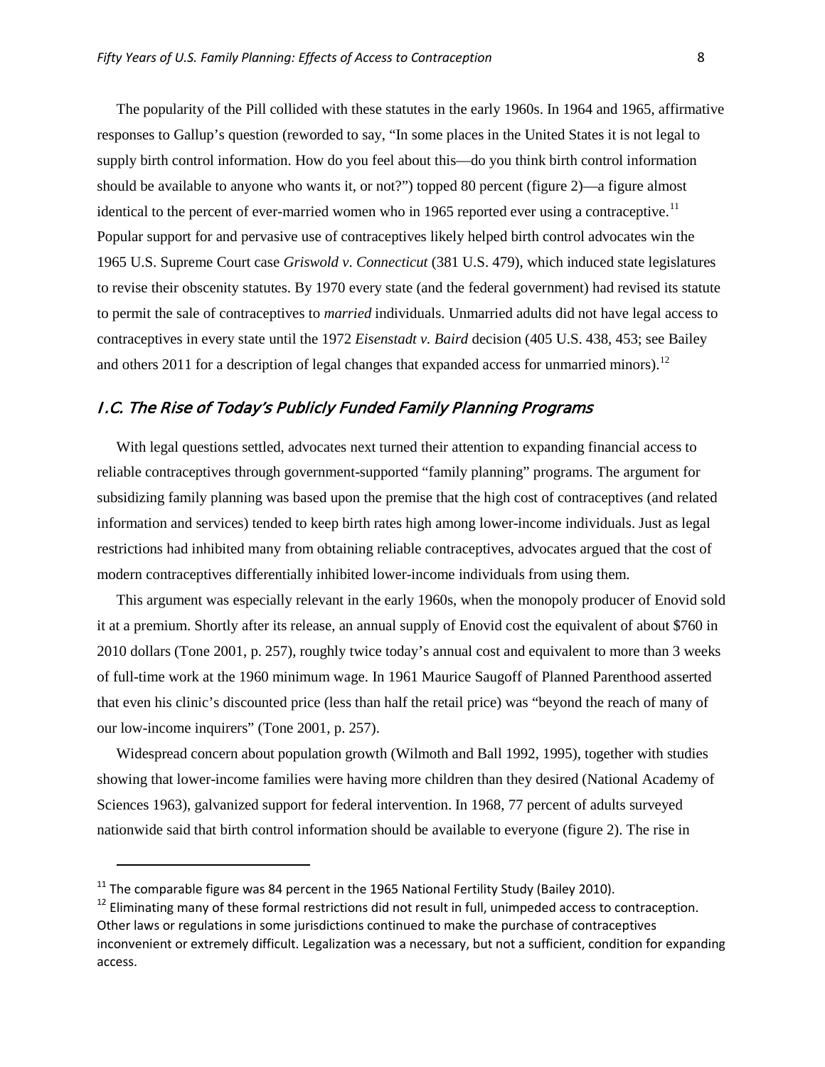The popularity of the Pill collided with these statutes in the early 1960s. In 1964 and 1965, affirmative responses to Gallup's question (reworded to say, "In some places in the United States it is not legal to supply birth control information. How do you feel about this—do you think birth control information should be available to anyone who wants it, or not?") topped 80 percent (figure 2)—a figure almost identical to the percent of ever-married women who in 1965 reported ever using a contraceptive.[11] Popular support for and pervasive use of contraceptives likely helped birth control advocates win the 1965 U.S. Supreme Court case *Griswold v. Connecticut* (381 U.S. 479), which induced state legislatures to revise their obscenity statutes. By 1970 every state (and the federal government) had revised its statute to permit the sale of contraceptives to *married* individuals. Unmarried adults did not have legal access to contraceptives in every state until the 1972 *Eisenstadt v. Baird* decision (405 U.S. 438, 453; see Bailey and others 2011 for a description of legal changes that expanded access for unmarried minors).[12]

## *I.C. The Rise of Today's Publicly Funded Family Planning Programs*

With legal questions settled, advocates next turned their attention to expanding financial access to reliable contraceptives through government-supported "family planning" programs. The argument for subsidizing family planning was based upon the premise that the high cost of contraceptives (and related information and services) tended to keep birth rates high among lower-income individuals. Just as legal restrictions had inhibited many from obtaining reliable contraceptives, advocates argued that the cost of modern contraceptives differentially inhibited lower-income individuals from using them.

This argument was especially relevant in the early 1960s, when the monopoly producer of Enovid sold it at a premium. Shortly after its release, an annual supply of Enovid cost the equivalent of about $760 in 2010 dollars (Tone 2001, p. 257), roughly twice today's annual cost and equivalent to more than 3 weeks of full-time work at the 1960 minimum wage. In 1961 Maurice Saugoff of Planned Parenthood asserted that even his clinic's discounted price (less than half the retail price) was "beyond the reach of many of our low-income inquirers" (Tone 2001, p. 257).

Widespread concern about population growth (Wilmoth and Ball 1992, 1995), together with studies showing that lower-income families were having more children than they desired (National Academy of Sciences 1963), galvanized support for federal intervention. In 1968, 77 percent of adults surveyed nationwide said that birth control information should be available to everyone (figure 2). The rise in

[11] The comparable figure was 84 percent in the 1965 National Fertility Study (Bailey 2010).

[12] Eliminating many of these formal restrictions did not result in full, unimpeded access to contraception. Other laws or regulations in some jurisdictions continued to make the purchase of contraceptives inconvenient or extremely difficult. Legalization was a necessary, but not a sufficient, condition for expanding access.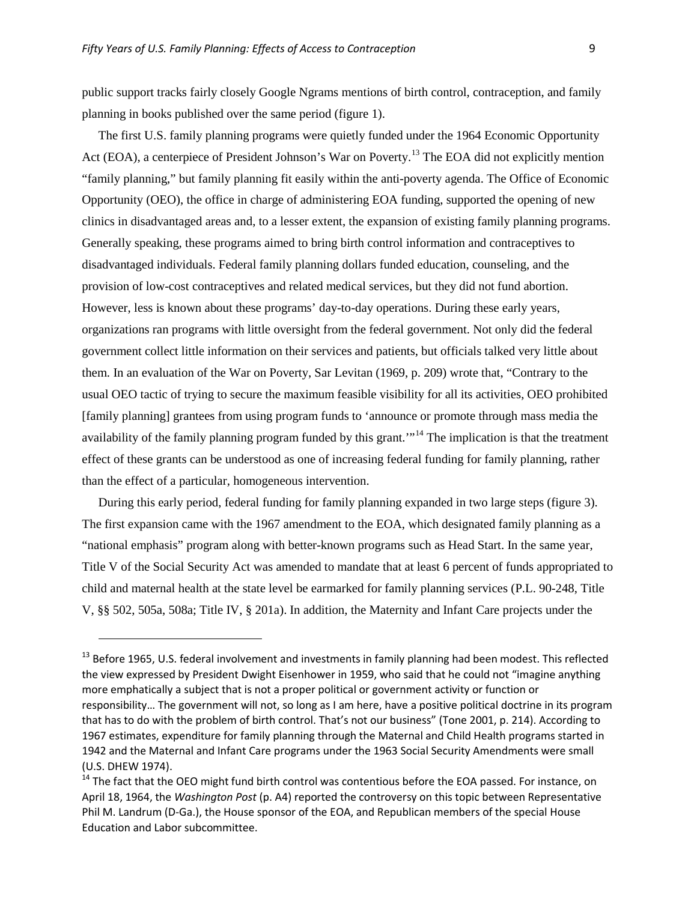public support tracks fairly closely Google Ngrams mentions of birth control, contraception, and family planning in books published over the same period (figure 1).

The first U.S. family planning programs were quietly funded under the 1964 Economic Opportunity Act (EOA), a centerpiece of President Johnson's War on Poverty.[13] The EOA did not explicitly mention "family planning," but family planning fit easily within the anti-poverty agenda. The Office of Economic Opportunity (OEO), the office in charge of administering EOA funding, supported the opening of new clinics in disadvantaged areas and, to a lesser extent, the expansion of existing family planning programs. Generally speaking, these programs aimed to bring birth control information and contraceptives to disadvantaged individuals. Federal family planning dollars funded education, counseling, and the provision of low-cost contraceptives and related medical services, but they did not fund abortion. However, less is known about these programs' day-to-day operations. During these early years, organizations ran programs with little oversight from the federal government. Not only did the federal government collect little information on their services and patients, but officials talked very little about them. In an evaluation of the War on Poverty, Sar Levitan (1969, p. 209) wrote that, "Contrary to the usual OEO tactic of trying to secure the maximum feasible visibility for all its activities, OEO prohibited [family planning] grantees from using program funds to 'announce or promote through mass media the availability of the family planning program funded by this grant.'"[14] The implication is that the treatment effect of these grants can be understood as one of increasing federal funding for family planning, rather than the effect of a particular, homogeneous intervention.

During this early period, federal funding for family planning expanded in two large steps (figure 3). The first expansion came with the 1967 amendment to the EOA, which designated family planning as a "national emphasis" program along with better-known programs such as Head Start. In the same year, Title V of the Social Security Act was amended to mandate that at least 6 percent of funds appropriated to child and maternal health at the state level be earmarked for family planning services (P.L. 90-248, Title V, §§ 502, 505a, 508a; Title IV, § 201a). In addition, the Maternity and Infant Care projects under the

---

[13] Before 1965, U.S. federal involvement and investments in family planning had been modest. This reflected the view expressed by President Dwight Eisenhower in 1959, who said that he could not "imagine anything more emphatically a subject that is not a proper political or government activity or function or responsibility… The government will not, so long as I am here, have a positive political doctrine in its program that has to do with the problem of birth control. That's not our business" (Tone 2001, p. 214). According to 1967 estimates, expenditure for family planning through the Maternal and Child Health programs started in 1942 and the Maternal and Infant Care programs under the 1963 Social Security Amendments were small (U.S. DHEW 1974).

[14] The fact that the OEO might fund birth control was contentious before the EOA passed. For instance, on April 18, 1964, the *Washington Post* (p. A4) reported the controversy on this topic between Representative Phil M. Landrum (D-Ga.), the House sponsor of the EOA, and Republican members of the special House Education and Labor subcommittee.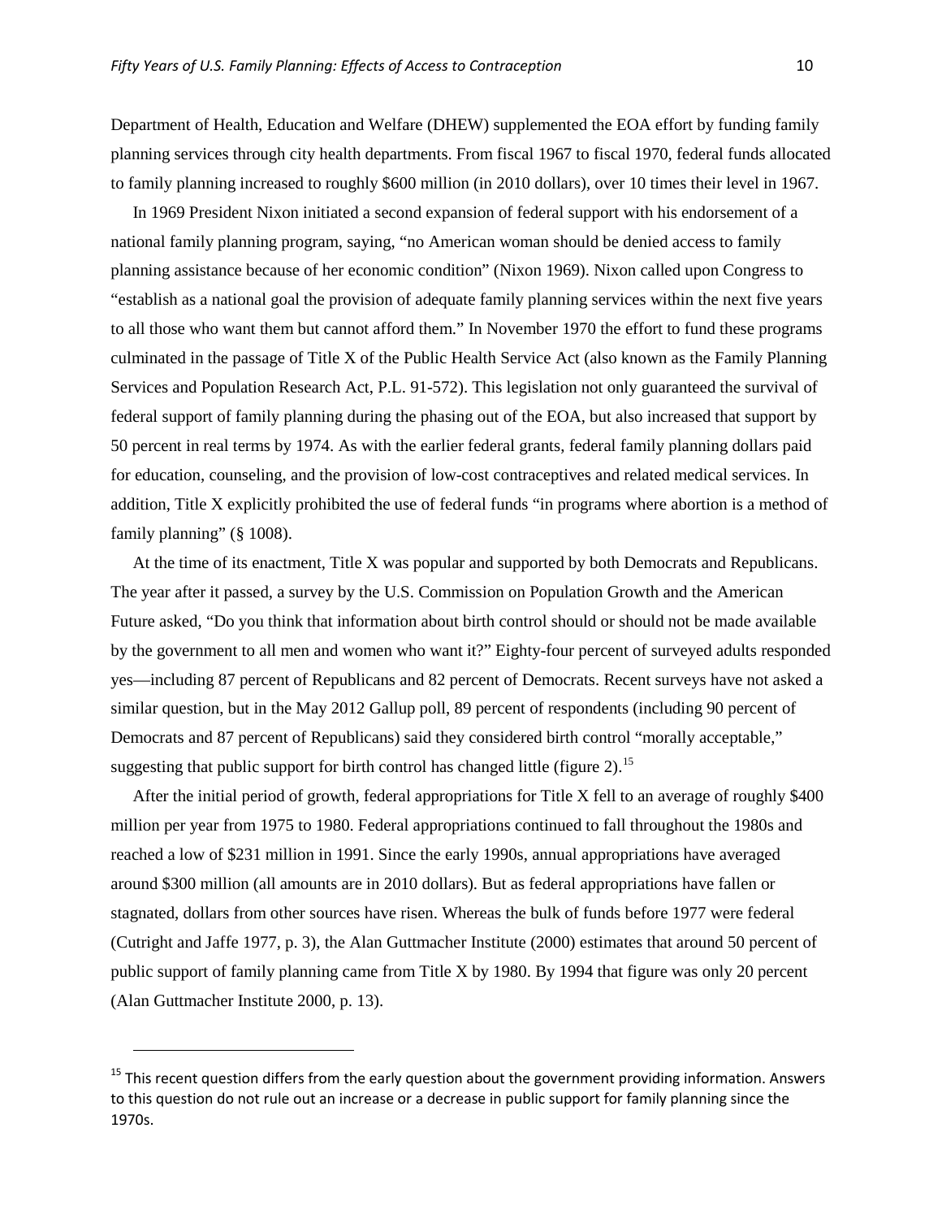Department of Health, Education and Welfare (DHEW) supplemented the EOA effort by funding family planning services through city health departments. From fiscal 1967 to fiscal 1970, federal funds allocated to family planning increased to roughly $600 million (in 2010 dollars), over 10 times their level in 1967.

In 1969 President Nixon initiated a second expansion of federal support with his endorsement of a national family planning program, saying, "no American woman should be denied access to family planning assistance because of her economic condition" (Nixon 1969). Nixon called upon Congress to "establish as a national goal the provision of adequate family planning services within the next five years to all those who want them but cannot afford them." In November 1970 the effort to fund these programs culminated in the passage of Title X of the Public Health Service Act (also known as the Family Planning Services and Population Research Act, P.L. 91-572). This legislation not only guaranteed the survival of federal support of family planning during the phasing out of the EOA, but also increased that support by 50 percent in real terms by 1974. As with the earlier federal grants, federal family planning dollars paid for education, counseling, and the provision of low-cost contraceptives and related medical services. In addition, Title X explicitly prohibited the use of federal funds "in programs where abortion is a method of family planning" (§ 1008).

At the time of its enactment, Title X was popular and supported by both Democrats and Republicans. The year after it passed, a survey by the U.S. Commission on Population Growth and the American Future asked, "Do you think that information about birth control should or should not be made available by the government to all men and women who want it?" Eighty-four percent of surveyed adults responded yes—including 87 percent of Republicans and 82 percent of Democrats. Recent surveys have not asked a similar question, but in the May 2012 Gallup poll, 89 percent of respondents (including 90 percent of Democrats and 87 percent of Republicans) said they considered birth control "morally acceptable," suggesting that public support for birth control has changed little (figure 2).[15]

After the initial period of growth, federal appropriations for Title X fell to an average of roughly $400 million per year from 1975 to 1980. Federal appropriations continued to fall throughout the 1980s and reached a low of $231 million in 1991. Since the early 1990s, annual appropriations have averaged around $300 million (all amounts are in 2010 dollars). But as federal appropriations have fallen or stagnated, dollars from other sources have risen. Whereas the bulk of funds before 1977 were federal (Cutright and Jaffe 1977, p. 3), the Alan Guttmacher Institute (2000) estimates that around 50 percent of public support of family planning came from Title X by 1980. By 1994 that figure was only 20 percent (Alan Guttmacher Institute 2000, p. 13).

[15] This recent question differs from the early question about the government providing information. Answers to this question do not rule out an increase or a decrease in public support for family planning since the 1970s.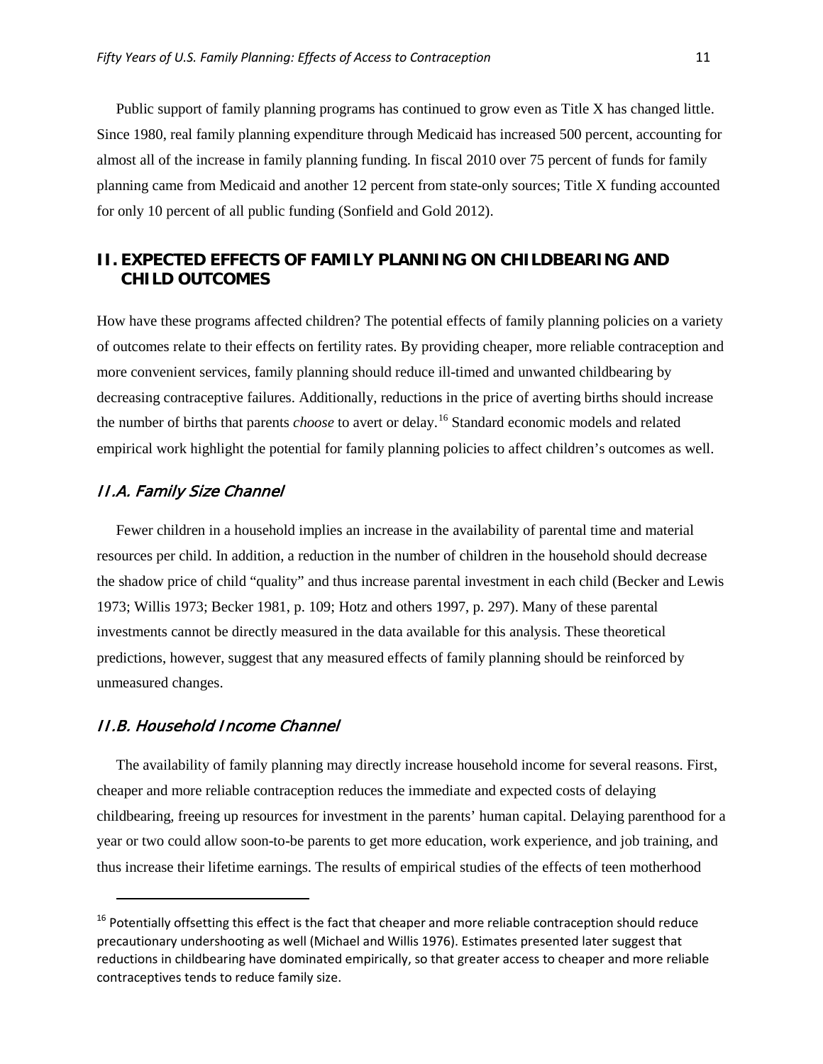Public support of family planning programs has continued to grow even as Title X has changed little. Since 1980, real family planning expenditure through Medicaid has increased 500 percent, accounting for almost all of the increase in family planning funding. In fiscal 2010 over 75 percent of funds for family planning came from Medicaid and another 12 percent from state-only sources; Title X funding accounted for only 10 percent of all public funding (Sonfield and Gold 2012).

## II. EXPECTED EFFECTS OF FAMILY PLANNING ON CHILDBEARING AND CHILD OUTCOMES

How have these programs affected children? The potential effects of family planning policies on a variety of outcomes relate to their effects on fertility rates. By providing cheaper, more reliable contraception and more convenient services, family planning should reduce ill-timed and unwanted childbearing by decreasing contraceptive failures. Additionally, reductions in the price of averting births should increase the number of births that parents *choose* to avert or delay.[16] Standard economic models and related empirical work highlight the potential for family planning policies to affect children's outcomes as well.

### *II.A. Family Size Channel*

Fewer children in a household implies an increase in the availability of parental time and material resources per child. In addition, a reduction in the number of children in the household should decrease the shadow price of child "quality" and thus increase parental investment in each child (Becker and Lewis 1973; Willis 1973; Becker 1981, p. 109; Hotz and others 1997, p. 297). Many of these parental investments cannot be directly measured in the data available for this analysis. These theoretical predictions, however, suggest that any measured effects of family planning should be reinforced by unmeasured changes.

### *II.B. Household Income Channel*

The availability of family planning may directly increase household income for several reasons. First, cheaper and more reliable contraception reduces the immediate and expected costs of delaying childbearing, freeing up resources for investment in the parents' human capital. Delaying parenthood for a year or two could allow soon-to-be parents to get more education, work experience, and job training, and thus increase their lifetime earnings. The results of empirical studies of the effects of teen motherhood

[16] Potentially offsetting this effect is the fact that cheaper and more reliable contraception should reduce precautionary undershooting as well (Michael and Willis 1976). Estimates presented later suggest that reductions in childbearing have dominated empirically, so that greater access to cheaper and more reliable contraceptives tends to reduce family size.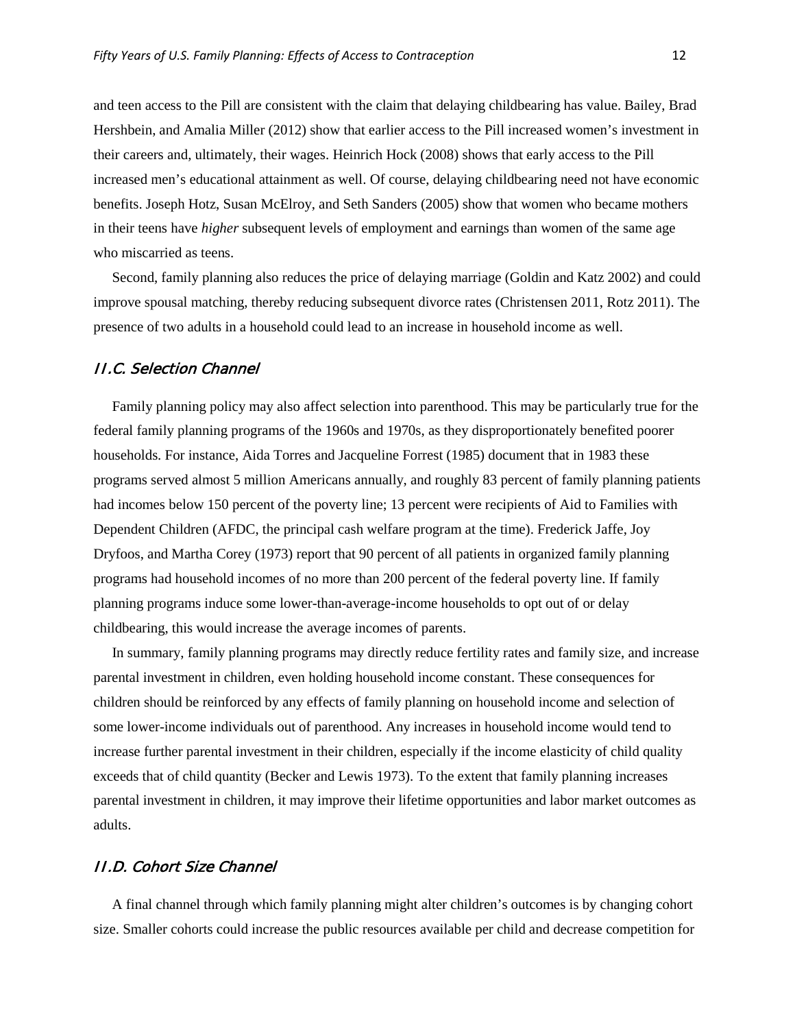and teen access to the Pill are consistent with the claim that delaying childbearing has value. Bailey, Brad Hershbein, and Amalia Miller (2012) show that earlier access to the Pill increased women's investment in their careers and, ultimately, their wages. Heinrich Hock (2008) shows that early access to the Pill increased men's educational attainment as well. Of course, delaying childbearing need not have economic benefits. Joseph Hotz, Susan McElroy, and Seth Sanders (2005) show that women who became mothers in their teens have *higher* subsequent levels of employment and earnings than women of the same age who miscarried as teens.

Second, family planning also reduces the price of delaying marriage (Goldin and Katz 2002) and could improve spousal matching, thereby reducing subsequent divorce rates (Christensen 2011, Rotz 2011). The presence of two adults in a household could lead to an increase in household income as well.

### II.C. Selection Channel

Family planning policy may also affect selection into parenthood. This may be particularly true for the federal family planning programs of the 1960s and 1970s, as they disproportionately benefited poorer households. For instance, Aida Torres and Jacqueline Forrest (1985) document that in 1983 these programs served almost 5 million Americans annually, and roughly 83 percent of family planning patients had incomes below 150 percent of the poverty line; 13 percent were recipients of Aid to Families with Dependent Children (AFDC, the principal cash welfare program at the time). Frederick Jaffe, Joy Dryfoos, and Martha Corey (1973) report that 90 percent of all patients in organized family planning programs had household incomes of no more than 200 percent of the federal poverty line. If family planning programs induce some lower-than-average-income households to opt out of or delay childbearing, this would increase the average incomes of parents.

In summary, family planning programs may directly reduce fertility rates and family size, and increase parental investment in children, even holding household income constant. These consequences for children should be reinforced by any effects of family planning on household income and selection of some lower-income individuals out of parenthood. Any increases in household income would tend to increase further parental investment in their children, especially if the income elasticity of child quality exceeds that of child quantity (Becker and Lewis 1973). To the extent that family planning increases parental investment in children, it may improve their lifetime opportunities and labor market outcomes as adults.

### II.D. Cohort Size Channel

A final channel through which family planning might alter children's outcomes is by changing cohort size. Smaller cohorts could increase the public resources available per child and decrease competition for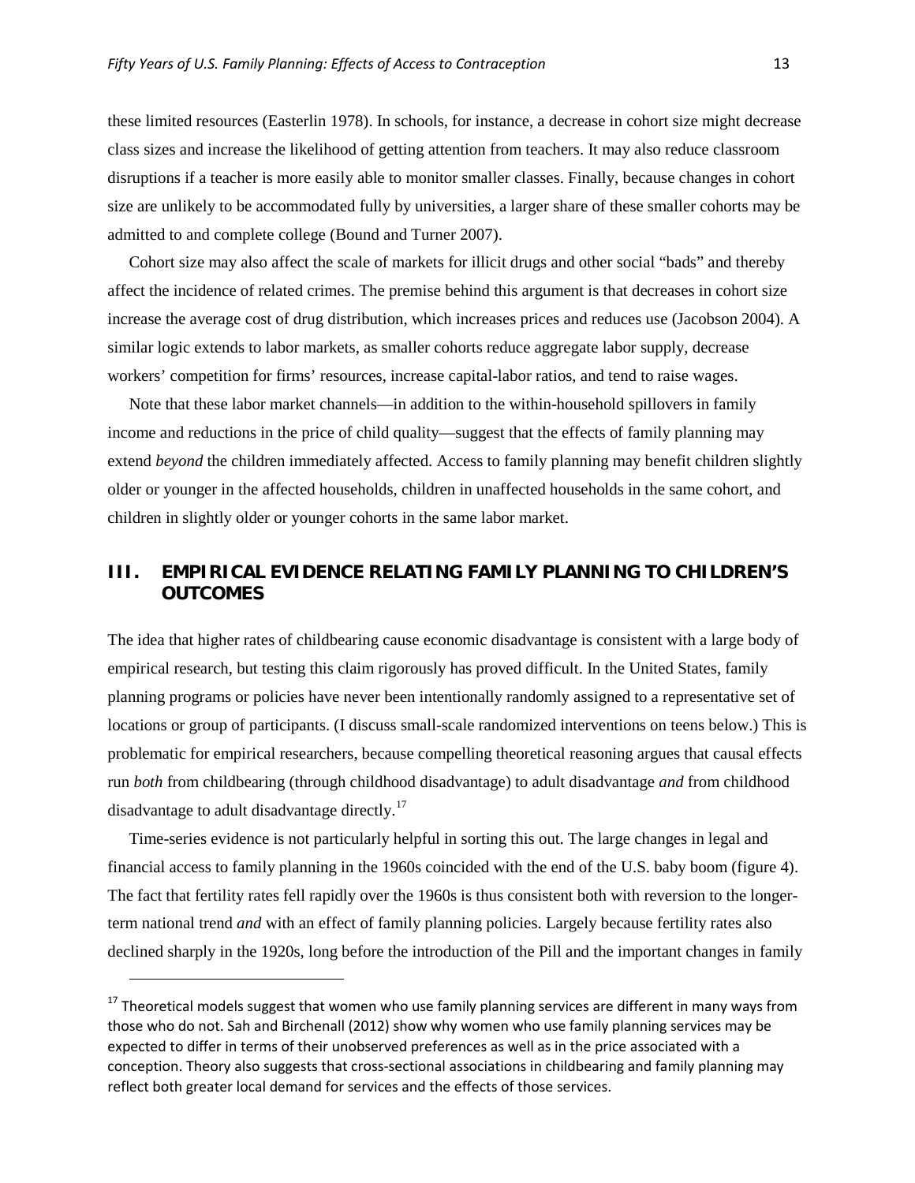these limited resources (Easterlin 1978). In schools, for instance, a decrease in cohort size might decrease class sizes and increase the likelihood of getting attention from teachers. It may also reduce classroom disruptions if a teacher is more easily able to monitor smaller classes. Finally, because changes in cohort size are unlikely to be accommodated fully by universities, a larger share of these smaller cohorts may be admitted to and complete college (Bound and Turner 2007).

Cohort size may also affect the scale of markets for illicit drugs and other social "bads" and thereby affect the incidence of related crimes. The premise behind this argument is that decreases in cohort size increase the average cost of drug distribution, which increases prices and reduces use (Jacobson 2004). A similar logic extends to labor markets, as smaller cohorts reduce aggregate labor supply, decrease workers' competition for firms' resources, increase capital-labor ratios, and tend to raise wages.

Note that these labor market channels—in addition to the within-household spillovers in family income and reductions in the price of child quality—suggest that the effects of family planning may extend *beyond* the children immediately affected. Access to family planning may benefit children slightly older or younger in the affected households, children in unaffected households in the same cohort, and children in slightly older or younger cohorts in the same labor market.

## III. EMPIRICAL EVIDENCE RELATING FAMILY PLANNING TO CHILDREN'S OUTCOMES

The idea that higher rates of childbearing cause economic disadvantage is consistent with a large body of empirical research, but testing this claim rigorously has proved difficult. In the United States, family planning programs or policies have never been intentionally randomly assigned to a representative set of locations or group of participants. (I discuss small-scale randomized interventions on teens below.) This is problematic for empirical researchers, because compelling theoretical reasoning argues that causal effects run *both* from childbearing (through childhood disadvantage) to adult disadvantage *and* from childhood disadvantage to adult disadvantage directly.[17]

Time-series evidence is not particularly helpful in sorting this out. The large changes in legal and financial access to family planning in the 1960s coincided with the end of the U.S. baby boom (figure 4). The fact that fertility rates fell rapidly over the 1960s is thus consistent both with reversion to the longer-term national trend *and* with an effect of family planning policies. Largely because fertility rates also declined sharply in the 1920s, long before the introduction of the Pill and the important changes in family

[17] Theoretical models suggest that women who use family planning services are different in many ways from those who do not. Sah and Birchenall (2012) show why women who use family planning services may be expected to differ in terms of their unobserved preferences as well as in the price associated with a conception. Theory also suggests that cross-sectional associations in childbearing and family planning may reflect both greater local demand for services and the effects of those services.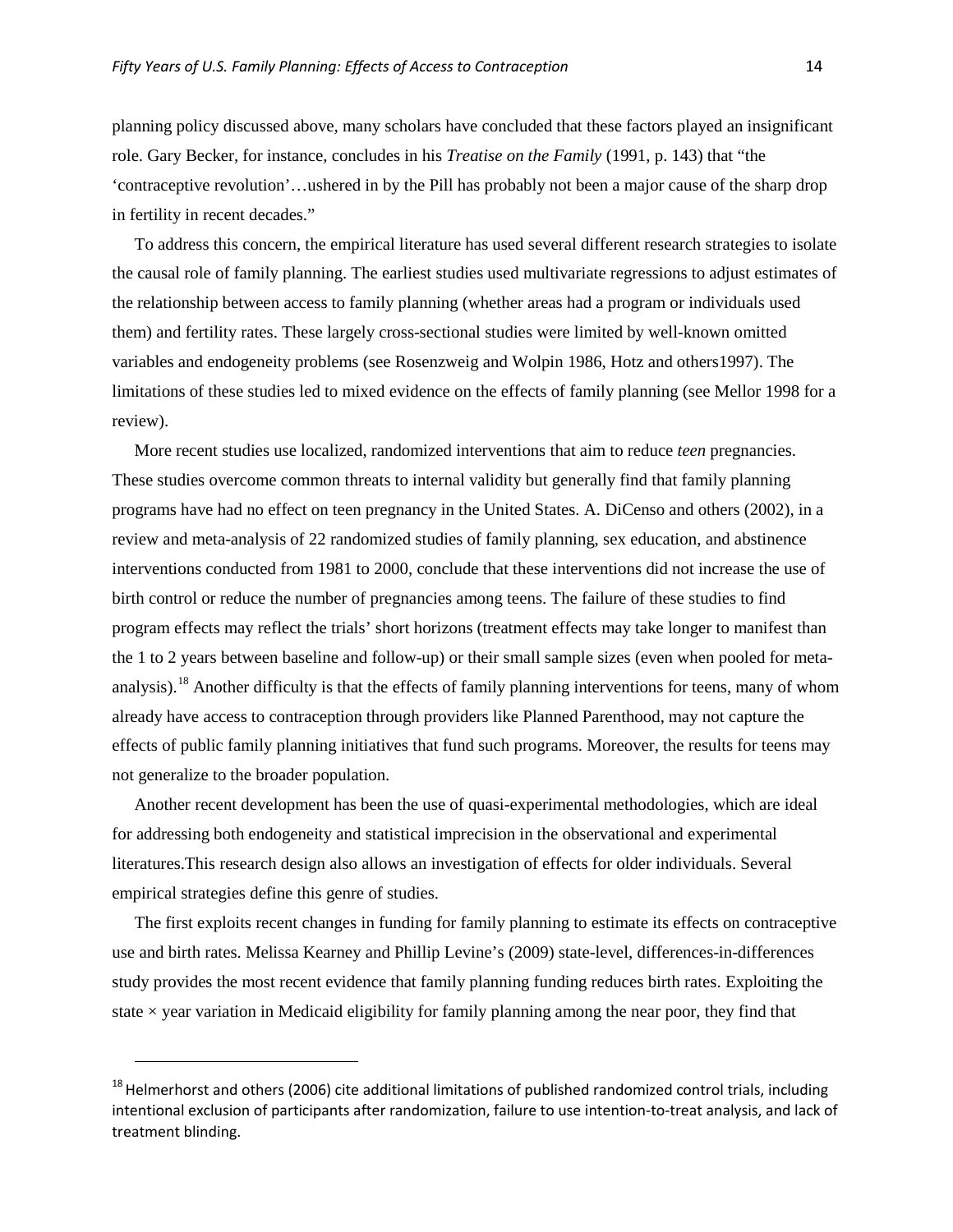planning policy discussed above, many scholars have concluded that these factors played an insignificant role. Gary Becker, for instance, concludes in his *Treatise on the Family* (1991, p. 143) that "the 'contraceptive revolution'…ushered in by the Pill has probably not been a major cause of the sharp drop in fertility in recent decades."

To address this concern, the empirical literature has used several different research strategies to isolate the causal role of family planning. The earliest studies used multivariate regressions to adjust estimates of the relationship between access to family planning (whether areas had a program or individuals used them) and fertility rates. These largely cross-sectional studies were limited by well-known omitted variables and endogeneity problems (see Rosenzweig and Wolpin 1986, Hotz and others1997). The limitations of these studies led to mixed evidence on the effects of family planning (see Mellor 1998 for a review).

More recent studies use localized, randomized interventions that aim to reduce *teen* pregnancies. These studies overcome common threats to internal validity but generally find that family planning programs have had no effect on teen pregnancy in the United States. A. DiCenso and others (2002), in a review and meta-analysis of 22 randomized studies of family planning, sex education, and abstinence interventions conducted from 1981 to 2000, conclude that these interventions did not increase the use of birth control or reduce the number of pregnancies among teens. The failure of these studies to find program effects may reflect the trials' short horizons (treatment effects may take longer to manifest than the 1 to 2 years between baseline and follow-up) or their small sample sizes (even when pooled for meta-analysis).[18] Another difficulty is that the effects of family planning interventions for teens, many of whom already have access to contraception through providers like Planned Parenthood, may not capture the effects of public family planning initiatives that fund such programs. Moreover, the results for teens may not generalize to the broader population.

Another recent development has been the use of quasi-experimental methodologies, which are ideal for addressing both endogeneity and statistical imprecision in the observational and experimental literatures.This research design also allows an investigation of effects for older individuals. Several empirical strategies define this genre of studies.

The first exploits recent changes in funding for family planning to estimate its effects on contraceptive use and birth rates. Melissa Kearney and Phillip Levine's (2009) state-level, differences-in-differences study provides the most recent evidence that family planning funding reduces birth rates. Exploiting the state × year variation in Medicaid eligibility for family planning among the near poor, they find that

[18] Helmerhorst and others (2006) cite additional limitations of published randomized control trials, including intentional exclusion of participants after randomization, failure to use intention-to-treat analysis, and lack of treatment blinding.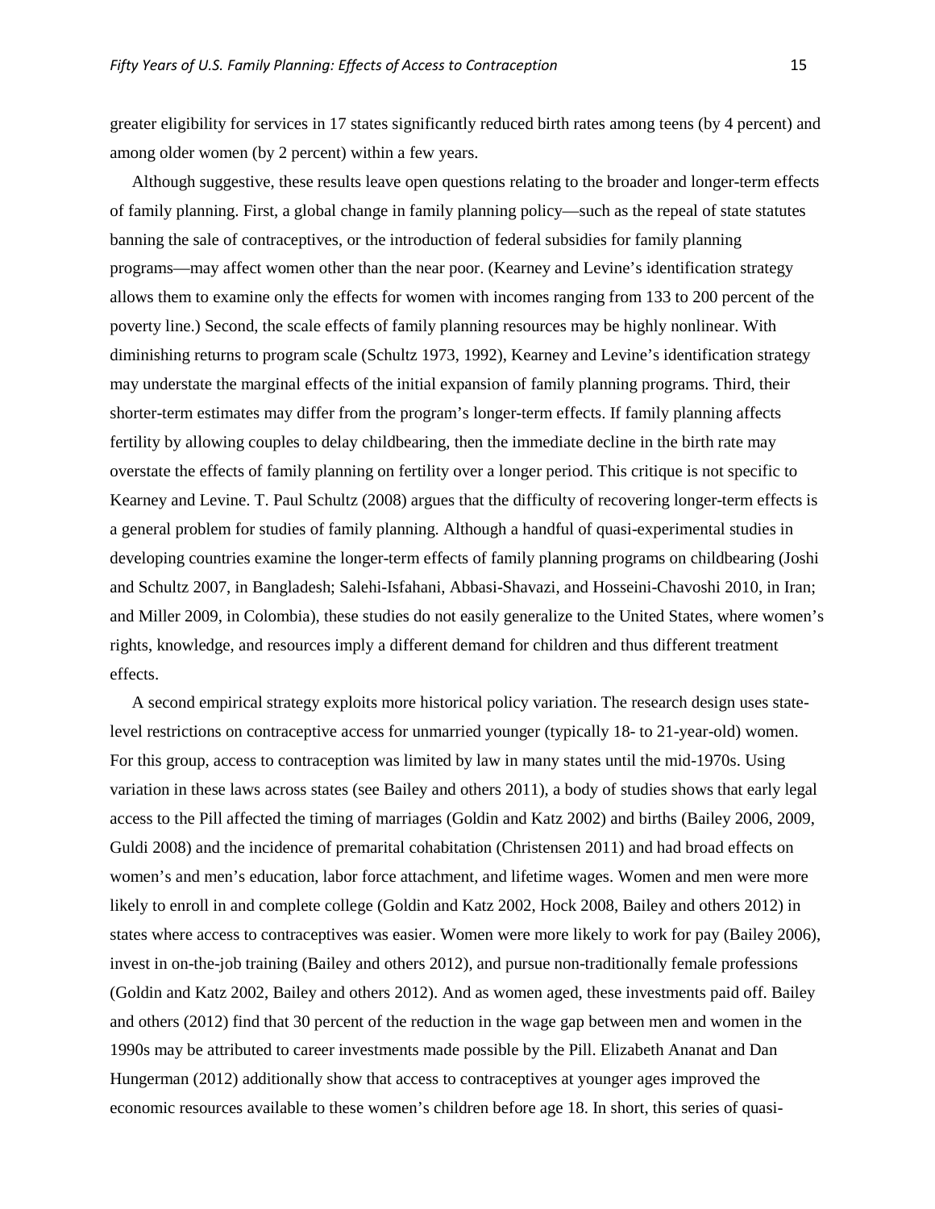greater eligibility for services in 17 states significantly reduced birth rates among teens (by 4 percent) and among older women (by 2 percent) within a few years.

Although suggestive, these results leave open questions relating to the broader and longer-term effects of family planning. First, a global change in family planning policy—such as the repeal of state statutes banning the sale of contraceptives, or the introduction of federal subsidies for family planning programs—may affect women other than the near poor. (Kearney and Levine's identification strategy allows them to examine only the effects for women with incomes ranging from 133 to 200 percent of the poverty line.) Second, the scale effects of family planning resources may be highly nonlinear. With diminishing returns to program scale (Schultz 1973, 1992), Kearney and Levine's identification strategy may understate the marginal effects of the initial expansion of family planning programs. Third, their shorter-term estimates may differ from the program's longer-term effects. If family planning affects fertility by allowing couples to delay childbearing, then the immediate decline in the birth rate may overstate the effects of family planning on fertility over a longer period. This critique is not specific to Kearney and Levine. T. Paul Schultz (2008) argues that the difficulty of recovering longer-term effects is a general problem for studies of family planning. Although a handful of quasi-experimental studies in developing countries examine the longer-term effects of family planning programs on childbearing (Joshi and Schultz 2007, in Bangladesh; Salehi-Isfahani, Abbasi-Shavazi, and Hosseini-Chavoshi 2010, in Iran; and Miller 2009, in Colombia), these studies do not easily generalize to the United States, where women's rights, knowledge, and resources imply a different demand for children and thus different treatment effects.

A second empirical strategy exploits more historical policy variation. The research design uses state-level restrictions on contraceptive access for unmarried younger (typically 18- to 21-year-old) women. For this group, access to contraception was limited by law in many states until the mid-1970s. Using variation in these laws across states (see Bailey and others 2011), a body of studies shows that early legal access to the Pill affected the timing of marriages (Goldin and Katz 2002) and births (Bailey 2006, 2009, Guldi 2008) and the incidence of premarital cohabitation (Christensen 2011) and had broad effects on women's and men's education, labor force attachment, and lifetime wages. Women and men were more likely to enroll in and complete college (Goldin and Katz 2002, Hock 2008, Bailey and others 2012) in states where access to contraceptives was easier. Women were more likely to work for pay (Bailey 2006), invest in on-the-job training (Bailey and others 2012), and pursue non-traditionally female professions (Goldin and Katz 2002, Bailey and others 2012). And as women aged, these investments paid off. Bailey and others (2012) find that 30 percent of the reduction in the wage gap between men and women in the 1990s may be attributed to career investments made possible by the Pill. Elizabeth Ananat and Dan Hungerman (2012) additionally show that access to contraceptives at younger ages improved the economic resources available to these women's children before age 18. In short, this series of quasi-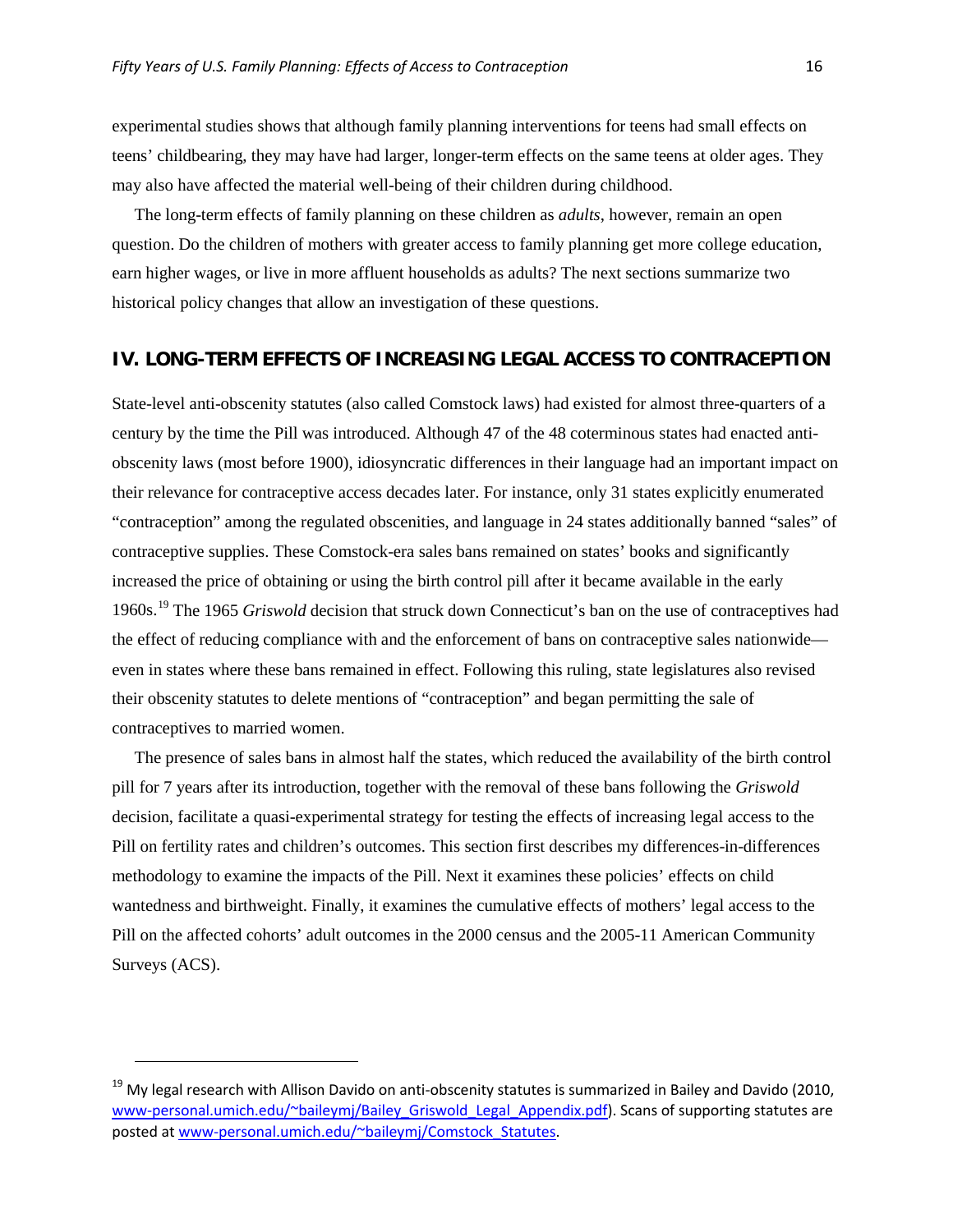experimental studies shows that although family planning interventions for teens had small effects on teens' childbearing, they may have had larger, longer-term effects on the same teens at older ages. They may also have affected the material well-being of their children during childhood.

The long-term effects of family planning on these children as *adults*, however, remain an open question. Do the children of mothers with greater access to family planning get more college education, earn higher wages, or live in more affluent households as adults? The next sections summarize two historical policy changes that allow an investigation of these questions.

## IV. LONG-TERM EFFECTS OF INCREASING LEGAL ACCESS TO CONTRACEPTION

State-level anti-obscenity statutes (also called Comstock laws) had existed for almost three-quarters of a century by the time the Pill was introduced. Although 47 of the 48 coterminous states had enacted anti-obscenity laws (most before 1900), idiosyncratic differences in their language had an important impact on their relevance for contraceptive access decades later. For instance, only 31 states explicitly enumerated "contraception" among the regulated obscenities, and language in 24 states additionally banned "sales" of contraceptive supplies. These Comstock-era sales bans remained on states' books and significantly increased the price of obtaining or using the birth control pill after it became available in the early 1960s.[19] The 1965 *Griswold* decision that struck down Connecticut's ban on the use of contraceptives had the effect of reducing compliance with and the enforcement of bans on contraceptive sales nationwide—even in states where these bans remained in effect. Following this ruling, state legislatures also revised their obscenity statutes to delete mentions of "contraception" and began permitting the sale of contraceptives to married women.

The presence of sales bans in almost half the states, which reduced the availability of the birth control pill for 7 years after its introduction, together with the removal of these bans following the *Griswold* decision, facilitate a quasi-experimental strategy for testing the effects of increasing legal access to the Pill on fertility rates and children's outcomes. This section first describes my differences-in-differences methodology to examine the impacts of the Pill. Next it examines these policies' effects on child wantedness and birthweight. Finally, it examines the cumulative effects of mothers' legal access to the Pill on the affected cohorts' adult outcomes in the 2000 census and the 2005-11 American Community Surveys (ACS).

---

[19] My legal research with Allison Davido on anti-obscenity statutes is summarized in Bailey and Davido (2010, www-personal.umich.edu/~baileymj/Bailey_Griswold_Legal_Appendix.pdf). Scans of supporting statutes are posted at www-personal.umich.edu/~baileymj/Comstock_Statutes.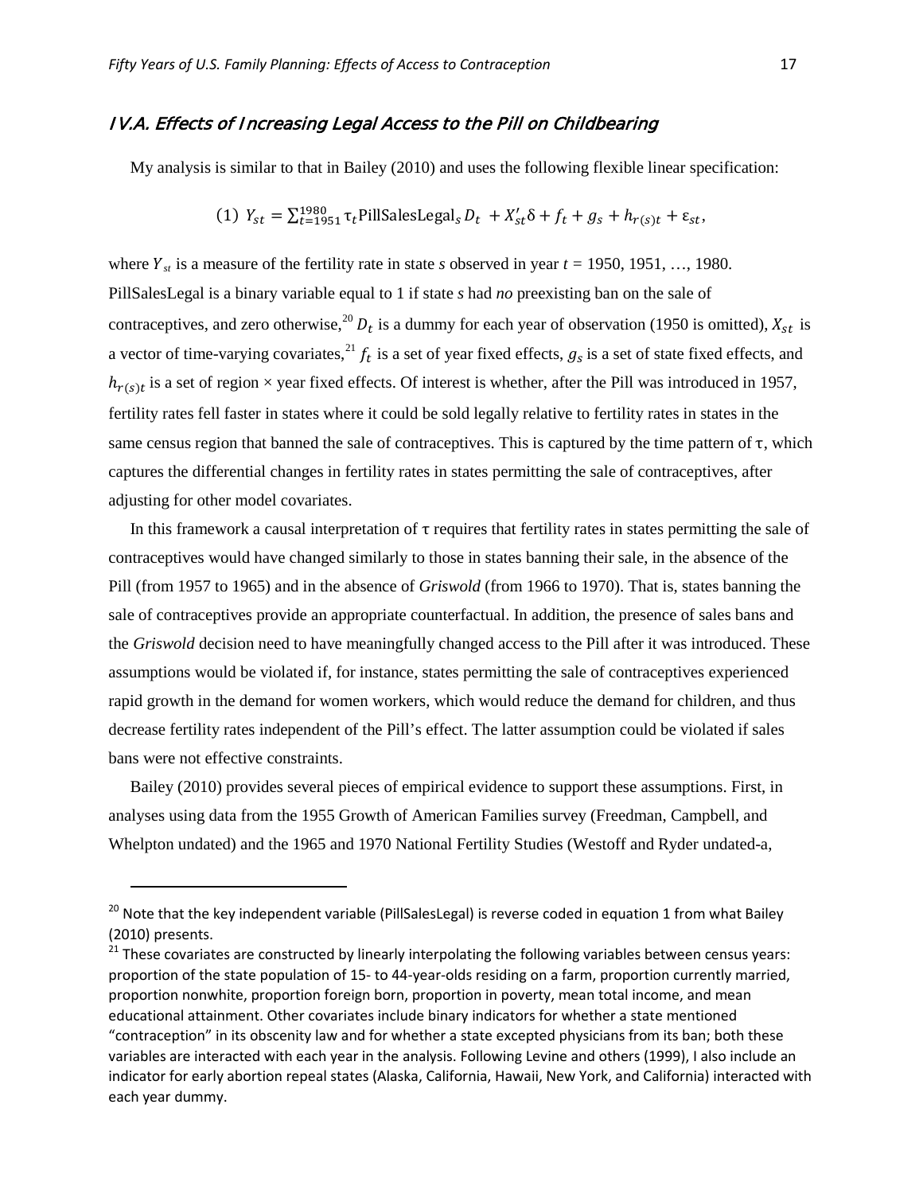### IV.A. Effects of Increasing Legal Access to the Pill on Childbearing

My analysis is similar to that in Bailey (2010) and uses the following flexible linear specification:

$$(1)\ Y_{st} = \sum_{t=1951}^{1980} \tau_t \text{PillSalesLegal}_s D_t + X_{st}'\delta + f_t + g_s + h_{r(s)t} + \varepsilon_{st},$$

where $Y_{st}$ is a measure of the fertility rate in state *s* observed in year *t* = 1950, 1951, …, 1980. PillSalesLegal is a binary variable equal to 1 if state *s* had *no* preexisting ban on the sale of contraceptives, and zero otherwise,[20] $D_t$ is a dummy for each year of observation (1950 is omitted), $X_{st}$ is a vector of time-varying covariates,[21] $f_t$ is a set of year fixed effects, $g_s$ is a set of state fixed effects, and $h_{r(s)t}$ is a set of region × year fixed effects. Of interest is whether, after the Pill was introduced in 1957, fertility rates fell faster in states where it could be sold legally relative to fertility rates in states in the same census region that banned the sale of contraceptives. This is captured by the time pattern of $\tau$, which captures the differential changes in fertility rates in states permitting the sale of contraceptives, after adjusting for other model covariates.

In this framework a causal interpretation of $\tau$ requires that fertility rates in states permitting the sale of contraceptives would have changed similarly to those in states banning their sale, in the absence of the Pill (from 1957 to 1965) and in the absence of *Griswold* (from 1966 to 1970). That is, states banning the sale of contraceptives provide an appropriate counterfactual. In addition, the presence of sales bans and the *Griswold* decision need to have meaningfully changed access to the Pill after it was introduced. These assumptions would be violated if, for instance, states permitting the sale of contraceptives experienced rapid growth in the demand for women workers, which would reduce the demand for children, and thus decrease fertility rates independent of the Pill's effect. The latter assumption could be violated if sales bans were not effective constraints.

Bailey (2010) provides several pieces of empirical evidence to support these assumptions. First, in analyses using data from the 1955 Growth of American Families survey (Freedman, Campbell, and Whelpton undated) and the 1965 and 1970 National Fertility Studies (Westoff and Ryder undated-a,

---

[20] Note that the key independent variable (PillSalesLegal) is reverse coded in equation 1 from what Bailey (2010) presents.

[21] These covariates are constructed by linearly interpolating the following variables between census years: proportion of the state population of 15- to 44-year-olds residing on a farm, proportion currently married, proportion nonwhite, proportion foreign born, proportion in poverty, mean total income, and mean educational attainment. Other covariates include binary indicators for whether a state mentioned "contraception" in its obscenity law and for whether a state excepted physicians from its ban; both these variables are interacted with each year in the analysis. Following Levine and others (1999), I also include an indicator for early abortion repeal states (Alaska, California, Hawaii, New York, and California) interacted with each year dummy.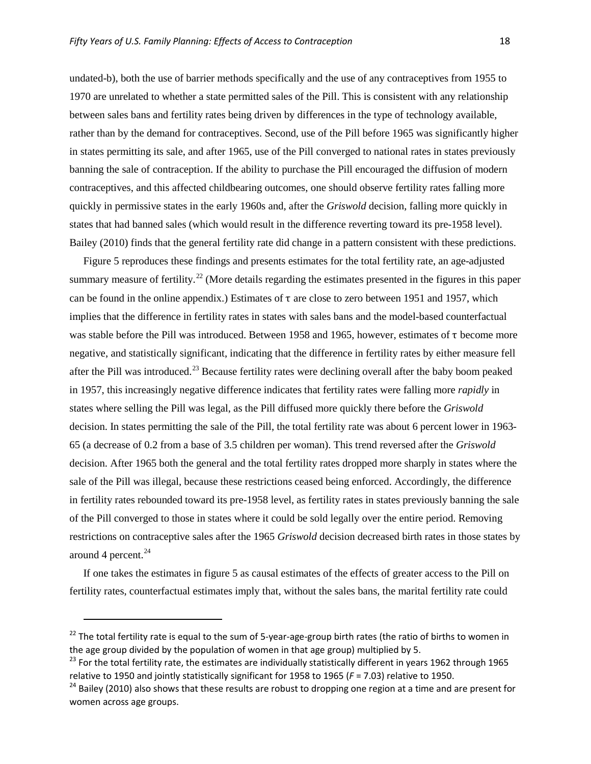undated-b), both the use of barrier methods specifically and the use of any contraceptives from 1955 to 1970 are unrelated to whether a state permitted sales of the Pill. This is consistent with any relationship between sales bans and fertility rates being driven by differences in the type of technology available, rather than by the demand for contraceptives. Second, use of the Pill before 1965 was significantly higher in states permitting its sale, and after 1965, use of the Pill converged to national rates in states previously banning the sale of contraception. If the ability to purchase the Pill encouraged the diffusion of modern contraceptives, and this affected childbearing outcomes, one should observe fertility rates falling more quickly in permissive states in the early 1960s and, after the *Griswold* decision, falling more quickly in states that had banned sales (which would result in the difference reverting toward its pre-1958 level). Bailey (2010) finds that the general fertility rate did change in a pattern consistent with these predictions.

Figure 5 reproduces these findings and presents estimates for the total fertility rate, an age-adjusted summary measure of fertility.[22] (More details regarding the estimates presented in the figures in this paper can be found in the online appendix.) Estimates of $\tau$ are close to zero between 1951 and 1957, which implies that the difference in fertility rates in states with sales bans and the model-based counterfactual was stable before the Pill was introduced. Between 1958 and 1965, however, estimates of $\tau$ become more negative, and statistically significant, indicating that the difference in fertility rates by either measure fell after the Pill was introduced.[23] Because fertility rates were declining overall after the baby boom peaked in 1957, this increasingly negative difference indicates that fertility rates were falling more *rapidly* in states where selling the Pill was legal, as the Pill diffused more quickly there before the *Griswold* decision. In states permitting the sale of the Pill, the total fertility rate was about 6 percent lower in 1963-65 (a decrease of 0.2 from a base of 3.5 children per woman). This trend reversed after the *Griswold* decision. After 1965 both the general and the total fertility rates dropped more sharply in states where the sale of the Pill was illegal, because these restrictions ceased being enforced. Accordingly, the difference in fertility rates rebounded toward its pre-1958 level, as fertility rates in states previously banning the sale of the Pill converged to those in states where it could be sold legally over the entire period. Removing restrictions on contraceptive sales after the 1965 *Griswold* decision decreased birth rates in those states by around 4 percent.[24]

If one takes the estimates in figure 5 as causal estimates of the effects of greater access to the Pill on fertility rates, counterfactual estimates imply that, without the sales bans, the marital fertility rate could

[22] The total fertility rate is equal to the sum of 5-year-age-group birth rates (the ratio of births to women in the age group divided by the population of women in that age group) multiplied by 5.

[23] For the total fertility rate, the estimates are individually statistically different in years 1962 through 1965 relative to 1950 and jointly statistically significant for 1958 to 1965 ($F = 7.03$) relative to 1950.

[24] Bailey (2010) also shows that these results are robust to dropping one region at a time and are present for women across age groups.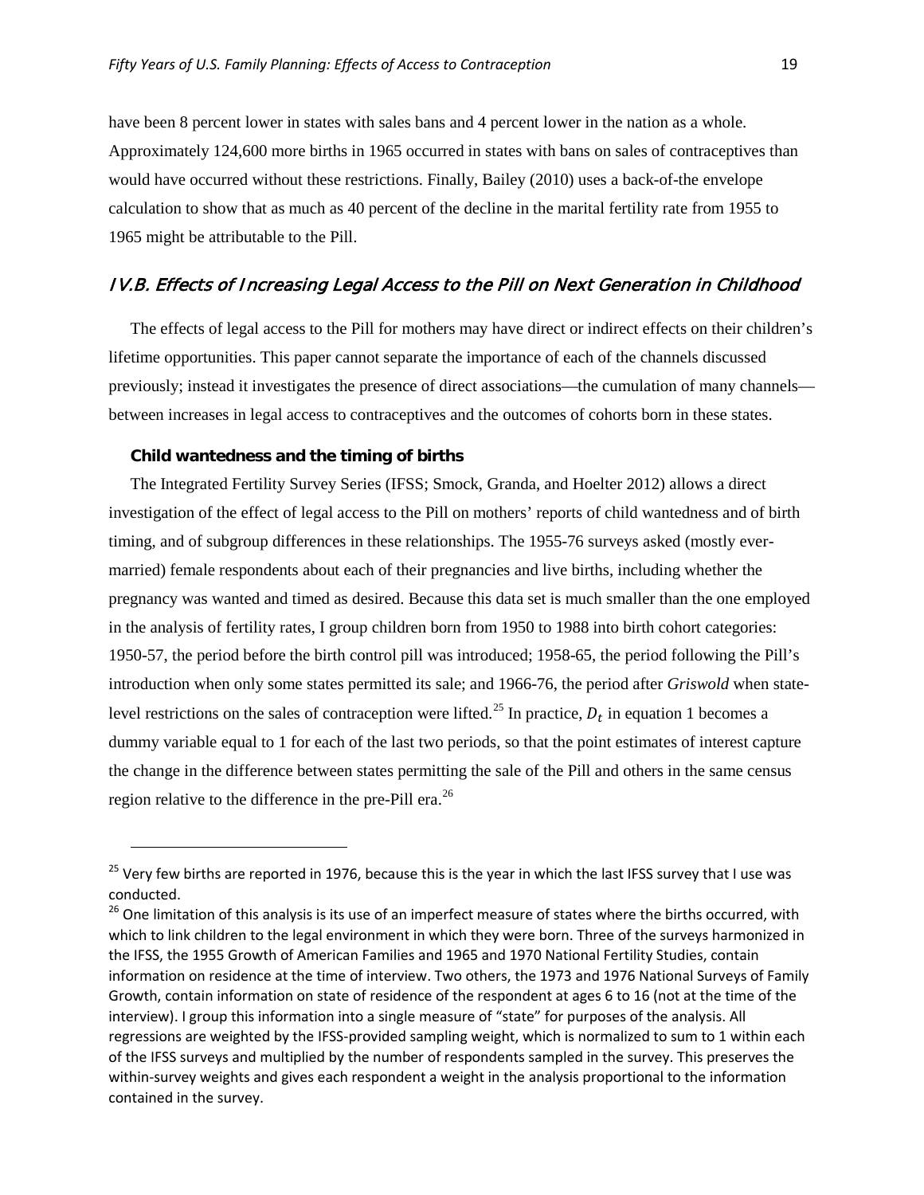have been 8 percent lower in states with sales bans and 4 percent lower in the nation as a whole. Approximately 124,600 more births in 1965 occurred in states with bans on sales of contraceptives than would have occurred without these restrictions. Finally, Bailey (2010) uses a back-of-the envelope calculation to show that as much as 40 percent of the decline in the marital fertility rate from 1955 to 1965 might be attributable to the Pill.

## IV.B. Effects of Increasing Legal Access to the Pill on Next Generation in Childhood

The effects of legal access to the Pill for mothers may have direct or indirect effects on their children's lifetime opportunities. This paper cannot separate the importance of each of the channels discussed previously; instead it investigates the presence of direct associations—the cumulation of many channels—between increases in legal access to contraceptives and the outcomes of cohorts born in these states.

### Child wantedness and the timing of births

The Integrated Fertility Survey Series (IFSS; Smock, Granda, and Hoelter 2012) allows a direct investigation of the effect of legal access to the Pill on mothers' reports of child wantedness and of birth timing, and of subgroup differences in these relationships. The 1955-76 surveys asked (mostly ever-married) female respondents about each of their pregnancies and live births, including whether the pregnancy was wanted and timed as desired. Because this data set is much smaller than the one employed in the analysis of fertility rates, I group children born from 1950 to 1988 into birth cohort categories: 1950-57, the period before the birth control pill was introduced; 1958-65, the period following the Pill's introduction when only some states permitted its sale; and 1966-76, the period after *Griswold* when state-level restrictions on the sales of contraception were lifted.[25] In practice, $D_t$ in equation 1 becomes a dummy variable equal to 1 for each of the last two periods, so that the point estimates of interest capture the change in the difference between states permitting the sale of the Pill and others in the same census region relative to the difference in the pre-Pill era.[26]

---

[25] Very few births are reported in 1976, because this is the year in which the last IFSS survey that I use was conducted.

[26] One limitation of this analysis is its use of an imperfect measure of states where the births occurred, with which to link children to the legal environment in which they were born. Three of the surveys harmonized in the IFSS, the 1955 Growth of American Families and 1965 and 1970 National Fertility Studies, contain information on residence at the time of interview. Two others, the 1973 and 1976 National Surveys of Family Growth, contain information on state of residence of the respondent at ages 6 to 16 (not at the time of the interview). I group this information into a single measure of "state" for purposes of the analysis. All regressions are weighted by the IFSS-provided sampling weight, which is normalized to sum to 1 within each of the IFSS surveys and multiplied by the number of respondents sampled in the survey. This preserves the within-survey weights and gives each respondent a weight in the analysis proportional to the information contained in the survey.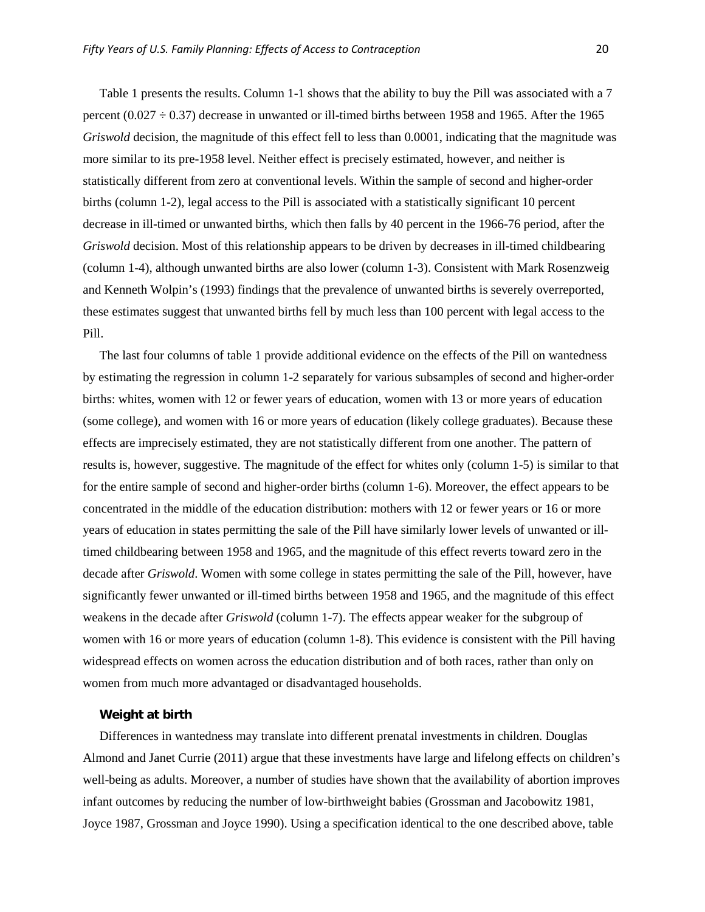Table 1 presents the results. Column 1-1 shows that the ability to buy the Pill was associated with a 7 percent (0.027 ÷ 0.37) decrease in unwanted or ill-timed births between 1958 and 1965. After the 1965 *Griswold* decision, the magnitude of this effect fell to less than 0.0001, indicating that the magnitude was more similar to its pre-1958 level. Neither effect is precisely estimated, however, and neither is statistically different from zero at conventional levels. Within the sample of second and higher-order births (column 1-2), legal access to the Pill is associated with a statistically significant 10 percent decrease in ill-timed or unwanted births, which then falls by 40 percent in the 1966-76 period, after the *Griswold* decision. Most of this relationship appears to be driven by decreases in ill-timed childbearing (column 1-4), although unwanted births are also lower (column 1-3). Consistent with Mark Rosenzweig and Kenneth Wolpin's (1993) findings that the prevalence of unwanted births is severely overreported, these estimates suggest that unwanted births fell by much less than 100 percent with legal access to the Pill.

The last four columns of table 1 provide additional evidence on the effects of the Pill on wantedness by estimating the regression in column 1-2 separately for various subsamples of second and higher-order births: whites, women with 12 or fewer years of education, women with 13 or more years of education (some college), and women with 16 or more years of education (likely college graduates). Because these effects are imprecisely estimated, they are not statistically different from one another. The pattern of results is, however, suggestive. The magnitude of the effect for whites only (column 1-5) is similar to that for the entire sample of second and higher-order births (column 1-6). Moreover, the effect appears to be concentrated in the middle of the education distribution: mothers with 12 or fewer years or 16 or more years of education in states permitting the sale of the Pill have similarly lower levels of unwanted or ill-timed childbearing between 1958 and 1965, and the magnitude of this effect reverts toward zero in the decade after *Griswold*. Women with some college in states permitting the sale of the Pill, however, have significantly fewer unwanted or ill-timed births between 1958 and 1965, and the magnitude of this effect weakens in the decade after *Griswold* (column 1-7). The effects appear weaker for the subgroup of women with 16 or more years of education (column 1-8). This evidence is consistent with the Pill having widespread effects on women across the education distribution and of both races, rather than only on women from much more advantaged or disadvantaged households.

### Weight at birth

Differences in wantedness may translate into different prenatal investments in children. Douglas Almond and Janet Currie (2011) argue that these investments have large and lifelong effects on children's well-being as adults. Moreover, a number of studies have shown that the availability of abortion improves infant outcomes by reducing the number of low-birthweight babies (Grossman and Jacobowitz 1981, Joyce 1987, Grossman and Joyce 1990). Using a specification identical to the one described above, table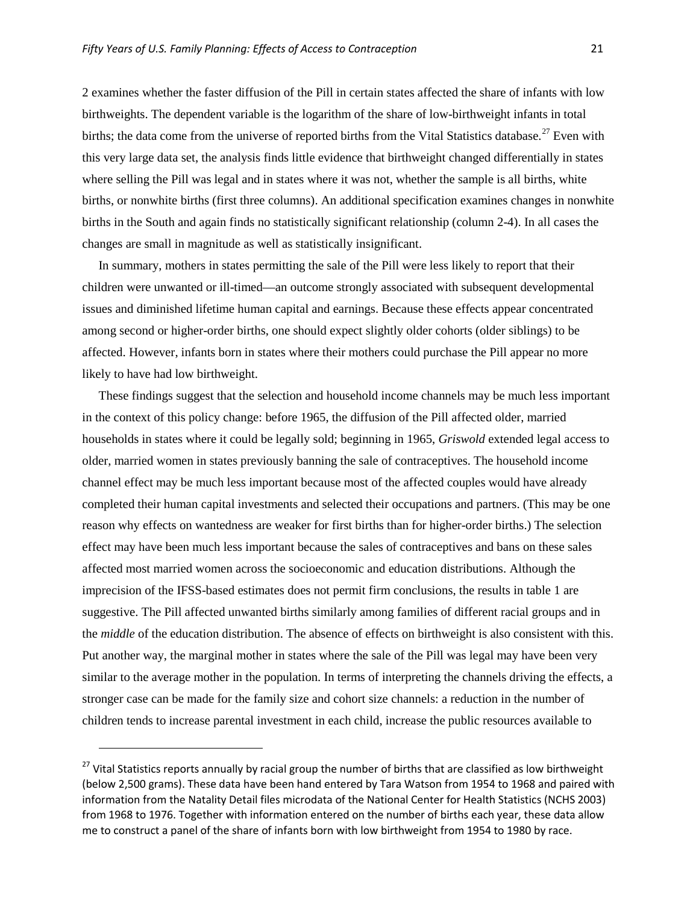2 examines whether the faster diffusion of the Pill in certain states affected the share of infants with low birthweights. The dependent variable is the logarithm of the share of low-birthweight infants in total births; the data come from the universe of reported births from the Vital Statistics database.[27] Even with this very large data set, the analysis finds little evidence that birthweight changed differentially in states where selling the Pill was legal and in states where it was not, whether the sample is all births, white births, or nonwhite births (first three columns). An additional specification examines changes in nonwhite births in the South and again finds no statistically significant relationship (column 2-4). In all cases the changes are small in magnitude as well as statistically insignificant.

In summary, mothers in states permitting the sale of the Pill were less likely to report that their children were unwanted or ill-timed—an outcome strongly associated with subsequent developmental issues and diminished lifetime human capital and earnings. Because these effects appear concentrated among second or higher-order births, one should expect slightly older cohorts (older siblings) to be affected. However, infants born in states where their mothers could purchase the Pill appear no more likely to have had low birthweight.

These findings suggest that the selection and household income channels may be much less important in the context of this policy change: before 1965, the diffusion of the Pill affected older, married households in states where it could be legally sold; beginning in 1965, *Griswold* extended legal access to older, married women in states previously banning the sale of contraceptives. The household income channel effect may be much less important because most of the affected couples would have already completed their human capital investments and selected their occupations and partners. (This may be one reason why effects on wantedness are weaker for first births than for higher-order births.) The selection effect may have been much less important because the sales of contraceptives and bans on these sales affected most married women across the socioeconomic and education distributions. Although the imprecision of the IFSS-based estimates does not permit firm conclusions, the results in table 1 are suggestive. The Pill affected unwanted births similarly among families of different racial groups and in the *middle* of the education distribution. The absence of effects on birthweight is also consistent with this. Put another way, the marginal mother in states where the sale of the Pill was legal may have been very similar to the average mother in the population. In terms of interpreting the channels driving the effects, a stronger case can be made for the family size and cohort size channels: a reduction in the number of children tends to increase parental investment in each child, increase the public resources available to

[27] Vital Statistics reports annually by racial group the number of births that are classified as low birthweight (below 2,500 grams). These data have been hand entered by Tara Watson from 1954 to 1968 and paired with information from the Natality Detail files microdata of the National Center for Health Statistics (NCHS 2003) from 1968 to 1976. Together with information entered on the number of births each year, these data allow me to construct a panel of the share of infants born with low birthweight from 1954 to 1980 by race.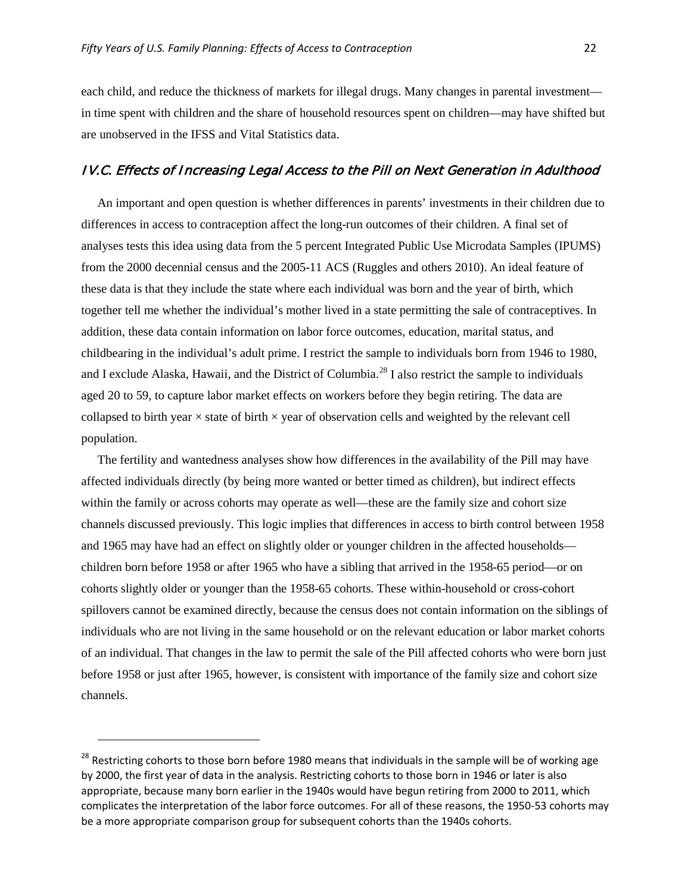each child, and reduce the thickness of markets for illegal drugs. Many changes in parental investment—in time spent with children and the share of household resources spent on children—may have shifted but are unobserved in the IFSS and Vital Statistics data.

## IV.C. Effects of Increasing Legal Access to the Pill on Next Generation in Adulthood

An important and open question is whether differences in parents' investments in their children due to differences in access to contraception affect the long-run outcomes of their children. A final set of analyses tests this idea using data from the 5 percent Integrated Public Use Microdata Samples (IPUMS) from the 2000 decennial census and the 2005-11 ACS (Ruggles and others 2010). An ideal feature of these data is that they include the state where each individual was born and the year of birth, which together tell me whether the individual's mother lived in a state permitting the sale of contraceptives. In addition, these data contain information on labor force outcomes, education, marital status, and childbearing in the individual's adult prime. I restrict the sample to individuals born from 1946 to 1980, and I exclude Alaska, Hawaii, and the District of Columbia.[28] I also restrict the sample to individuals aged 20 to 59, to capture labor market effects on workers before they begin retiring. The data are collapsed to birth year × state of birth × year of observation cells and weighted by the relevant cell population.

The fertility and wantedness analyses show how differences in the availability of the Pill may have affected individuals directly (by being more wanted or better timed as children), but indirect effects within the family or across cohorts may operate as well—these are the family size and cohort size channels discussed previously. This logic implies that differences in access to birth control between 1958 and 1965 may have had an effect on slightly older or younger children in the affected households—children born before 1958 or after 1965 who have a sibling that arrived in the 1958-65 period—or on cohorts slightly older or younger than the 1958-65 cohorts. These within-household or cross-cohort spillovers cannot be examined directly, because the census does not contain information on the siblings of individuals who are not living in the same household or on the relevant education or labor market cohorts of an individual. That changes in the law to permit the sale of the Pill affected cohorts who were born just before 1958 or just after 1965, however, is consistent with importance of the family size and cohort size channels.

[28] Restricting cohorts to those born before 1980 means that individuals in the sample will be of working age by 2000, the first year of data in the analysis. Restricting cohorts to those born in 1946 or later is also appropriate, because many born earlier in the 1940s would have begun retiring from 2000 to 2011, which complicates the interpretation of the labor force outcomes. For all of these reasons, the 1950-53 cohorts may be a more appropriate comparison group for subsequent cohorts than the 1940s cohorts.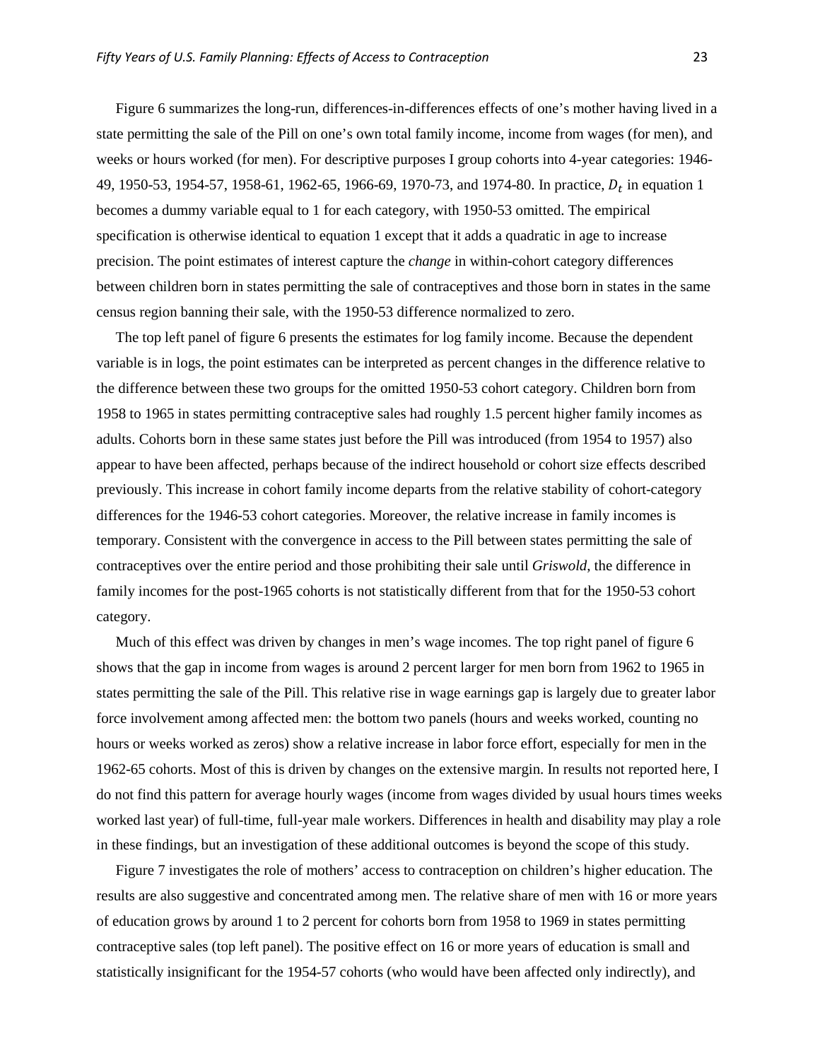Figure 6 summarizes the long-run, differences-in-differences effects of one's mother having lived in a state permitting the sale of the Pill on one's own total family income, income from wages (for men), and weeks or hours worked (for men). For descriptive purposes I group cohorts into 4-year categories: 1946-49, 1950-53, 1954-57, 1958-61, 1962-65, 1966-69, 1970-73, and 1974-80. In practice, $D_t$ in equation 1 becomes a dummy variable equal to 1 for each category, with 1950-53 omitted. The empirical specification is otherwise identical to equation 1 except that it adds a quadratic in age to increase precision. The point estimates of interest capture the *change* in within-cohort category differences between children born in states permitting the sale of contraceptives and those born in states in the same census region banning their sale, with the 1950-53 difference normalized to zero.

The top left panel of figure 6 presents the estimates for log family income. Because the dependent variable is in logs, the point estimates can be interpreted as percent changes in the difference relative to the difference between these two groups for the omitted 1950-53 cohort category. Children born from 1958 to 1965 in states permitting contraceptive sales had roughly 1.5 percent higher family incomes as adults. Cohorts born in these same states just before the Pill was introduced (from 1954 to 1957) also appear to have been affected, perhaps because of the indirect household or cohort size effects described previously. This increase in cohort family income departs from the relative stability of cohort-category differences for the 1946-53 cohort categories. Moreover, the relative increase in family incomes is temporary. Consistent with the convergence in access to the Pill between states permitting the sale of contraceptives over the entire period and those prohibiting their sale until *Griswold*, the difference in family incomes for the post-1965 cohorts is not statistically different from that for the 1950-53 cohort category.

Much of this effect was driven by changes in men's wage incomes. The top right panel of figure 6 shows that the gap in income from wages is around 2 percent larger for men born from 1962 to 1965 in states permitting the sale of the Pill. This relative rise in wage earnings gap is largely due to greater labor force involvement among affected men: the bottom two panels (hours and weeks worked, counting no hours or weeks worked as zeros) show a relative increase in labor force effort, especially for men in the 1962-65 cohorts. Most of this is driven by changes on the extensive margin. In results not reported here, I do not find this pattern for average hourly wages (income from wages divided by usual hours times weeks worked last year) of full-time, full-year male workers. Differences in health and disability may play a role in these findings, but an investigation of these additional outcomes is beyond the scope of this study.

Figure 7 investigates the role of mothers' access to contraception on children's higher education. The results are also suggestive and concentrated among men. The relative share of men with 16 or more years of education grows by around 1 to 2 percent for cohorts born from 1958 to 1969 in states permitting contraceptive sales (top left panel). The positive effect on 16 or more years of education is small and statistically insignificant for the 1954-57 cohorts (who would have been affected only indirectly), and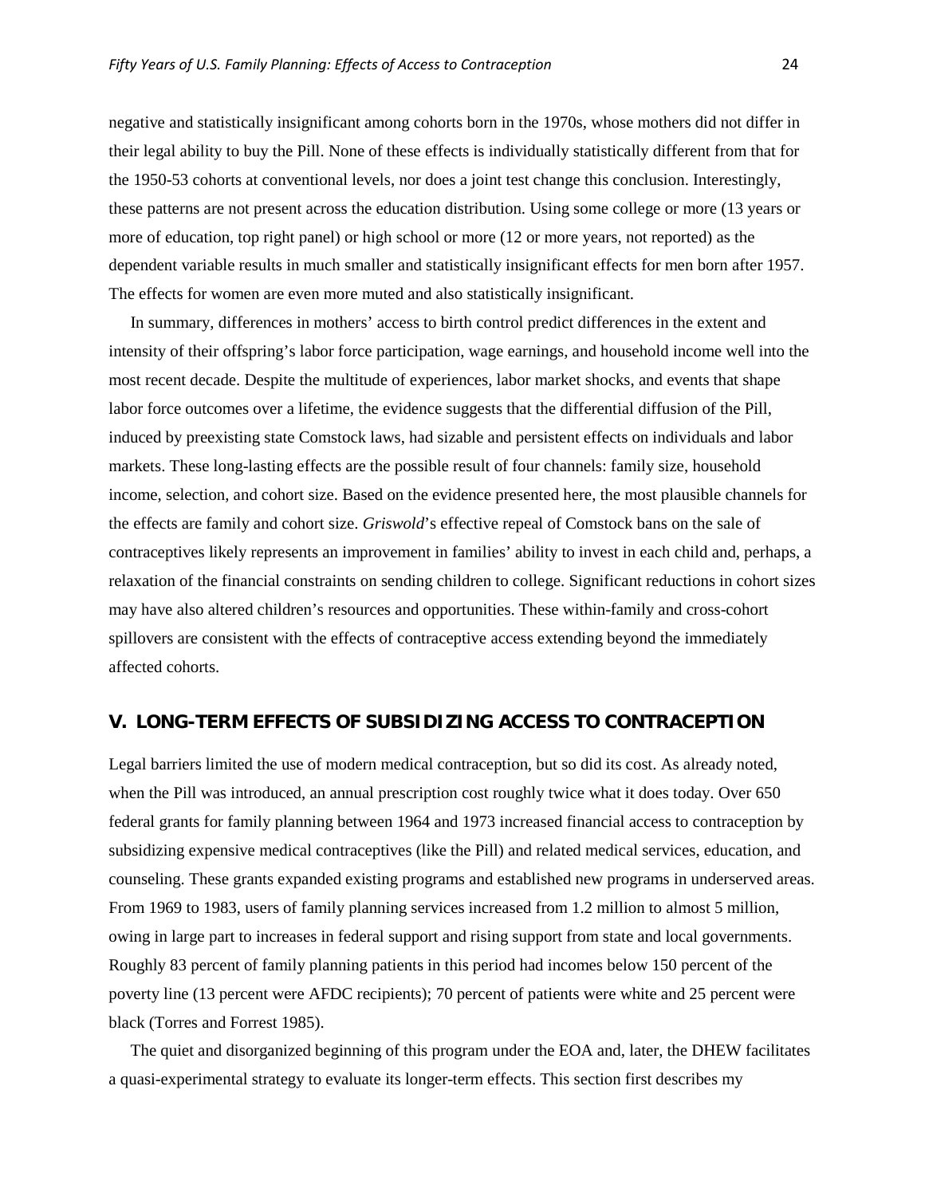negative and statistically insignificant among cohorts born in the 1970s, whose mothers did not differ in their legal ability to buy the Pill. None of these effects is individually statistically different from that for the 1950-53 cohorts at conventional levels, nor does a joint test change this conclusion. Interestingly, these patterns are not present across the education distribution. Using some college or more (13 years or more of education, top right panel) or high school or more (12 or more years, not reported) as the dependent variable results in much smaller and statistically insignificant effects for men born after 1957. The effects for women are even more muted and also statistically insignificant.

In summary, differences in mothers' access to birth control predict differences in the extent and intensity of their offspring's labor force participation, wage earnings, and household income well into the most recent decade. Despite the multitude of experiences, labor market shocks, and events that shape labor force outcomes over a lifetime, the evidence suggests that the differential diffusion of the Pill, induced by preexisting state Comstock laws, had sizable and persistent effects on individuals and labor markets. These long-lasting effects are the possible result of four channels: family size, household income, selection, and cohort size. Based on the evidence presented here, the most plausible channels for the effects are family and cohort size. *Griswold*'s effective repeal of Comstock bans on the sale of contraceptives likely represents an improvement in families' ability to invest in each child and, perhaps, a relaxation of the financial constraints on sending children to college. Significant reductions in cohort sizes may have also altered children's resources and opportunities. These within-family and cross-cohort spillovers are consistent with the effects of contraceptive access extending beyond the immediately affected cohorts.

## V. LONG-TERM EFFECTS OF SUBSIDIZING ACCESS TO CONTRACEPTION

Legal barriers limited the use of modern medical contraception, but so did its cost. As already noted, when the Pill was introduced, an annual prescription cost roughly twice what it does today. Over 650 federal grants for family planning between 1964 and 1973 increased financial access to contraception by subsidizing expensive medical contraceptives (like the Pill) and related medical services, education, and counseling. These grants expanded existing programs and established new programs in underserved areas. From 1969 to 1983, users of family planning services increased from 1.2 million to almost 5 million, owing in large part to increases in federal support and rising support from state and local governments. Roughly 83 percent of family planning patients in this period had incomes below 150 percent of the poverty line (13 percent were AFDC recipients); 70 percent of patients were white and 25 percent were black (Torres and Forrest 1985).

The quiet and disorganized beginning of this program under the EOA and, later, the DHEW facilitates a quasi-experimental strategy to evaluate its longer-term effects. This section first describes my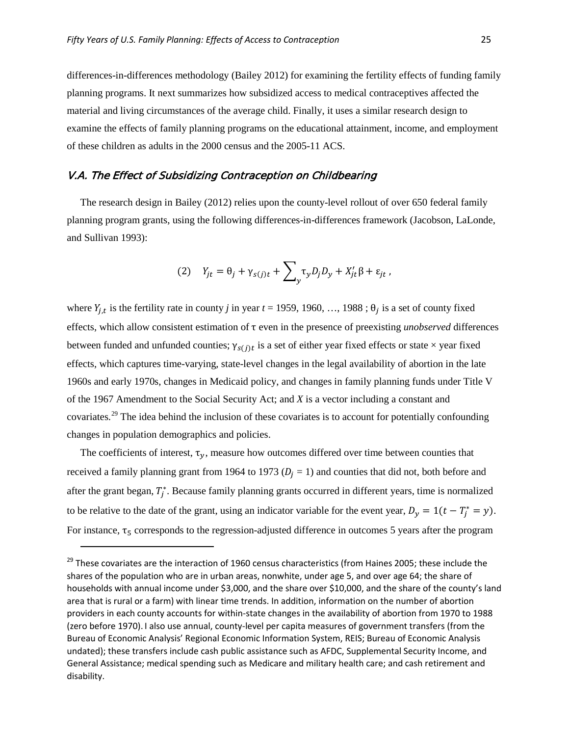differences-in-differences methodology (Bailey 2012) for examining the fertility effects of funding family planning programs. It next summarizes how subsidized access to medical contraceptives affected the material and living circumstances of the average child. Finally, it uses a similar research design to examine the effects of family planning programs on the educational attainment, income, and employment of these children as adults in the 2000 census and the 2005-11 ACS.

### *V.A. The Effect of Subsidizing Contraception on Childbearing*

The research design in Bailey (2012) relies upon the county-level rollout of over 650 federal family planning program grants, using the following differences-in-differences framework (Jacobson, LaLonde, and Sullivan 1993):

$$(2) \quad Y_{jt} = \theta_j + \gamma_{s(j)t} + \sum_y \tau_y D_j D_y + X_{jt}'\beta + \varepsilon_{jt} \,,$$

where $Y_{j,t}$ is the fertility rate in county $j$ in year $t$ = 1959, 1960, …, 1988 ; $\theta_j$ is a set of county fixed effects, which allow consistent estimation of $\tau$ even in the presence of preexisting *unobserved* differences between funded and unfunded counties; $\gamma_{s(j)t}$ is a set of either year fixed effects or state × year fixed effects, which captures time-varying, state-level changes in the legal availability of abortion in the late 1960s and early 1970s, changes in Medicaid policy, and changes in family planning funds under Title V of the 1967 Amendment to the Social Security Act; and $X$ is a vector including a constant and covariates.[29] The idea behind the inclusion of these covariates is to account for potentially confounding changes in population demographics and policies.

The coefficients of interest, $\tau_y$, measure how outcomes differed over time between counties that received a family planning grant from 1964 to 1973 ($D_j = 1$) and counties that did not, both before and after the grant began, $T_j^*$. Because family planning grants occurred in different years, time is normalized to be relative to the date of the grant, using an indicator variable for the event year, $D_y = 1(t - T_j^* = y)$. For instance, $\tau_5$ corresponds to the regression-adjusted difference in outcomes 5 years after the program

[29] These covariates are the interaction of 1960 census characteristics (from Haines 2005; these include the shares of the population who are in urban areas, nonwhite, under age 5, and over age 64; the share of households with annual income under \$3,000, and the share over \$10,000, and the share of the county's land area that is rural or a farm) with linear time trends. In addition, information on the number of abortion providers in each county accounts for within-state changes in the availability of abortion from 1970 to 1988 (zero before 1970). I also use annual, county-level per capita measures of government transfers (from the Bureau of Economic Analysis' Regional Economic Information System, REIS; Bureau of Economic Analysis undated); these transfers include cash public assistance such as AFDC, Supplemental Security Income, and General Assistance; medical spending such as Medicare and military health care; and cash retirement and disability.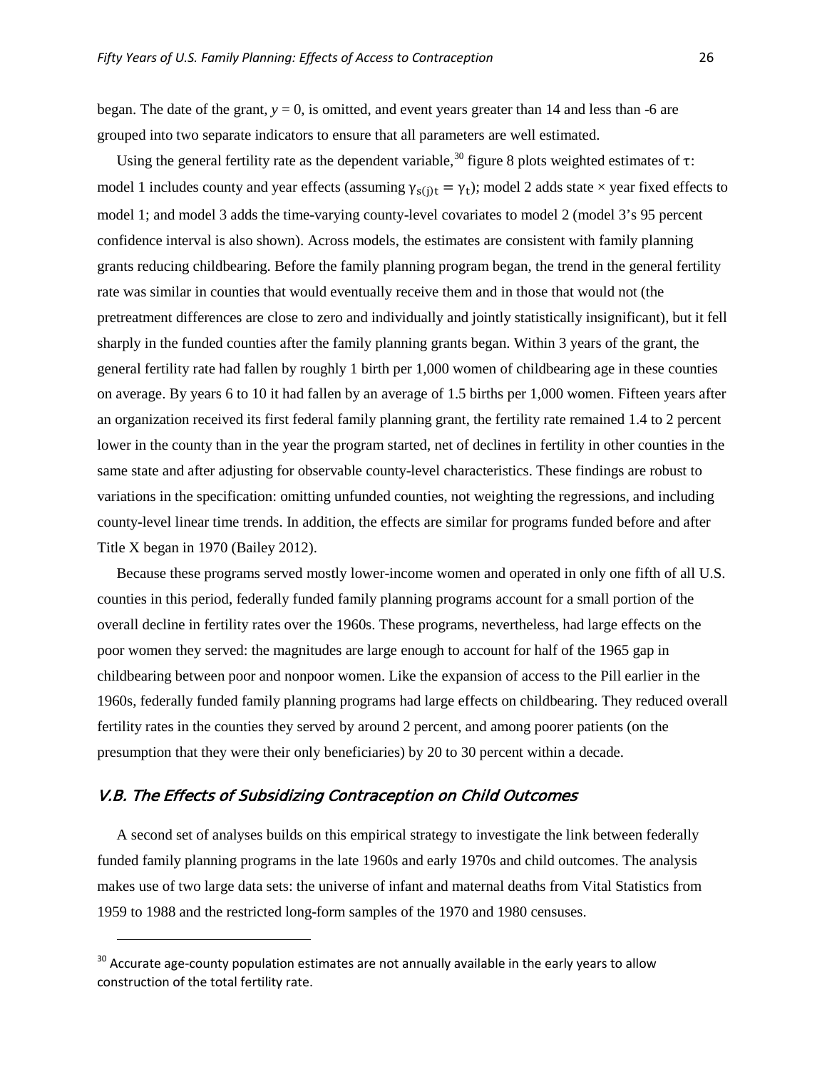began. The date of the grant, $y = 0$, is omitted, and event years greater than 14 and less than -6 are grouped into two separate indicators to ensure that all parameters are well estimated.

Using the general fertility rate as the dependent variable,[30] figure 8 plots weighted estimates of $\tau$: model 1 includes county and year effects (assuming $\gamma_{s(j)t} = \gamma_t$); model 2 adds state × year fixed effects to model 1; and model 3 adds the time-varying county-level covariates to model 2 (model 3's 95 percent confidence interval is also shown). Across models, the estimates are consistent with family planning grants reducing childbearing. Before the family planning program began, the trend in the general fertility rate was similar in counties that would eventually receive them and in those that would not (the pretreatment differences are close to zero and individually and jointly statistically insignificant), but it fell sharply in the funded counties after the family planning grants began. Within 3 years of the grant, the general fertility rate had fallen by roughly 1 birth per 1,000 women of childbearing age in these counties on average. By years 6 to 10 it had fallen by an average of 1.5 births per 1,000 women. Fifteen years after an organization received its first federal family planning grant, the fertility rate remained 1.4 to 2 percent lower in the county than in the year the program started, net of declines in fertility in other counties in the same state and after adjusting for observable county-level characteristics. These findings are robust to variations in the specification: omitting unfunded counties, not weighting the regressions, and including county-level linear time trends. In addition, the effects are similar for programs funded before and after Title X began in 1970 (Bailey 2012).

Because these programs served mostly lower-income women and operated in only one fifth of all U.S. counties in this period, federally funded family planning programs account for a small portion of the overall decline in fertility rates over the 1960s. These programs, nevertheless, had large effects on the poor women they served: the magnitudes are large enough to account for half of the 1965 gap in childbearing between poor and nonpoor women. Like the expansion of access to the Pill earlier in the 1960s, federally funded family planning programs had large effects on childbearing. They reduced overall fertility rates in the counties they served by around 2 percent, and among poorer patients (on the presumption that they were their only beneficiaries) by 20 to 30 percent within a decade.

### *V.B. The Effects of Subsidizing Contraception on Child Outcomes*

A second set of analyses builds on this empirical strategy to investigate the link between federally funded family planning programs in the late 1960s and early 1970s and child outcomes. The analysis makes use of two large data sets: the universe of infant and maternal deaths from Vital Statistics from 1959 to 1988 and the restricted long-form samples of the 1970 and 1980 censuses.

[30] Accurate age-county population estimates are not annually available in the early years to allow construction of the total fertility rate.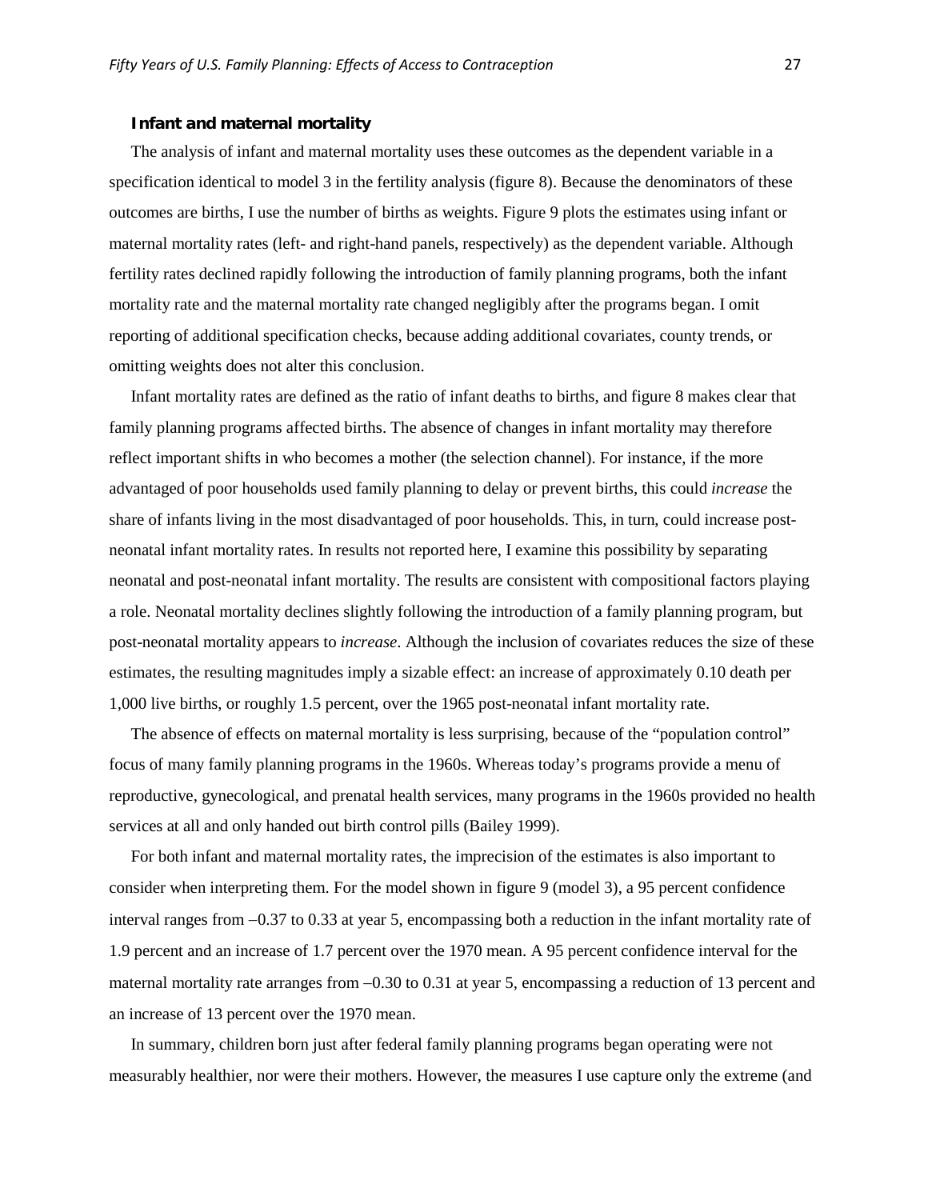### Infant and maternal mortality

The analysis of infant and maternal mortality uses these outcomes as the dependent variable in a specification identical to model 3 in the fertility analysis (figure 8). Because the denominators of these outcomes are births, I use the number of births as weights. Figure 9 plots the estimates using infant or maternal mortality rates (left- and right-hand panels, respectively) as the dependent variable. Although fertility rates declined rapidly following the introduction of family planning programs, both the infant mortality rate and the maternal mortality rate changed negligibly after the programs began. I omit reporting of additional specification checks, because adding additional covariates, county trends, or omitting weights does not alter this conclusion.

Infant mortality rates are defined as the ratio of infant deaths to births, and figure 8 makes clear that family planning programs affected births. The absence of changes in infant mortality may therefore reflect important shifts in who becomes a mother (the selection channel). For instance, if the more advantaged of poor households used family planning to delay or prevent births, this could *increase* the share of infants living in the most disadvantaged of poor households. This, in turn, could increase post-neonatal infant mortality rates. In results not reported here, I examine this possibility by separating neonatal and post-neonatal infant mortality. The results are consistent with compositional factors playing a role. Neonatal mortality declines slightly following the introduction of a family planning program, but post-neonatal mortality appears to *increase*. Although the inclusion of covariates reduces the size of these estimates, the resulting magnitudes imply a sizable effect: an increase of approximately 0.10 death per 1,000 live births, or roughly 1.5 percent, over the 1965 post-neonatal infant mortality rate.

The absence of effects on maternal mortality is less surprising, because of the "population control" focus of many family planning programs in the 1960s. Whereas today's programs provide a menu of reproductive, gynecological, and prenatal health services, many programs in the 1960s provided no health services at all and only handed out birth control pills (Bailey 1999).

For both infant and maternal mortality rates, the imprecision of the estimates is also important to consider when interpreting them. For the model shown in figure 9 (model 3), a 95 percent confidence interval ranges from –0.37 to 0.33 at year 5, encompassing both a reduction in the infant mortality rate of 1.9 percent and an increase of 1.7 percent over the 1970 mean. A 95 percent confidence interval for the maternal mortality rate arranges from –0.30 to 0.31 at year 5, encompassing a reduction of 13 percent and an increase of 13 percent over the 1970 mean.

In summary, children born just after federal family planning programs began operating were not measurably healthier, nor were their mothers. However, the measures I use capture only the extreme (and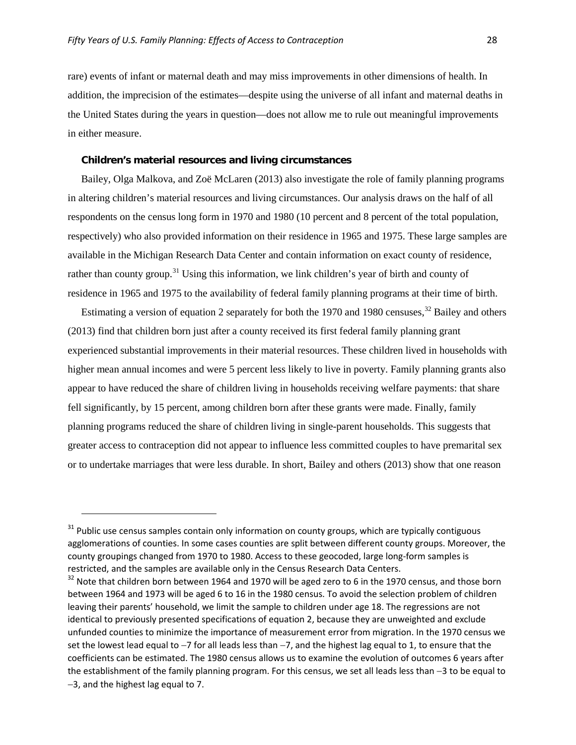rare) events of infant or maternal death and may miss improvements in other dimensions of health. In addition, the imprecision of the estimates—despite using the universe of all infant and maternal deaths in the United States during the years in question—does not allow me to rule out meaningful improvements in either measure.

### Children's material resources and living circumstances

Bailey, Olga Malkova, and Zoë McLaren (2013) also investigate the role of family planning programs in altering children's material resources and living circumstances. Our analysis draws on the half of all respondents on the census long form in 1970 and 1980 (10 percent and 8 percent of the total population, respectively) who also provided information on their residence in 1965 and 1975. These large samples are available in the Michigan Research Data Center and contain information on exact county of residence, rather than county group.[31] Using this information, we link children's year of birth and county of residence in 1965 and 1975 to the availability of federal family planning programs at their time of birth.

Estimating a version of equation 2 separately for both the 1970 and 1980 censuses,[32] Bailey and others (2013) find that children born just after a county received its first federal family planning grant experienced substantial improvements in their material resources. These children lived in households with higher mean annual incomes and were 5 percent less likely to live in poverty. Family planning grants also appear to have reduced the share of children living in households receiving welfare payments: that share fell significantly, by 15 percent, among children born after these grants were made. Finally, family planning programs reduced the share of children living in single-parent households. This suggests that greater access to contraception did not appear to influence less committed couples to have premarital sex or to undertake marriages that were less durable. In short, Bailey and others (2013) show that one reason

[31] Public use census samples contain only information on county groups, which are typically contiguous agglomerations of counties. In some cases counties are split between different county groups. Moreover, the county groupings changed from 1970 to 1980. Access to these geocoded, large long-form samples is restricted, and the samples are available only in the Census Research Data Centers.

[32] Note that children born between 1964 and 1970 will be aged zero to 6 in the 1970 census, and those born between 1964 and 1973 will be aged 6 to 16 in the 1980 census. To avoid the selection problem of children leaving their parents' household, we limit the sample to children under age 18. The regressions are not identical to previously presented specifications of equation 2, because they are unweighted and exclude unfunded counties to minimize the importance of measurement error from migration. In the 1970 census we set the lowest lead equal to –7 for all leads less than –7, and the highest lag equal to 1, to ensure that the coefficients can be estimated. The 1980 census allows us to examine the evolution of outcomes 6 years after the establishment of the family planning program. For this census, we set all leads less than –3 to be equal to –3, and the highest lag equal to 7.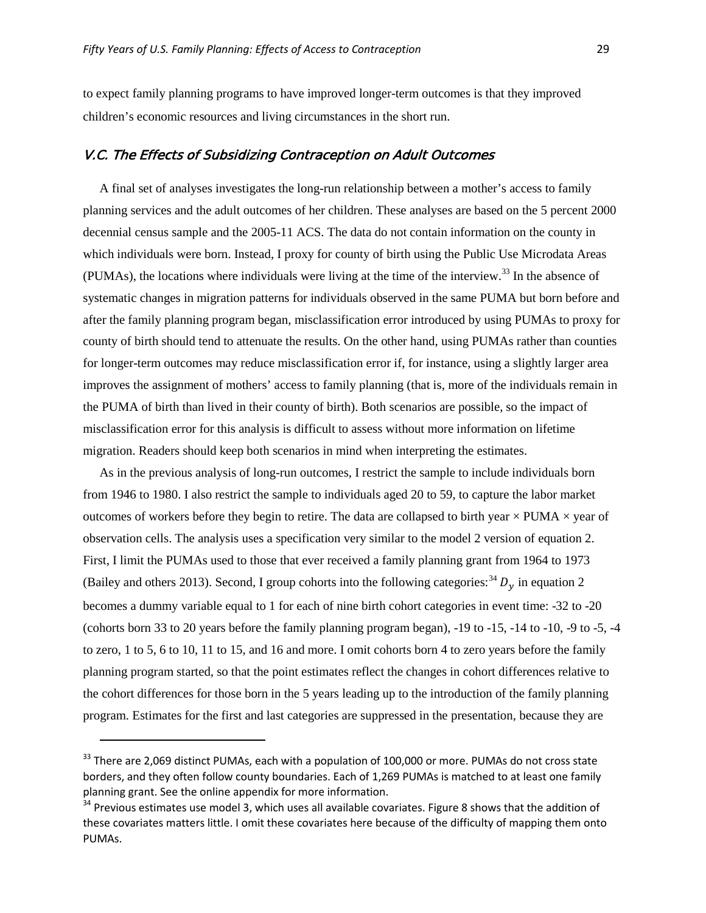to expect family planning programs to have improved longer-term outcomes is that they improved children's economic resources and living circumstances in the short run.

### V.C. The Effects of Subsidizing Contraception on Adult Outcomes

A final set of analyses investigates the long-run relationship between a mother's access to family planning services and the adult outcomes of her children. These analyses are based on the 5 percent 2000 decennial census sample and the 2005-11 ACS. The data do not contain information on the county in which individuals were born. Instead, I proxy for county of birth using the Public Use Microdata Areas (PUMAs), the locations where individuals were living at the time of the interview.[33] In the absence of systematic changes in migration patterns for individuals observed in the same PUMA but born before and after the family planning program began, misclassification error introduced by using PUMAs to proxy for county of birth should tend to attenuate the results. On the other hand, using PUMAs rather than counties for longer-term outcomes may reduce misclassification error if, for instance, using a slightly larger area improves the assignment of mothers' access to family planning (that is, more of the individuals remain in the PUMA of birth than lived in their county of birth). Both scenarios are possible, so the impact of misclassification error for this analysis is difficult to assess without more information on lifetime migration. Readers should keep both scenarios in mind when interpreting the estimates.

As in the previous analysis of long-run outcomes, I restrict the sample to include individuals born from 1946 to 1980. I also restrict the sample to individuals aged 20 to 59, to capture the labor market outcomes of workers before they begin to retire. The data are collapsed to birth year × PUMA × year of observation cells. The analysis uses a specification very similar to the model 2 version of equation 2. First, I limit the PUMAs used to those that ever received a family planning grant from 1964 to 1973 (Bailey and others 2013). Second, I group cohorts into the following categories:[34] $D_y$ in equation 2 becomes a dummy variable equal to 1 for each of nine birth cohort categories in event time: -32 to -20 (cohorts born 33 to 20 years before the family planning program began), -19 to -15, -14 to -10, -9 to -5, -4 to zero, 1 to 5, 6 to 10, 11 to 15, and 16 and more. I omit cohorts born 4 to zero years before the family planning program started, so that the point estimates reflect the changes in cohort differences relative to the cohort differences for those born in the 5 years leading up to the introduction of the family planning program. Estimates for the first and last categories are suppressed in the presentation, because they are

[33] There are 2,069 distinct PUMAs, each with a population of 100,000 or more. PUMAs do not cross state borders, and they often follow county boundaries. Each of 1,269 PUMAs is matched to at least one family planning grant. See the online appendix for more information.

[34] Previous estimates use model 3, which uses all available covariates. Figure 8 shows that the addition of these covariates matters little. I omit these covariates here because of the difficulty of mapping them onto PUMAs.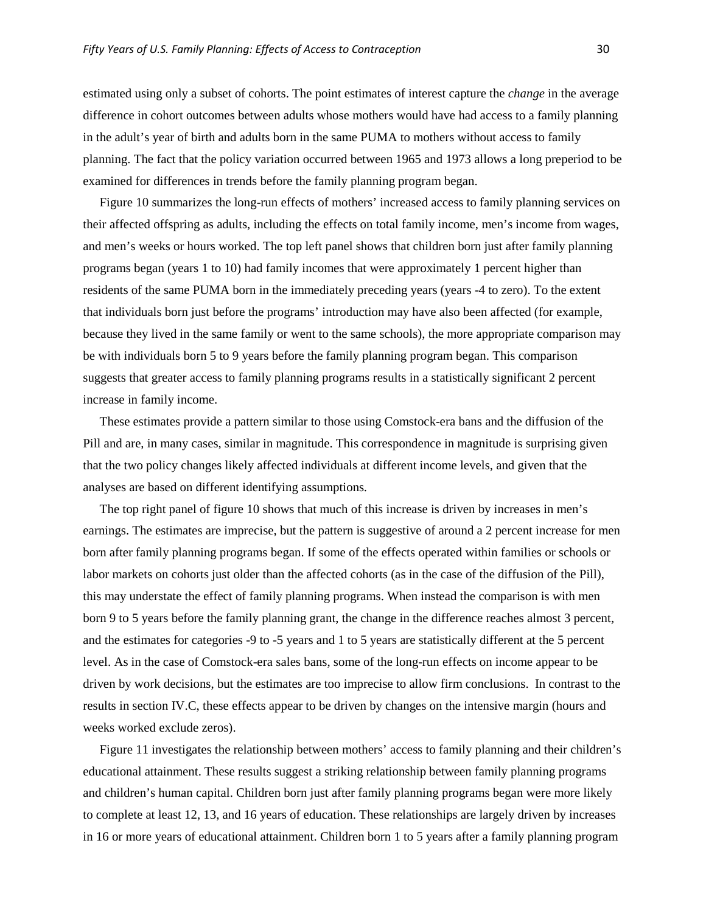estimated using only a subset of cohorts. The point estimates of interest capture the *change* in the average difference in cohort outcomes between adults whose mothers would have had access to a family planning in the adult's year of birth and adults born in the same PUMA to mothers without access to family planning. The fact that the policy variation occurred between 1965 and 1973 allows a long preperiod to be examined for differences in trends before the family planning program began.

Figure 10 summarizes the long-run effects of mothers' increased access to family planning services on their affected offspring as adults, including the effects on total family income, men's income from wages, and men's weeks or hours worked. The top left panel shows that children born just after family planning programs began (years 1 to 10) had family incomes that were approximately 1 percent higher than residents of the same PUMA born in the immediately preceding years (years -4 to zero). To the extent that individuals born just before the programs' introduction may have also been affected (for example, because they lived in the same family or went to the same schools), the more appropriate comparison may be with individuals born 5 to 9 years before the family planning program began. This comparison suggests that greater access to family planning programs results in a statistically significant 2 percent increase in family income.

These estimates provide a pattern similar to those using Comstock-era bans and the diffusion of the Pill and are, in many cases, similar in magnitude. This correspondence in magnitude is surprising given that the two policy changes likely affected individuals at different income levels, and given that the analyses are based on different identifying assumptions.

The top right panel of figure 10 shows that much of this increase is driven by increases in men's earnings. The estimates are imprecise, but the pattern is suggestive of around a 2 percent increase for men born after family planning programs began. If some of the effects operated within families or schools or labor markets on cohorts just older than the affected cohorts (as in the case of the diffusion of the Pill), this may understate the effect of family planning programs. When instead the comparison is with men born 9 to 5 years before the family planning grant, the change in the difference reaches almost 3 percent, and the estimates for categories -9 to -5 years and 1 to 5 years are statistically different at the 5 percent level. As in the case of Comstock-era sales bans, some of the long-run effects on income appear to be driven by work decisions, but the estimates are too imprecise to allow firm conclusions. In contrast to the results in section IV.C, these effects appear to be driven by changes on the intensive margin (hours and weeks worked exclude zeros).

Figure 11 investigates the relationship between mothers' access to family planning and their children's educational attainment. These results suggest a striking relationship between family planning programs and children's human capital. Children born just after family planning programs began were more likely to complete at least 12, 13, and 16 years of education. These relationships are largely driven by increases in 16 or more years of educational attainment. Children born 1 to 5 years after a family planning program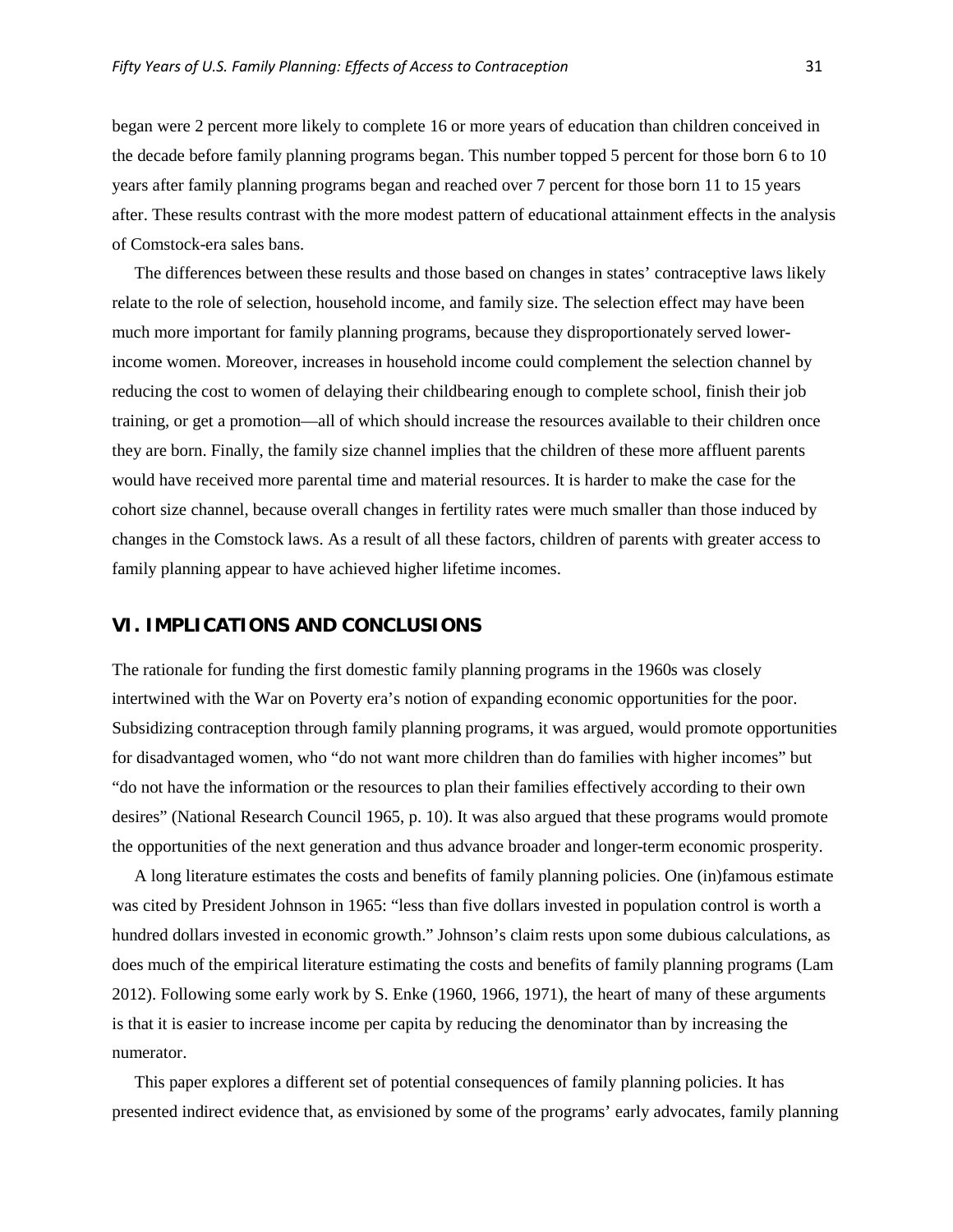began were 2 percent more likely to complete 16 or more years of education than children conceived in the decade before family planning programs began. This number topped 5 percent for those born 6 to 10 years after family planning programs began and reached over 7 percent for those born 11 to 15 years after. These results contrast with the more modest pattern of educational attainment effects in the analysis of Comstock-era sales bans.

The differences between these results and those based on changes in states' contraceptive laws likely relate to the role of selection, household income, and family size. The selection effect may have been much more important for family planning programs, because they disproportionately served lower-income women. Moreover, increases in household income could complement the selection channel by reducing the cost to women of delaying their childbearing enough to complete school, finish their job training, or get a promotion—all of which should increase the resources available to their children once they are born. Finally, the family size channel implies that the children of these more affluent parents would have received more parental time and material resources. It is harder to make the case for the cohort size channel, because overall changes in fertility rates were much smaller than those induced by changes in the Comstock laws. As a result of all these factors, children of parents with greater access to family planning appear to have achieved higher lifetime incomes.

## VI. IMPLICATIONS AND CONCLUSIONS

The rationale for funding the first domestic family planning programs in the 1960s was closely intertwined with the War on Poverty era's notion of expanding economic opportunities for the poor. Subsidizing contraception through family planning programs, it was argued, would promote opportunities for disadvantaged women, who "do not want more children than do families with higher incomes" but "do not have the information or the resources to plan their families effectively according to their own desires" (National Research Council 1965, p. 10). It was also argued that these programs would promote the opportunities of the next generation and thus advance broader and longer-term economic prosperity.

A long literature estimates the costs and benefits of family planning policies. One (in)famous estimate was cited by President Johnson in 1965: "less than five dollars invested in population control is worth a hundred dollars invested in economic growth." Johnson's claim rests upon some dubious calculations, as does much of the empirical literature estimating the costs and benefits of family planning programs (Lam 2012). Following some early work by S. Enke (1960, 1966, 1971), the heart of many of these arguments is that it is easier to increase income per capita by reducing the denominator than by increasing the numerator.

This paper explores a different set of potential consequences of family planning policies. It has presented indirect evidence that, as envisioned by some of the programs' early advocates, family planning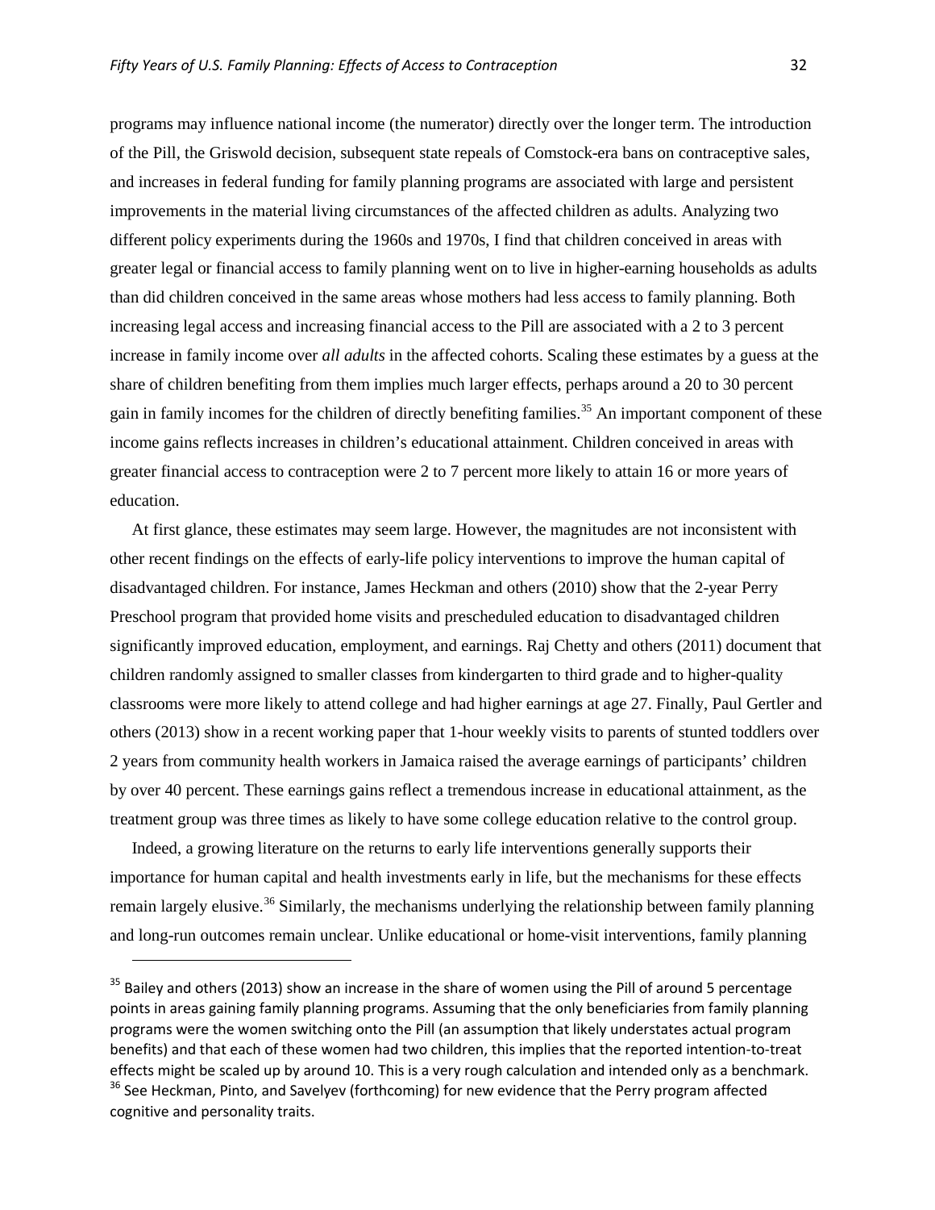programs may influence national income (the numerator) directly over the longer term. The introduction of the Pill, the Griswold decision, subsequent state repeals of Comstock-era bans on contraceptive sales, and increases in federal funding for family planning programs are associated with large and persistent improvements in the material living circumstances of the affected children as adults. Analyzing two different policy experiments during the 1960s and 1970s, I find that children conceived in areas with greater legal or financial access to family planning went on to live in higher-earning households as adults than did children conceived in the same areas whose mothers had less access to family planning. Both increasing legal access and increasing financial access to the Pill are associated with a 2 to 3 percent increase in family income over *all adults* in the affected cohorts. Scaling these estimates by a guess at the share of children benefiting from them implies much larger effects, perhaps around a 20 to 30 percent gain in family incomes for the children of directly benefiting families.[35] An important component of these income gains reflects increases in children's educational attainment. Children conceived in areas with greater financial access to contraception were 2 to 7 percent more likely to attain 16 or more years of education.

At first glance, these estimates may seem large. However, the magnitudes are not inconsistent with other recent findings on the effects of early-life policy interventions to improve the human capital of disadvantaged children. For instance, James Heckman and others (2010) show that the 2-year Perry Preschool program that provided home visits and prescheduled education to disadvantaged children significantly improved education, employment, and earnings. Raj Chetty and others (2011) document that children randomly assigned to smaller classes from kindergarten to third grade and to higher-quality classrooms were more likely to attend college and had higher earnings at age 27. Finally, Paul Gertler and others (2013) show in a recent working paper that 1-hour weekly visits to parents of stunted toddlers over 2 years from community health workers in Jamaica raised the average earnings of participants' children by over 40 percent. These earnings gains reflect a tremendous increase in educational attainment, as the treatment group was three times as likely to have some college education relative to the control group.

Indeed, a growing literature on the returns to early life interventions generally supports their importance for human capital and health investments early in life, but the mechanisms for these effects remain largely elusive.[36] Similarly, the mechanisms underlying the relationship between family planning and long-run outcomes remain unclear. Unlike educational or home-visit interventions, family planning

---

[35] Bailey and others (2013) show an increase in the share of women using the Pill of around 5 percentage points in areas gaining family planning programs. Assuming that the only beneficiaries from family planning programs were the women switching onto the Pill (an assumption that likely understates actual program benefits) and that each of these women had two children, this implies that the reported intention-to-treat effects might be scaled up by around 10. This is a very rough calculation and intended only as a benchmark.

[36] See Heckman, Pinto, and Savelyev (forthcoming) for new evidence that the Perry program affected cognitive and personality traits.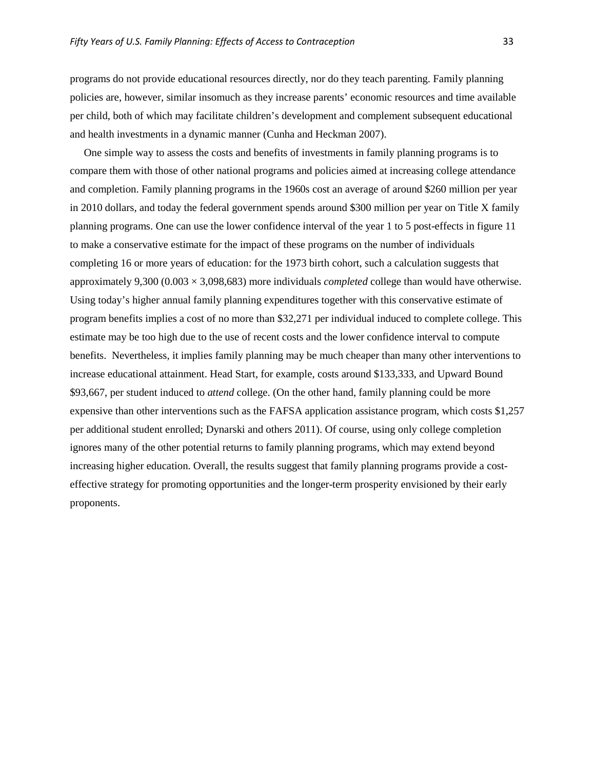programs do not provide educational resources directly, nor do they teach parenting. Family planning policies are, however, similar insomuch as they increase parents' economic resources and time available per child, both of which may facilitate children's development and complement subsequent educational and health investments in a dynamic manner (Cunha and Heckman 2007).

One simple way to assess the costs and benefits of investments in family planning programs is to compare them with those of other national programs and policies aimed at increasing college attendance and completion. Family planning programs in the 1960s cost an average of around $260 million per year in 2010 dollars, and today the federal government spends around $300 million per year on Title X family planning programs. One can use the lower confidence interval of the year 1 to 5 post-effects in figure 11 to make a conservative estimate for the impact of these programs on the number of individuals completing 16 or more years of education: for the 1973 birth cohort, such a calculation suggests that approximately 9,300 ($0.003 \times 3{,}098{,}683$) more individuals *completed* college than would have otherwise. Using today's higher annual family planning expenditures together with this conservative estimate of program benefits implies a cost of no more than $32,271 per individual induced to complete college. This estimate may be too high due to the use of recent costs and the lower confidence interval to compute benefits. Nevertheless, it implies family planning may be much cheaper than many other interventions to increase educational attainment. Head Start, for example, costs around $133,333, and Upward Bound $93,667, per student induced to *attend* college. (On the other hand, family planning could be more expensive than other interventions such as the FAFSA application assistance program, which costs $1,257 per additional student enrolled; Dynarski and others 2011). Of course, using only college completion ignores many of the other potential returns to family planning programs, which may extend beyond increasing higher education. Overall, the results suggest that family planning programs provide a cost-effective strategy for promoting opportunities and the longer-term prosperity envisioned by their early proponents.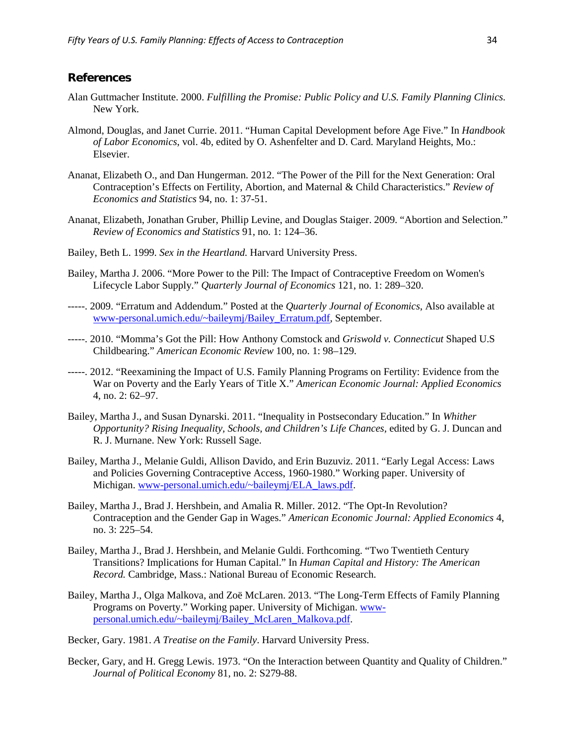## References

Alan Guttmacher Institute. 2000. *Fulfilling the Promise: Public Policy and U.S. Family Planning Clinics.* New York.

Almond, Douglas, and Janet Currie. 2011. "Human Capital Development before Age Five." In *Handbook of Labor Economics*, vol. 4b, edited by O. Ashenfelter and D. Card. Maryland Heights, Mo.: Elsevier.

Ananat, Elizabeth O., and Dan Hungerman. 2012. "The Power of the Pill for the Next Generation: Oral Contraception's Effects on Fertility, Abortion, and Maternal & Child Characteristics." *Review of Economics and Statistics* 94, no. 1: 37-51.

Ananat, Elizabeth, Jonathan Gruber, Phillip Levine, and Douglas Staiger. 2009. "Abortion and Selection." *Review of Economics and Statistics* 91, no. 1: 124–36.

Bailey, Beth L. 1999. *Sex in the Heartland.* Harvard University Press.

Bailey, Martha J. 2006. "More Power to the Pill: The Impact of Contraceptive Freedom on Women's Lifecycle Labor Supply." *Quarterly Journal of Economics* 121, no. 1: 289–320.

-----. 2009. "Erratum and Addendum." Posted at the *Quarterly Journal of Economics*, Also available at www-personal.umich.edu/~baileymj/Bailey_Erratum.pdf, September.

-----. 2010. "Momma's Got the Pill: How Anthony Comstock and *Griswold v. Connecticut* Shaped U.S Childbearing." *American Economic Review* 100, no. 1: 98–129.

-----. 2012. "Reexamining the Impact of U.S. Family Planning Programs on Fertility: Evidence from the War on Poverty and the Early Years of Title X." *American Economic Journal: Applied Economics* 4, no. 2: 62–97.

Bailey, Martha J., and Susan Dynarski. 2011. "Inequality in Postsecondary Education." In *Whither Opportunity? Rising Inequality, Schools, and Children's Life Chances*, edited by G. J. Duncan and R. J. Murnane. New York: Russell Sage.

Bailey, Martha J., Melanie Guldi, Allison Davido, and Erin Buzuviz. 2011. "Early Legal Access: Laws and Policies Governing Contraceptive Access, 1960-1980." Working paper. University of Michigan. www-personal.umich.edu/~baileymj/ELA_laws.pdf.

Bailey, Martha J., Brad J. Hershbein, and Amalia R. Miller. 2012. "The Opt-In Revolution? Contraception and the Gender Gap in Wages." *American Economic Journal: Applied Economics* 4, no. 3: 225–54.

Bailey, Martha J., Brad J. Hershbein, and Melanie Guldi. Forthcoming. "Two Twentieth Century Transitions? Implications for Human Capital." In *Human Capital and History: The American Record.* Cambridge, Mass.: National Bureau of Economic Research.

Bailey, Martha J., Olga Malkova, and Zoë McLaren. 2013. "The Long-Term Effects of Family Planning Programs on Poverty." Working paper. University of Michigan. www-personal.umich.edu/~baileymj/Bailey_McLaren_Malkova.pdf.

Becker, Gary. 1981. *A Treatise on the Family*. Harvard University Press.

Becker, Gary, and H. Gregg Lewis. 1973. "On the Interaction between Quantity and Quality of Children." *Journal of Political Economy* 81, no. 2: S279-88.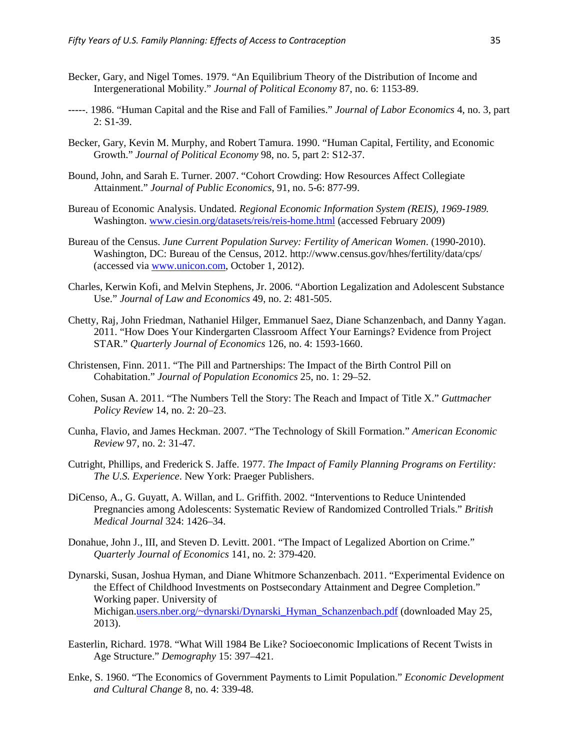Becker, Gary, and Nigel Tomes. 1979. "An Equilibrium Theory of the Distribution of Income and Intergenerational Mobility." *Journal of Political Economy* 87, no. 6: 1153-89.

-----. 1986. "Human Capital and the Rise and Fall of Families." *Journal of Labor Economics* 4, no. 3, part 2: S1-39.

Becker, Gary, Kevin M. Murphy, and Robert Tamura. 1990. "Human Capital, Fertility, and Economic Growth." *Journal of Political Economy* 98, no. 5, part 2: S12-37.

Bound, John, and Sarah E. Turner. 2007. "Cohort Crowding: How Resources Affect Collegiate Attainment." *Journal of Public Economics*, 91, no. 5-6: 877-99.

Bureau of Economic Analysis. Undated. *Regional Economic Information System (REIS), 1969-1989.* Washington. www.ciesin.org/datasets/reis/reis-home.html (accessed February 2009)

Bureau of the Census. *June Current Population Survey: Fertility of American Women*. (1990-2010). Washington, DC: Bureau of the Census, 2012. http://www.census.gov/hhes/fertility/data/cps/ (accessed via www.unicon.com, October 1, 2012).

Charles, Kerwin Kofi, and Melvin Stephens, Jr. 2006. "Abortion Legalization and Adolescent Substance Use." *Journal of Law and Economics* 49, no. 2: 481-505.

Chetty, Raj, John Friedman, Nathaniel Hilger, Emmanuel Saez, Diane Schanzenbach, and Danny Yagan. 2011. "How Does Your Kindergarten Classroom Affect Your Earnings? Evidence from Project STAR." *Quarterly Journal of Economics* 126, no. 4: 1593-1660.

Christensen, Finn. 2011. "The Pill and Partnerships: The Impact of the Birth Control Pill on Cohabitation." *Journal of Population Economics* 25, no. 1: 29–52.

Cohen, Susan A. 2011. "The Numbers Tell the Story: The Reach and Impact of Title X." *Guttmacher Policy Review* 14, no. 2: 20–23.

Cunha, Flavio, and James Heckman. 2007. "The Technology of Skill Formation." *American Economic Review* 97, no. 2: 31-47.

Cutright, Phillips, and Frederick S. Jaffe. 1977. *The Impact of Family Planning Programs on Fertility: The U.S. Experience*. New York: Praeger Publishers.

DiCenso, A., G. Guyatt, A. Willan, and L. Griffith. 2002. "Interventions to Reduce Unintended Pregnancies among Adolescents: Systematic Review of Randomized Controlled Trials." *British Medical Journal* 324: 1426–34.

Donahue, John J., III, and Steven D. Levitt. 2001. "The Impact of Legalized Abortion on Crime." *Quarterly Journal of Economics* 141, no. 2: 379-420.

Dynarski, Susan, Joshua Hyman, and Diane Whitmore Schanzenbach. 2011. "Experimental Evidence on the Effect of Childhood Investments on Postsecondary Attainment and Degree Completion." Working paper. University of Michigan.users.nber.org/~dynarski/Dynarski_Hyman_Schanzenbach.pdf (downloaded May 25, 2013).

Easterlin, Richard. 1978. "What Will 1984 Be Like? Socioeconomic Implications of Recent Twists in Age Structure." *Demography* 15: 397–421.

Enke, S. 1960. "The Economics of Government Payments to Limit Population." *Economic Development and Cultural Change* 8, no. 4: 339-48.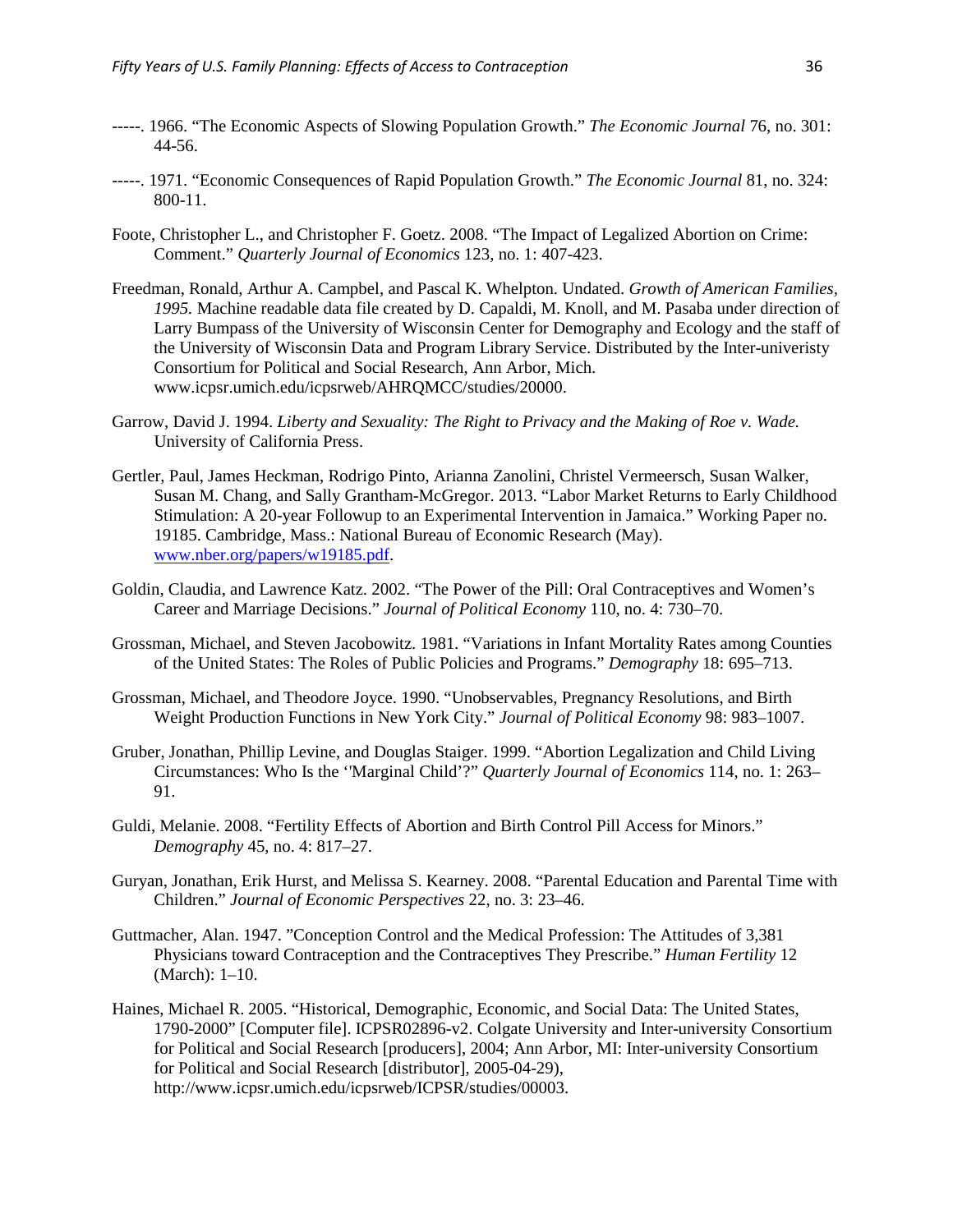-----. 1966. "The Economic Aspects of Slowing Population Growth." *The Economic Journal* 76, no. 301: 44-56.

-----. 1971. "Economic Consequences of Rapid Population Growth." *The Economic Journal* 81, no. 324: 800-11.

Foote, Christopher L., and Christopher F. Goetz. 2008. "The Impact of Legalized Abortion on Crime: Comment." *Quarterly Journal of Economics* 123, no. 1: 407-423.

Freedman, Ronald, Arthur A. Campbel, and Pascal K. Whelpton. Undated. *Growth of American Families, 1995.* Machine readable data file created by D. Capaldi, M. Knoll, and M. Pasaba under direction of Larry Bumpass of the University of Wisconsin Center for Demography and Ecology and the staff of the University of Wisconsin Data and Program Library Service. Distributed by the Inter-univeristy Consortium for Political and Social Research, Ann Arbor, Mich. www.icpsr.umich.edu/icpsrweb/AHRQMCC/studies/20000.

Garrow, David J. 1994. *Liberty and Sexuality: The Right to Privacy and the Making of Roe v. Wade.* University of California Press.

Gertler, Paul, James Heckman, Rodrigo Pinto, Arianna Zanolini, Christel Vermeersch, Susan Walker, Susan M. Chang, and Sally Grantham-McGregor. 2013. "Labor Market Returns to Early Childhood Stimulation: A 20-year Followup to an Experimental Intervention in Jamaica." Working Paper no. 19185. Cambridge, Mass.: National Bureau of Economic Research (May). www.nber.org/papers/w19185.pdf.

Goldin, Claudia, and Lawrence Katz. 2002. "The Power of the Pill: Oral Contraceptives and Women's Career and Marriage Decisions." *Journal of Political Economy* 110, no. 4: 730–70.

Grossman, Michael, and Steven Jacobowitz. 1981. "Variations in Infant Mortality Rates among Counties of the United States: The Roles of Public Policies and Programs." *Demography* 18: 695–713.

Grossman, Michael, and Theodore Joyce. 1990. "Unobservables, Pregnancy Resolutions, and Birth Weight Production Functions in New York City." *Journal of Political Economy* 98: 983–1007.

Gruber, Jonathan, Phillip Levine, and Douglas Staiger. 1999. "Abortion Legalization and Child Living Circumstances: Who Is the ''Marginal Child'?" *Quarterly Journal of Economics* 114, no. 1: 263–91.

Guldi, Melanie. 2008. "Fertility Effects of Abortion and Birth Control Pill Access for Minors." *Demography* 45, no. 4: 817–27.

Guryan, Jonathan, Erik Hurst, and Melissa S. Kearney. 2008. "Parental Education and Parental Time with Children." *Journal of Economic Perspectives* 22, no. 3: 23–46.

Guttmacher, Alan. 1947. "Conception Control and the Medical Profession: The Attitudes of 3,381 Physicians toward Contraception and the Contraceptives They Prescribe." *Human Fertility* 12 (March): 1–10.

Haines, Michael R. 2005. "Historical, Demographic, Economic, and Social Data: The United States, 1790-2000" [Computer file]. ICPSR02896-v2. Colgate University and Inter-university Consortium for Political and Social Research [producers], 2004; Ann Arbor, MI: Inter-university Consortium for Political and Social Research [distributor], 2005-04-29), http://www.icpsr.umich.edu/icpsrweb/ICPSR/studies/00003.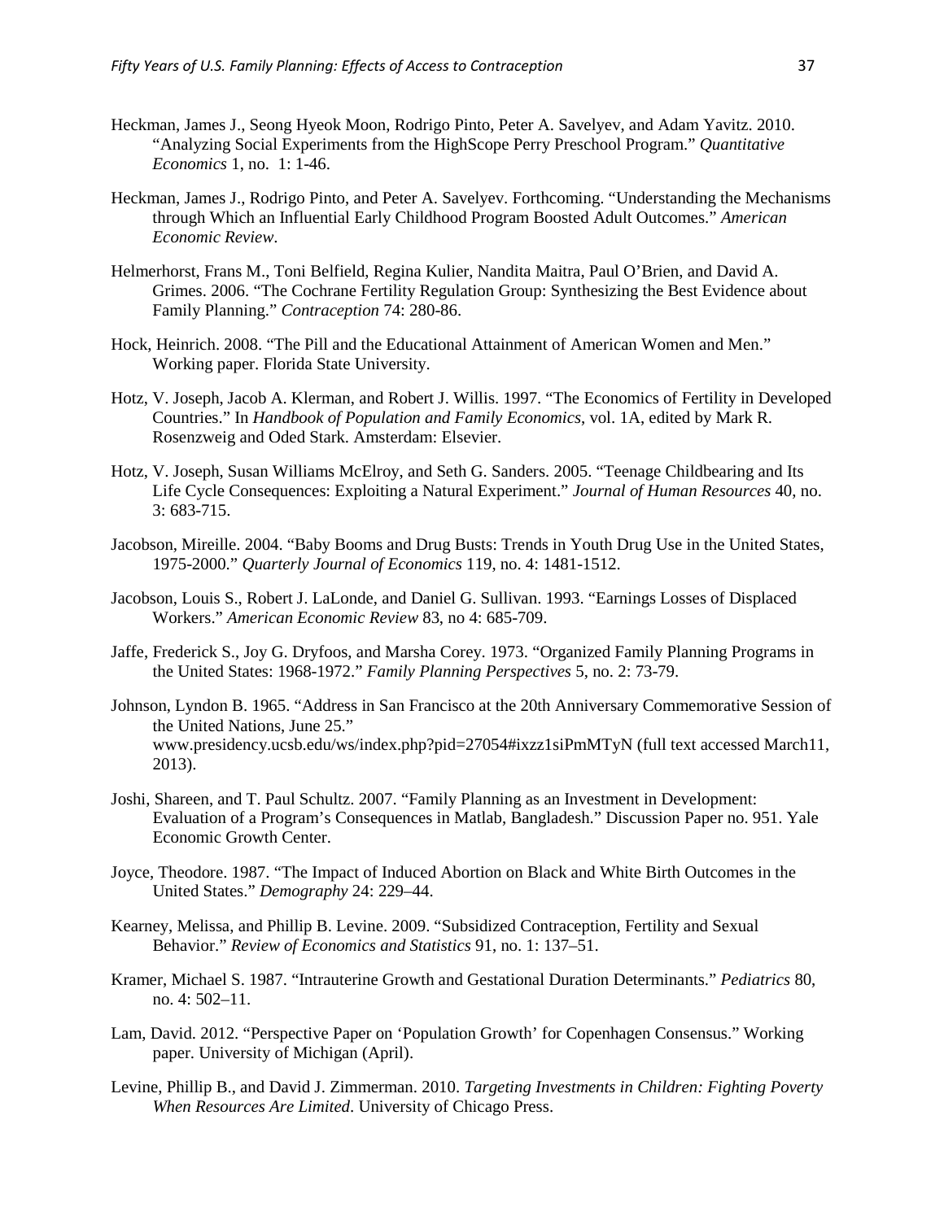Heckman, James J., Seong Hyeok Moon, Rodrigo Pinto, Peter A. Savelyev, and Adam Yavitz. 2010. "Analyzing Social Experiments from the HighScope Perry Preschool Program." *Quantitative Economics* 1, no. 1: 1-46.

Heckman, James J., Rodrigo Pinto, and Peter A. Savelyev. Forthcoming. "Understanding the Mechanisms through Which an Influential Early Childhood Program Boosted Adult Outcomes." *American Economic Review*.

Helmerhorst, Frans M., Toni Belfield, Regina Kulier, Nandita Maitra, Paul O'Brien, and David A. Grimes. 2006. "The Cochrane Fertility Regulation Group: Synthesizing the Best Evidence about Family Planning." *Contraception* 74: 280-86.

Hock, Heinrich. 2008. "The Pill and the Educational Attainment of American Women and Men." Working paper. Florida State University.

Hotz, V. Joseph, Jacob A. Klerman, and Robert J. Willis. 1997. "The Economics of Fertility in Developed Countries." In *Handbook of Population and Family Economics*, vol. 1A, edited by Mark R. Rosenzweig and Oded Stark. Amsterdam: Elsevier.

Hotz, V. Joseph, Susan Williams McElroy, and Seth G. Sanders. 2005. "Teenage Childbearing and Its Life Cycle Consequences: Exploiting a Natural Experiment." *Journal of Human Resources* 40, no. 3: 683-715.

Jacobson, Mireille. 2004. "Baby Booms and Drug Busts: Trends in Youth Drug Use in the United States, 1975-2000." *Quarterly Journal of Economics* 119, no. 4: 1481-1512.

Jacobson, Louis S., Robert J. LaLonde, and Daniel G. Sullivan. 1993. "Earnings Losses of Displaced Workers." *American Economic Review* 83, no 4: 685-709.

Jaffe, Frederick S., Joy G. Dryfoos, and Marsha Corey. 1973. "Organized Family Planning Programs in the United States: 1968-1972." *Family Planning Perspectives* 5, no. 2: 73-79.

Johnson, Lyndon B. 1965. "Address in San Francisco at the 20th Anniversary Commemorative Session of the United Nations, June 25." www.presidency.ucsb.edu/ws/index.php?pid=27054#ixzz1siPmMTyN (full text accessed March11, 2013).

Joshi, Shareen, and T. Paul Schultz. 2007. "Family Planning as an Investment in Development: Evaluation of a Program's Consequences in Matlab, Bangladesh." Discussion Paper no. 951. Yale Economic Growth Center.

Joyce, Theodore. 1987. "The Impact of Induced Abortion on Black and White Birth Outcomes in the United States." *Demography* 24: 229–44.

Kearney, Melissa, and Phillip B. Levine. 2009. "Subsidized Contraception, Fertility and Sexual Behavior." *Review of Economics and Statistics* 91, no. 1: 137–51.

Kramer, Michael S. 1987. "Intrauterine Growth and Gestational Duration Determinants." *Pediatrics* 80, no. 4: 502–11.

Lam, David. 2012. "Perspective Paper on 'Population Growth' for Copenhagen Consensus." Working paper. University of Michigan (April).

Levine, Phillip B., and David J. Zimmerman. 2010. *Targeting Investments in Children: Fighting Poverty When Resources Are Limited*. University of Chicago Press.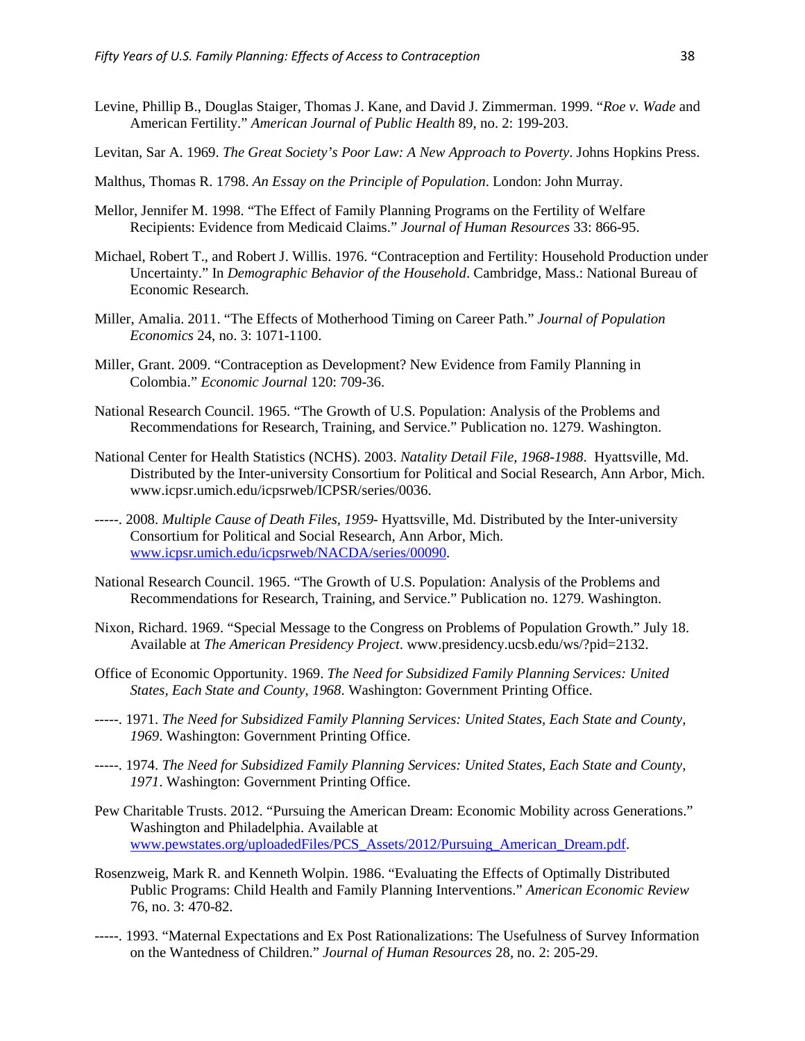Levine, Phillip B., Douglas Staiger, Thomas J. Kane, and David J. Zimmerman. 1999. "*Roe v. Wade* and American Fertility." *American Journal of Public Health* 89, no. 2: 199-203.

Levitan, Sar A. 1969. *The Great Society's Poor Law: A New Approach to Poverty*. Johns Hopkins Press.

Malthus, Thomas R. 1798. *An Essay on the Principle of Population*. London: John Murray.

Mellor, Jennifer M. 1998. "The Effect of Family Planning Programs on the Fertility of Welfare Recipients: Evidence from Medicaid Claims." *Journal of Human Resources* 33: 866-95.

Michael, Robert T., and Robert J. Willis. 1976. "Contraception and Fertility: Household Production under Uncertainty." In *Demographic Behavior of the Household*. Cambridge, Mass.: National Bureau of Economic Research.

Miller, Amalia. 2011. "The Effects of Motherhood Timing on Career Path." *Journal of Population Economics* 24, no. 3: 1071-1100.

Miller, Grant. 2009. "Contraception as Development? New Evidence from Family Planning in Colombia." *Economic Journal* 120: 709-36.

National Research Council. 1965. "The Growth of U.S. Population: Analysis of the Problems and Recommendations for Research, Training, and Service." Publication no. 1279. Washington.

National Center for Health Statistics (NCHS). 2003. *Natality Detail File, 1968-1988*. Hyattsville, Md. Distributed by the Inter-university Consortium for Political and Social Research, Ann Arbor, Mich. www.icpsr.umich.edu/icpsrweb/ICPSR/series/0036.

-----. 2008. *Multiple Cause of Death Files, 1959-* Hyattsville, Md. Distributed by the Inter-university Consortium for Political and Social Research, Ann Arbor, Mich. www.icpsr.umich.edu/icpsrweb/NACDA/series/00090.

National Research Council. 1965. "The Growth of U.S. Population: Analysis of the Problems and Recommendations for Research, Training, and Service." Publication no. 1279. Washington.

Nixon, Richard. 1969. "Special Message to the Congress on Problems of Population Growth." July 18. Available at *The American Presidency Project*. www.presidency.ucsb.edu/ws/?pid=2132.

Office of Economic Opportunity. 1969. *The Need for Subsidized Family Planning Services: United States, Each State and County, 1968*. Washington: Government Printing Office.

-----. 1971. *The Need for Subsidized Family Planning Services: United States, Each State and County, 1969*. Washington: Government Printing Office.

-----. 1974. *The Need for Subsidized Family Planning Services: United States, Each State and County, 1971*. Washington: Government Printing Office.

Pew Charitable Trusts. 2012. "Pursuing the American Dream: Economic Mobility across Generations." Washington and Philadelphia. Available at www.pewstates.org/uploadedFiles/PCS_Assets/2012/Pursuing_American_Dream.pdf.

Rosenzweig, Mark R. and Kenneth Wolpin. 1986. "Evaluating the Effects of Optimally Distributed Public Programs: Child Health and Family Planning Interventions." *American Economic Review* 76, no. 3: 470-82.

-----. 1993. "Maternal Expectations and Ex Post Rationalizations: The Usefulness of Survey Information on the Wantedness of Children." *Journal of Human Resources* 28, no. 2: 205-29.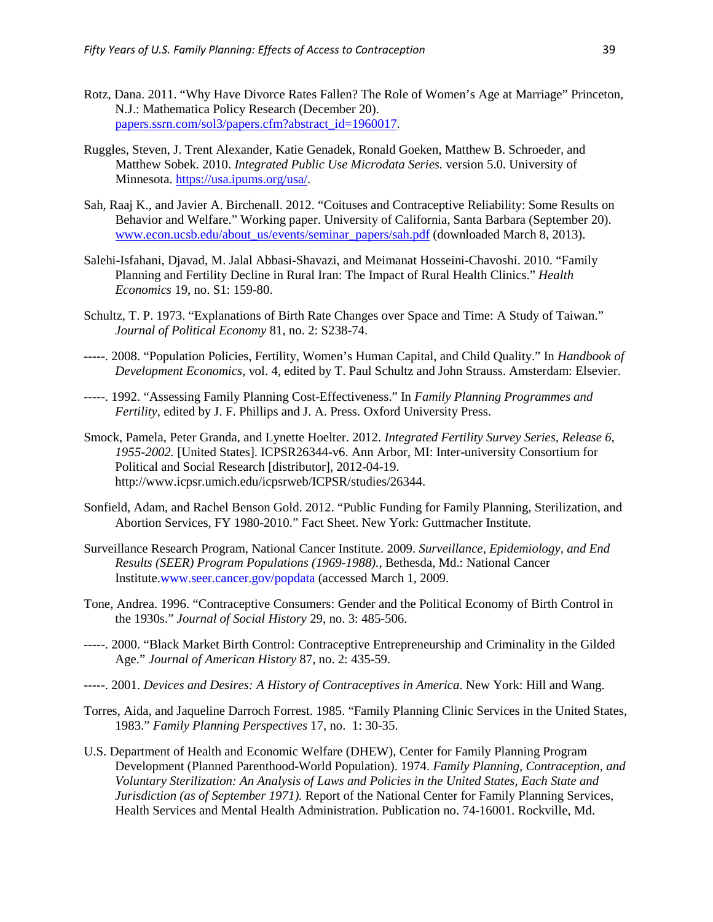Rotz, Dana. 2011. "Why Have Divorce Rates Fallen? The Role of Women's Age at Marriage" Princeton, N.J.: Mathematica Policy Research (December 20). papers.ssrn.com/sol3/papers.cfm?abstract_id=1960017.

Ruggles, Steven, J. Trent Alexander, Katie Genadek, Ronald Goeken, Matthew B. Schroeder, and Matthew Sobek. 2010. *Integrated Public Use Microdata Series.* version 5.0. University of Minnesota. https://usa.ipums.org/usa/.

Sah, Raaj K., and Javier A. Birchenall. 2012. "Coituses and Contraceptive Reliability: Some Results on Behavior and Welfare." Working paper. University of California, Santa Barbara (September 20). www.econ.ucsb.edu/about_us/events/seminar_papers/sah.pdf (downloaded March 8, 2013).

Salehi-Isfahani, Djavad, M. Jalal Abbasi-Shavazi, and Meimanat Hosseini-Chavoshi. 2010. "Family Planning and Fertility Decline in Rural Iran: The Impact of Rural Health Clinics." *Health Economics* 19, no. S1: 159-80.

Schultz, T. P. 1973. "Explanations of Birth Rate Changes over Space and Time: A Study of Taiwan." *Journal of Political Economy* 81, no. 2: S238-74.

-----. 2008. "Population Policies, Fertility, Women's Human Capital, and Child Quality." In *Handbook of Development Economics*, vol. 4, edited by T. Paul Schultz and John Strauss. Amsterdam: Elsevier.

-----. 1992. "Assessing Family Planning Cost-Effectiveness." In *Family Planning Programmes and Fertility*, edited by J. F. Phillips and J. A. Press. Oxford University Press.

Smock, Pamela, Peter Granda, and Lynette Hoelter. 2012. *Integrated Fertility Survey Series, Release 6, 1955-2002.* [United States]. ICPSR26344-v6. Ann Arbor, MI: Inter-university Consortium for Political and Social Research [distributor], 2012-04-19. http://www.icpsr.umich.edu/icpsrweb/ICPSR/studies/26344.

Sonfield, Adam, and Rachel Benson Gold. 2012. "Public Funding for Family Planning, Sterilization, and Abortion Services, FY 1980-2010." Fact Sheet. New York: Guttmacher Institute.

Surveillance Research Program, National Cancer Institute. 2009. *Surveillance, Epidemiology, and End Results (SEER) Program Populations (1969-1988).*, Bethesda, Md.: National Cancer Institute.www.seer.cancer.gov/popdata (accessed March 1, 2009.

Tone, Andrea. 1996. "Contraceptive Consumers: Gender and the Political Economy of Birth Control in the 1930s." *Journal of Social History* 29, no. 3: 485-506.

-----. 2000. "Black Market Birth Control: Contraceptive Entrepreneurship and Criminality in the Gilded Age." *Journal of American History* 87, no. 2: 435-59.

-----. 2001. *Devices and Desires: A History of Contraceptives in America*. New York: Hill and Wang.

Torres, Aida, and Jaqueline Darroch Forrest. 1985. "Family Planning Clinic Services in the United States, 1983." *Family Planning Perspectives* 17, no. 1: 30-35.

U.S. Department of Health and Economic Welfare (DHEW), Center for Family Planning Program Development (Planned Parenthood-World Population). 1974. *Family Planning, Contraception, and Voluntary Sterilization: An Analysis of Laws and Policies in the United States, Each State and Jurisdiction (as of September 1971).* Report of the National Center for Family Planning Services, Health Services and Mental Health Administration. Publication no. 74-16001. Rockville, Md.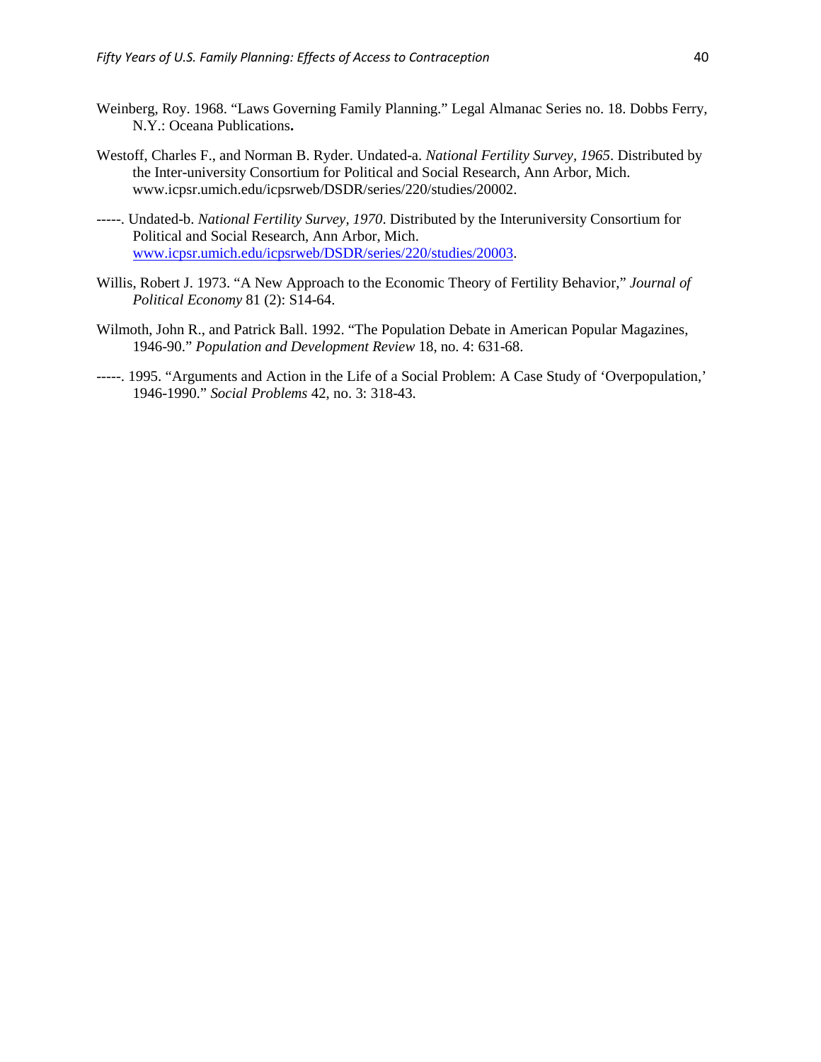Weinberg, Roy. 1968. "Laws Governing Family Planning." Legal Almanac Series no. 18. Dobbs Ferry, N.Y.: Oceana Publications**.**

Westoff, Charles F., and Norman B. Ryder. Undated-a. *National Fertility Survey, 1965*. Distributed by the Inter-university Consortium for Political and Social Research, Ann Arbor, Mich. www.icpsr.umich.edu/icpsrweb/DSDR/series/220/studies/20002.

-----. Undated-b. *National Fertility Survey, 1970*. Distributed by the Interuniversity Consortium for Political and Social Research, Ann Arbor, Mich. www.icpsr.umich.edu/icpsrweb/DSDR/series/220/studies/20003.

Willis, Robert J. 1973. "A New Approach to the Economic Theory of Fertility Behavior," *Journal of Political Economy* 81 (2): S14-64.

Wilmoth, John R., and Patrick Ball. 1992. "The Population Debate in American Popular Magazines, 1946-90." *Population and Development Review* 18, no. 4: 631-68.

-----. 1995. "Arguments and Action in the Life of a Social Problem: A Case Study of 'Overpopulation,' 1946-1990." *Social Problems* 42, no. 3: 318-43.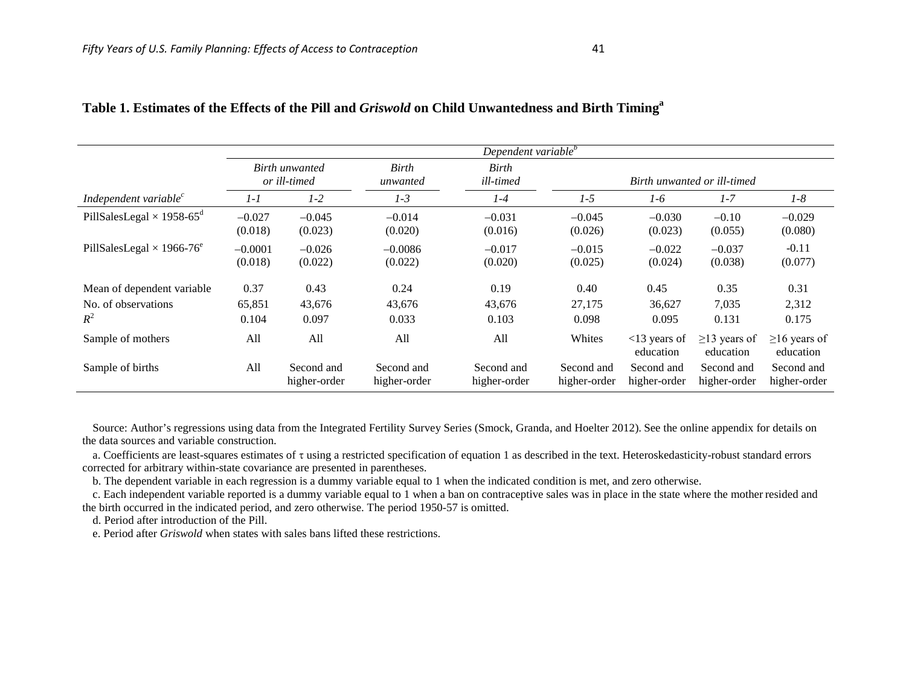## Table 1. Estimates of the Effects of the Pill and *Griswold* on Child Unwantedness and Birth Timing[a]

| | Dependent variable[b] | | | | | | | |
|---|---|---|---|---|---|---|---|---|
| | *Birth unwanted or ill-timed* | | *Birth unwanted* | *Birth ill-timed* | *Birth unwanted or ill-timed* | | | |
| *Independent variable*[c] | *1-1* | *1-2* | *1-3* | *1-4* | *1-5* | *1-6* | *1-7* | *1-8* |
| PillSalesLegal × 1958-65[d] | –0.027 (0.018) | –0.045 (0.023) | –0.014 (0.020) | –0.031 (0.016) | –0.045 (0.026) | –0.030 (0.023) | –0.10 (0.055) | –0.029 (0.080) |
| PillSalesLegal × 1966-76[e] | –0.0001 (0.018) | –0.026 (0.022) | –0.0086 (0.022) | –0.017 (0.020) | –0.015 (0.025) | –0.022 (0.024) | –0.037 (0.038) | -0.11 (0.077) |
| Mean of dependent variable | 0.37 | 0.43 | 0.24 | 0.19 | 0.40 | 0.45 | 0.35 | 0.31 |
| No. of observations | 65,851 | 43,676 | 43,676 | 43,676 | 27,175 | 36,627 | 7,035 | 2,312 |
| $R^2$ | 0.104 | 0.097 | 0.033 | 0.103 | 0.098 | 0.095 | 0.131 | 0.175 |
| Sample of mothers | All | All | All | All | Whites | <13 years of education | ≥13 years of education | ≥16 years of education |
| Sample of births | All | Second and higher-order | Second and higher-order | Second and higher-order | Second and higher-order | Second and higher-order | Second and higher-order | Second and higher-order |

Source: Author's regressions using data from the Integrated Fertility Survey Series (Smock, Granda, and Hoelter 2012). See the online appendix for details on the data sources and variable construction.

a. Coefficients are least-squares estimates of $\tau$ using a restricted specification of equation 1 as described in the text. Heteroskedasticity-robust standard errors corrected for arbitrary within-state covariance are presented in parentheses.

b. The dependent variable in each regression is a dummy variable equal to 1 when the indicated condition is met, and zero otherwise.

c. Each independent variable reported is a dummy variable equal to 1 when a ban on contraceptive sales was in place in the state where the mother resided and the birth occurred in the indicated period, and zero otherwise. The period 1950-57 is omitted.

d. Period after introduction of the Pill.

e. Period after *Griswold* when states with sales bans lifted these restrictions.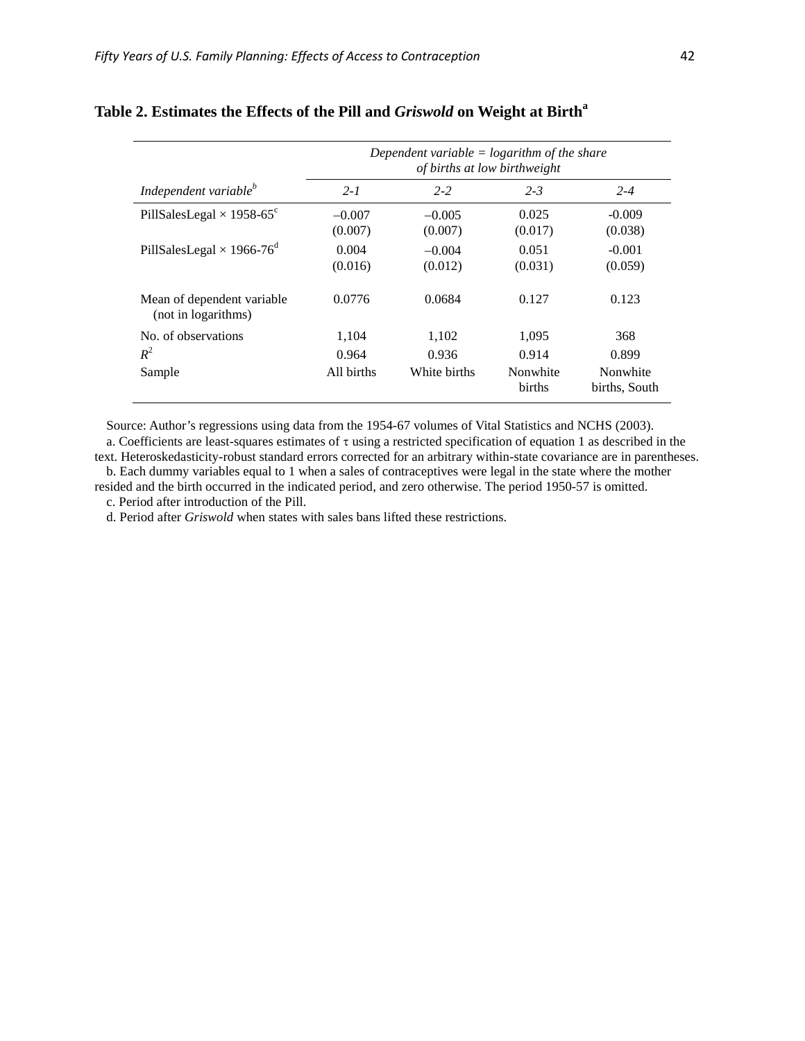**Table 2. Estimates the Effects of the Pill and *Griswold* on Weight at Birth**[a]

| | *Dependent variable = logarithm of the share of births at low birthweight* | | | |
|---|---|---|---|---|
| *Independent variable*[b] | *2-1* | *2-2* | *2-3* | *2-4* |
| PillSalesLegal × 1958-65[c] | –0.007<br>(0.007) | –0.005<br>(0.007) | 0.025<br>(0.017) | -0.009<br>(0.038) |
| PillSalesLegal × 1966-76[d] | 0.004<br>(0.016) | –0.004<br>(0.012) | 0.051<br>(0.031) | -0.001<br>(0.059) |
| Mean of dependent variable (not in logarithms) | 0.0776 | 0.0684 | 0.127 | 0.123 |
| No. of observations | 1,104 | 1,102 | 1,095 | 368 |
| $R^2$ | 0.964 | 0.936 | 0.914 | 0.899 |
| Sample | All births | White births | Nonwhite births | Nonwhite births, South |

Source: Author's regressions using data from the 1954-67 volumes of Vital Statistics and NCHS (2003).

a. Coefficients are least-squares estimates of $\tau$ using a restricted specification of equation 1 as described in the text. Heteroskedasticity-robust standard errors corrected for an arbitrary within-state covariance are in parentheses.

b. Each dummy variables equal to 1 when a sales of contraceptives were legal in the state where the mother resided and the birth occurred in the indicated period, and zero otherwise. The period 1950-57 is omitted.

c. Period after introduction of the Pill.

d. Period after *Griswold* when states with sales bans lifted these restrictions.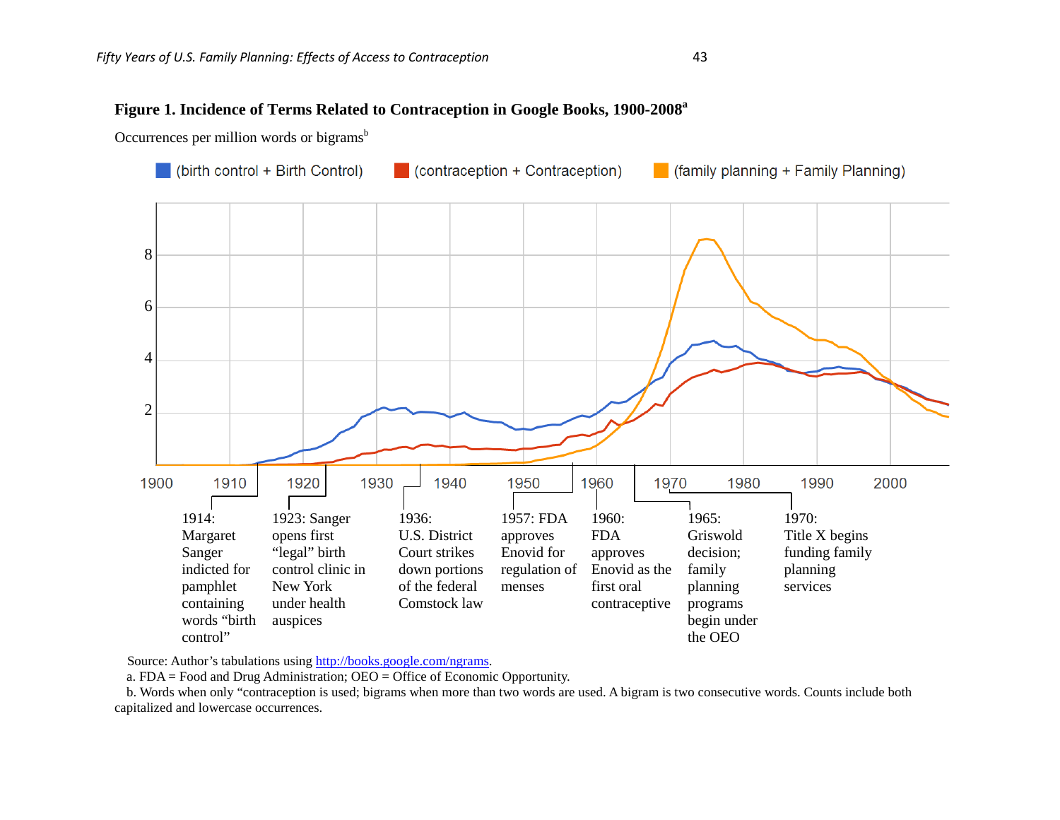**Figure 1. Incidence of Terms Related to Contraception in Google Books, 1900-2008**[a]

Occurrences per million words or bigrams[b]

(birth control + Birth Control)
(contraception + Contraception)
(family planning + Family Planning)

8
6
4
2

1900
1910
1920
1930
1940
1950
1960
1970
1980
1990
2000

1914: Margaret Sanger indicted for pamphlet containing words "birth control"

1923: Sanger opens first "legal" birth control clinic in New York under health auspices

1936: U.S. District Court strikes down portions of the federal Comstock law

1957: FDA approves Enovid for regulation of menses

1960: FDA approves Enovid as the first oral contraceptive

1965: Griswold decision; family planning programs begin under the OEO

1970: Title X begins funding family planning services

Source: Author's tabulations using http://books.google.com/ngrams.

a. FDA = Food and Drug Administration; OEO = Office of Economic Opportunity.

b. Words when only "contraception is used; bigrams when more than two words are used. A bigram is two consecutive words. Counts include both capitalized and lowercase occurrences.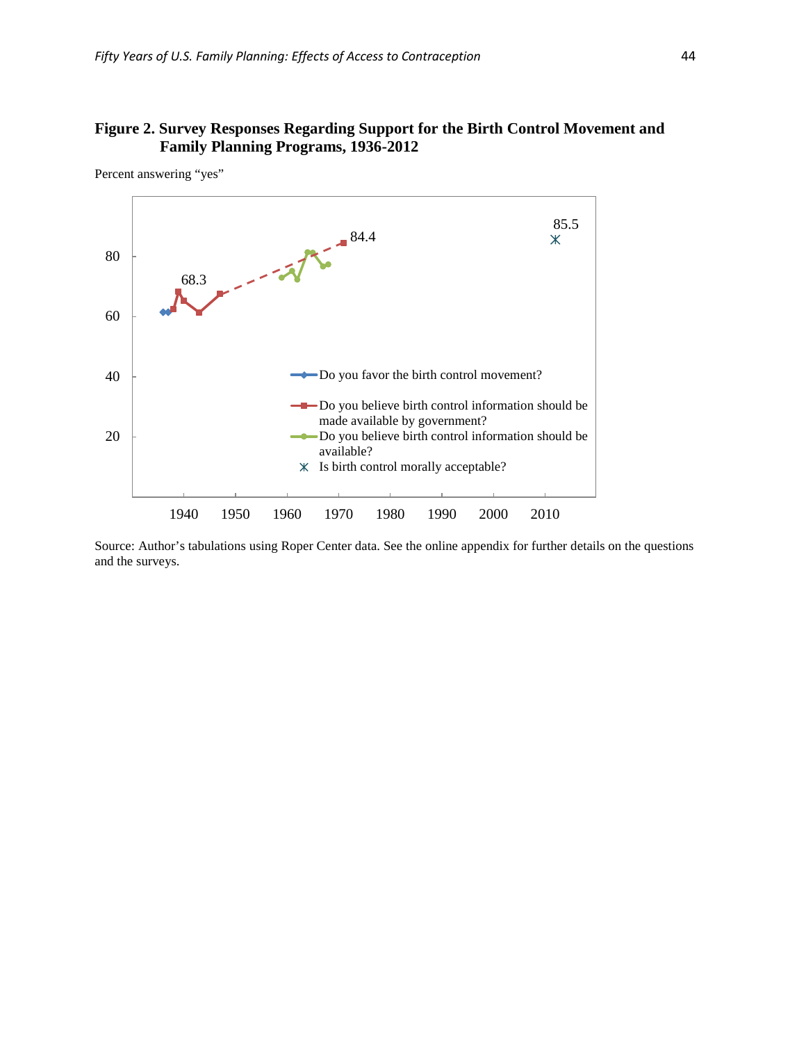**Figure 2. Survey Responses Regarding Support for the Birth Control Movement and Family Planning Programs, 1936-2012**

Percent answering "yes"

85.5

84.4

80

68.3

60

40

20

1940 1950 1960 1970 1980 1990 2000 2010

Do you favor the birth control movement?

Do you believe birth control information should be made available by government?

Do you believe birth control information should be available?

Is birth control morally acceptable?

Source: Author's tabulations using Roper Center data. See the online appendix for further details on the questions and the surveys.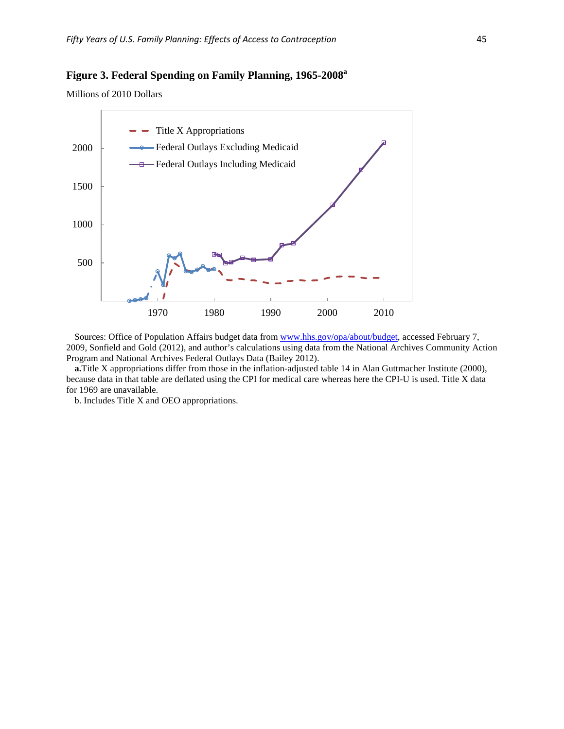## Figure 3. Federal Spending on Family Planning, 1965-2008[a]

Millions of 2010 Dollars

Title X Appropriations
Federal Outlays Excluding Medicaid
Federal Outlays Including Medicaid

2000
1500
1000
500

1970
1980
1990
2000
2010

Sources: Office of Population Affairs budget data from www.hhs.gov/opa/about/budget, accessed February 7, 2009, Sonfield and Gold (2012), and author's calculations using data from the National Archives Community Action Program and National Archives Federal Outlays Data (Bailey 2012).

**a.** Title X appropriations differ from those in the inflation-adjusted table 14 in Alan Guttmacher Institute (2000), because data in that table are deflated using the CPI for medical care whereas here the CPI-U is used. Title X data for 1969 are unavailable.

b. Includes Title X and OEO appropriations.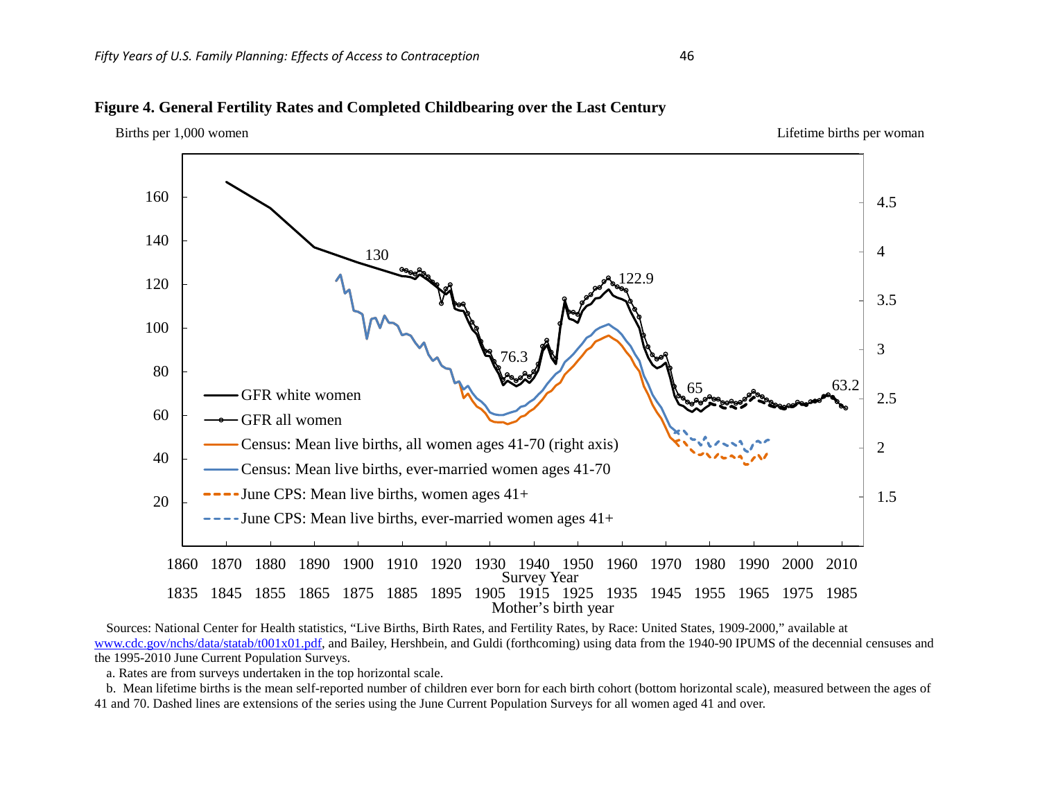**Figure 4. General Fertility Rates and Completed Childbearing over the Last Century**

Births per 1,000 women

Lifetime births per woman

160
140
120
100
80
60
40
20

4.5
4
3.5
3
2.5
2
1.5

130
122.9
76.3
65
63.2

GFR white women
GFR all women
Census: Mean live births, all women ages 41-70 (right axis)
Census: Mean live births, ever-married women ages 41-70
June CPS: Mean live births, women ages 41+
June CPS: Mean live births, ever-married women ages 41+

1860 1870 1880 1890 1900 1910 1920 1930 1940 1950 1960 1970 1980 1990 2000 2010

Survey Year

1835 1845 1855 1865 1875 1885 1895 1905 1915 1925 1935 1945 1955 1965 1975 1985

Mother's birth year

Sources: National Center for Health statistics, "Live Births, Birth Rates, and Fertility Rates, by Race: United States, 1909-2000," available at www.cdc.gov/nchs/data/statab/t001x01.pdf, and Bailey, Hershbein, and Guldi (forthcoming) using data from the 1940-90 IPUMS of the decennial censuses and the 1995-2010 June Current Population Surveys.

a. Rates are from surveys undertaken in the top horizontal scale.

b. Mean lifetime births is the mean self-reported number of children ever born for each birth cohort (bottom horizontal scale), measured between the ages of 41 and 70. Dashed lines are extensions of the series using the June Current Population Surveys for all women aged 41 and over.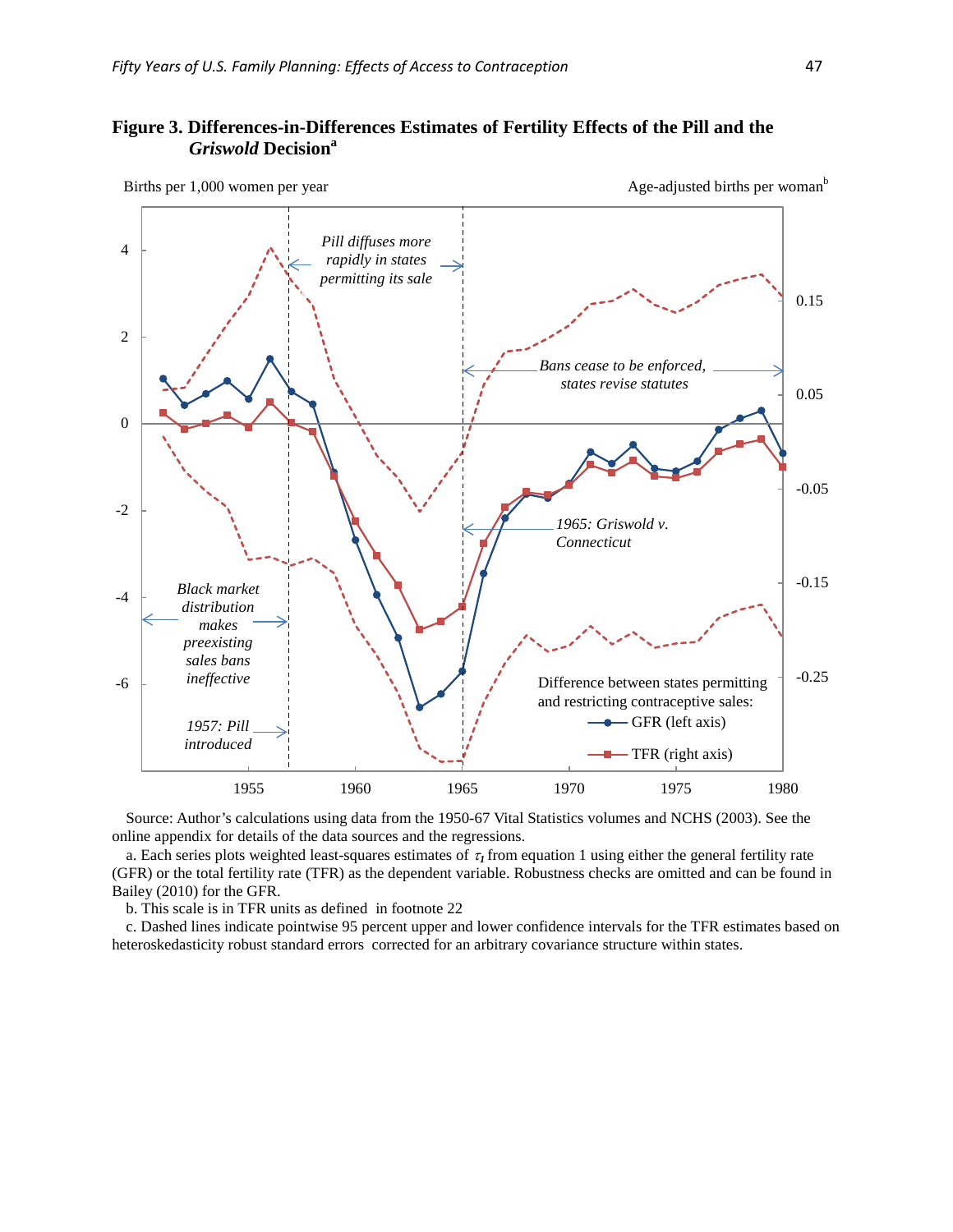**Figure 3. Differences-in-Differences Estimates of Fertility Effects of the Pill and the *Griswold* Decision**[a]

Births per 1,000 women per year

Age-adjusted births per woman[b]

4
2
0
-2
-4
-6

0.15
0.05
-0.05
-0.15
-0.25

1955
1960
1965
1970
1975
1980

*Pill diffuses more rapidly in states permitting its sale*

*Bans cease to be enforced, states revise statutes*

*1965: Griswold v. Connecticut*

*Black market distribution makes preexisting sales bans ineffective*

*1957: Pill introduced*

Difference between states permitting and restricting contraceptive sales:

GFR (left axis)

TFR (right axis)

Source: Author's calculations using data from the 1950-67 Vital Statistics volumes and NCHS (2003). See the online appendix for details of the data sources and the regressions.

a. Each series plots weighted least-squares estimates of $\tau_1$ from equation 1 using either the general fertility rate (GFR) or the total fertility rate (TFR) as the dependent variable. Robustness checks are omitted and can be found in Bailey (2010) for the GFR.

b. This scale is in TFR units as defined in footnote 22

c. Dashed lines indicate pointwise 95 percent upper and lower confidence intervals for the TFR estimates based on heteroskedasticity robust standard errors corrected for an arbitrary covariance structure within states.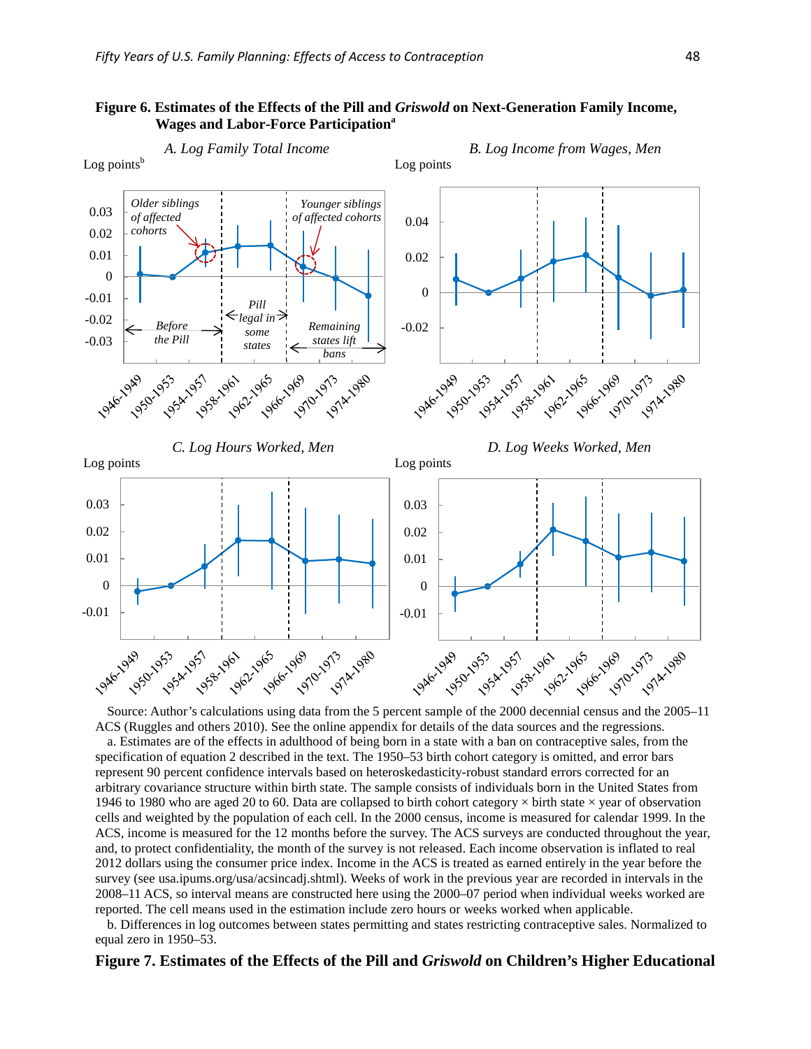**Figure 6. Estimates of the Effects of the Pill and *Griswold* on Next-Generation Family Income, Wages and Labor-Force Participation**[a]

*A. Log Family Total Income*

Log points[b]

Older siblings of affected cohorts

Younger siblings of affected cohorts

Before the Pill

Pill legal in some states

Remaining states lift bans

*B. Log Income from Wages, Men*

Log points

*C. Log Hours Worked, Men*

Log points

*D. Log Weeks Worked, Men*

Log points

Source: Author's calculations using data from the 5 percent sample of the 2000 decennial census and the 2005–11 ACS (Ruggles and others 2010). See the online appendix for details of the data sources and the regressions.

a. Estimates are of the effects in adulthood of being born in a state with a ban on contraceptive sales, from the specification of equation 2 described in the text. The 1950–53 birth cohort category is omitted, and error bars represent 90 percent confidence intervals based on heteroskedasticity-robust standard errors corrected for an arbitrary covariance structure within birth state. The sample consists of individuals born in the United States from 1946 to 1980 who are aged 20 to 60. Data are collapsed to birth cohort category × birth state × year of observation cells and weighted by the population of each cell. In the 2000 census, income is measured for calendar 1999. In the ACS, income is measured for the 12 months before the survey. The ACS surveys are conducted throughout the year, and, to protect confidentiality, the month of the survey is not released. Each income observation is inflated to real 2012 dollars using the consumer price index. Income in the ACS is treated as earned entirely in the year before the survey (see usa.ipums.org/usa/acsincadj.shtml). Weeks of work in the previous year are recorded in intervals in the 2008–11 ACS, so interval means are constructed here using the 2000–07 period when individual weeks worked are reported. The cell means used in the estimation include zero hours or weeks worked when applicable.

b. Differences in log outcomes between states permitting and states restricting contraceptive sales. Normalized to equal zero in 1950–53.

**Figure 7. Estimates of the Effects of the Pill and *Griswold* on Children's Higher Educational**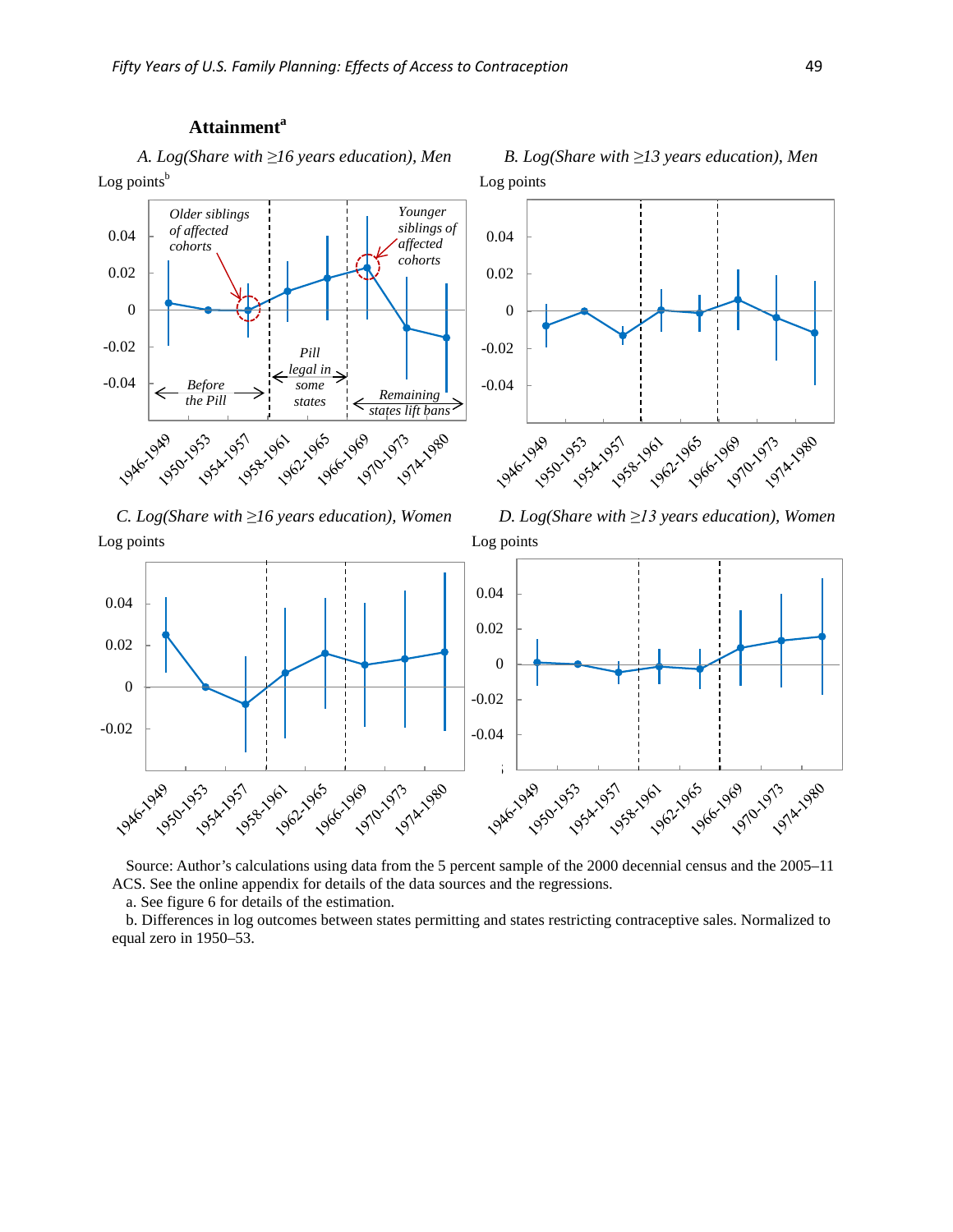**Attainment**[a]

*A. Log(Share with ≥16 years education), Men*

Log points[b]

*Older siblings of affected cohorts*

*Younger siblings of affected cohorts*

*Before the Pill*

*Pill legal in some states*

*Remaining states lift bans*

*B. Log(Share with ≥13 years education), Men*

Log points

*C. Log(Share with ≥16 years education), Women*

Log points

*D. Log(Share with ≥13 years education), Women*

Log points

Source: Author's calculations using data from the 5 percent sample of the 2000 decennial census and the 2005–11 ACS. See the online appendix for details of the data sources and the regressions.

a. See figure 6 for details of the estimation.

b. Differences in log outcomes between states permitting and states restricting contraceptive sales. Normalized to equal zero in 1950–53.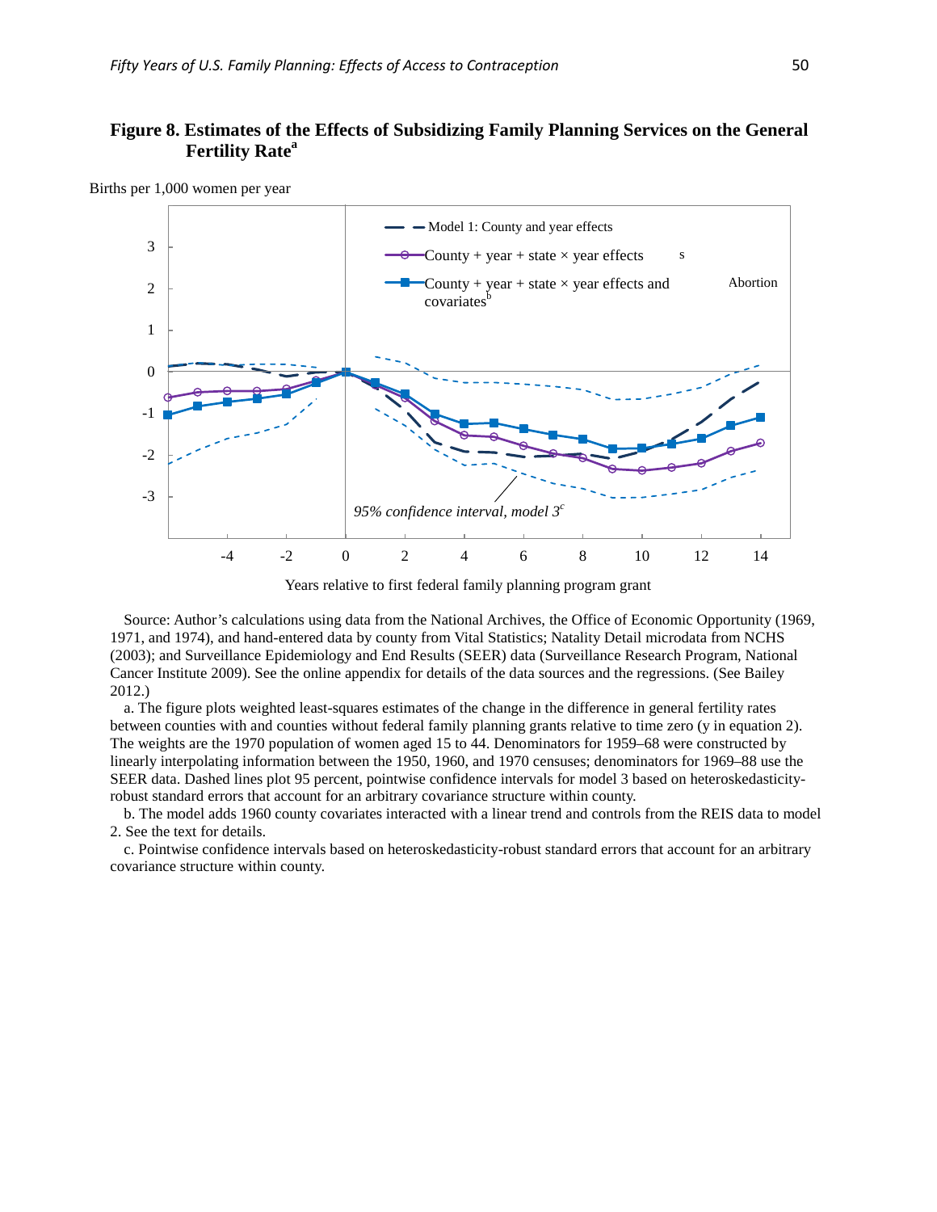# Figure 8. Estimates of the Effects of Subsidizing Family Planning Services on the General Fertility Rate[a]

Births per 1,000 women per year

Years relative to first federal family planning program grant

Source: Author's calculations using data from the National Archives, the Office of Economic Opportunity (1969, 1971, and 1974), and hand-entered data by county from Vital Statistics; Natality Detail microdata from NCHS (2003); and Surveillance Epidemiology and End Results (SEER) data (Surveillance Research Program, National Cancer Institute 2009). See the online appendix for details of the data sources and the regressions. (See Bailey 2012.)

a. The figure plots weighted least-squares estimates of the change in the difference in general fertility rates between counties with and counties without federal family planning grants relative to time zero (y in equation 2). The weights are the 1970 population of women aged 15 to 44. Denominators for 1959–68 were constructed by linearly interpolating information between the 1950, 1960, and 1970 censuses; denominators for 1969–88 use the SEER data. Dashed lines plot 95 percent, pointwise confidence intervals for model 3 based on heteroskedasticity-robust standard errors that account for an arbitrary covariance structure within county.

b. The model adds 1960 county covariates interacted with a linear trend and controls from the REIS data to model 2. See the text for details.

c. Pointwise confidence intervals based on heteroskedasticity-robust standard errors that account for an arbitrary covariance structure within county.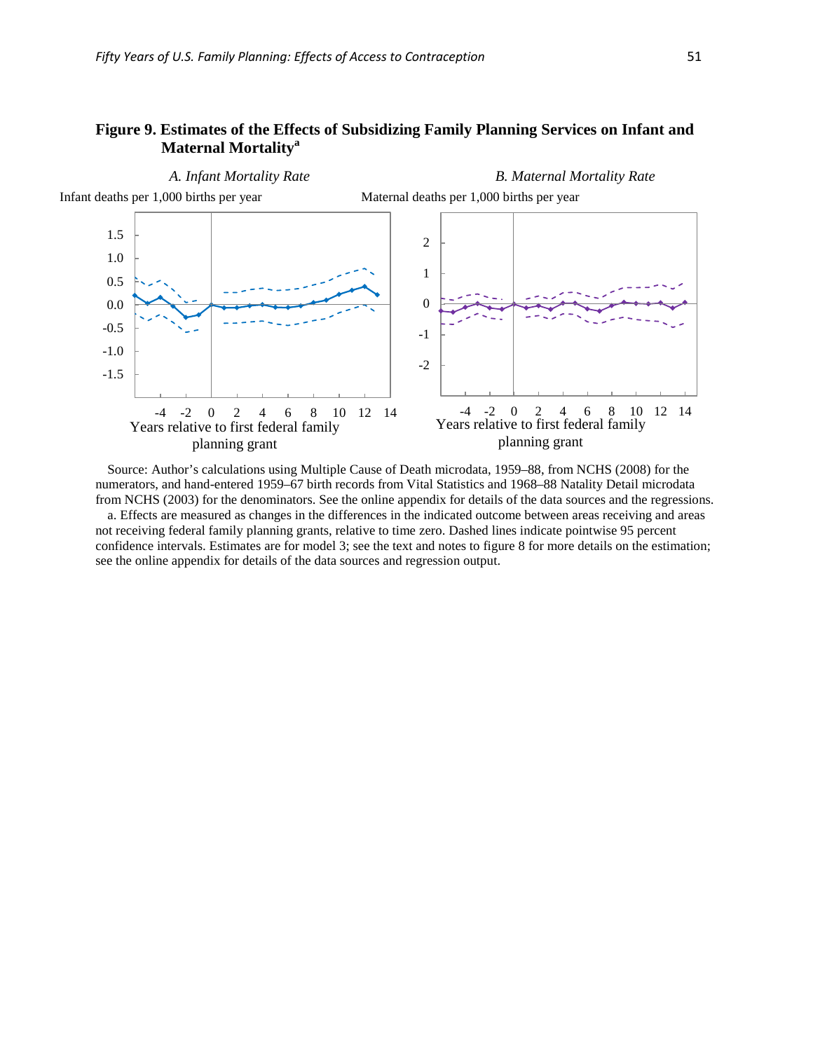**Figure 9. Estimates of the Effects of Subsidizing Family Planning Services on Infant and Maternal Mortality**[a]

*A. Infant Mortality Rate*

Infant deaths per 1,000 births per year

Years relative to first federal family planning grant

*B. Maternal Mortality Rate*

Maternal deaths per 1,000 births per year

Years relative to first federal family planning grant

Source: Author's calculations using Multiple Cause of Death microdata, 1959–88, from NCHS (2008) for the numerators, and hand-entered 1959–67 birth records from Vital Statistics and 1968–88 Natality Detail microdata from NCHS (2003) for the denominators. See the online appendix for details of the data sources and the regressions.

a. Effects are measured as changes in the differences in the indicated outcome between areas receiving and areas not receiving federal family planning grants, relative to time zero. Dashed lines indicate pointwise 95 percent confidence intervals. Estimates are for model 3; see the text and notes to figure 8 for more details on the estimation; see the online appendix for details of the data sources and regression output.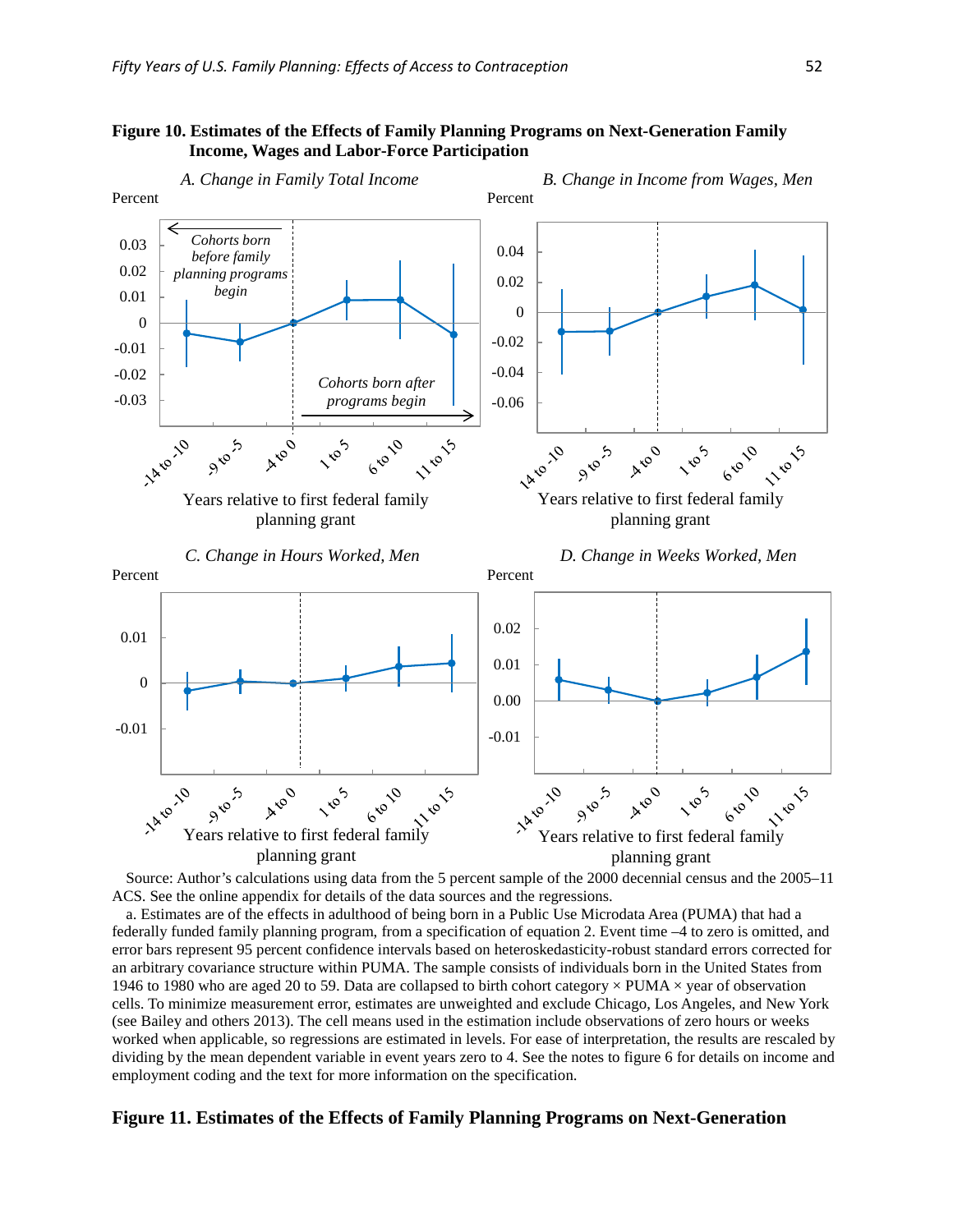**Figure 10. Estimates of the Effects of Family Planning Programs on Next-Generation Family Income, Wages and Labor-Force Participation**

*A. Change in Family Total Income*

Percent

*Cohorts born before family planning programs begin*

*Cohorts born after programs begin*

Years relative to first federal family planning grant

*B. Change in Income from Wages, Men*

Percent

Years relative to first federal family planning grant

*C. Change in Hours Worked, Men*

Percent

Years relative to first federal family planning grant

*D. Change in Weeks Worked, Men*

Percent

Years relative to first federal family planning grant

Source: Author's calculations using data from the 5 percent sample of the 2000 decennial census and the 2005–11 ACS. See the online appendix for details of the data sources and the regressions.

a. Estimates are of the effects in adulthood of being born in a Public Use Microdata Area (PUMA) that had a federally funded family planning program, from a specification of equation 2. Event time –4 to zero is omitted, and error bars represent 95 percent confidence intervals based on heteroskedasticity-robust standard errors corrected for an arbitrary covariance structure within PUMA. The sample consists of individuals born in the United States from 1946 to 1980 who are aged 20 to 59. Data are collapsed to birth cohort category × PUMA × year of observation cells. To minimize measurement error, estimates are unweighted and exclude Chicago, Los Angeles, and New York (see Bailey and others 2013). The cell means used in the estimation include observations of zero hours or weeks worked when applicable, so regressions are estimated in levels. For ease of interpretation, the results are rescaled by dividing by the mean dependent variable in event years zero to 4. See the notes to figure 6 for details on income and employment coding and the text for more information on the specification.

**Figure 11. Estimates of the Effects of Family Planning Programs on Next-Generation**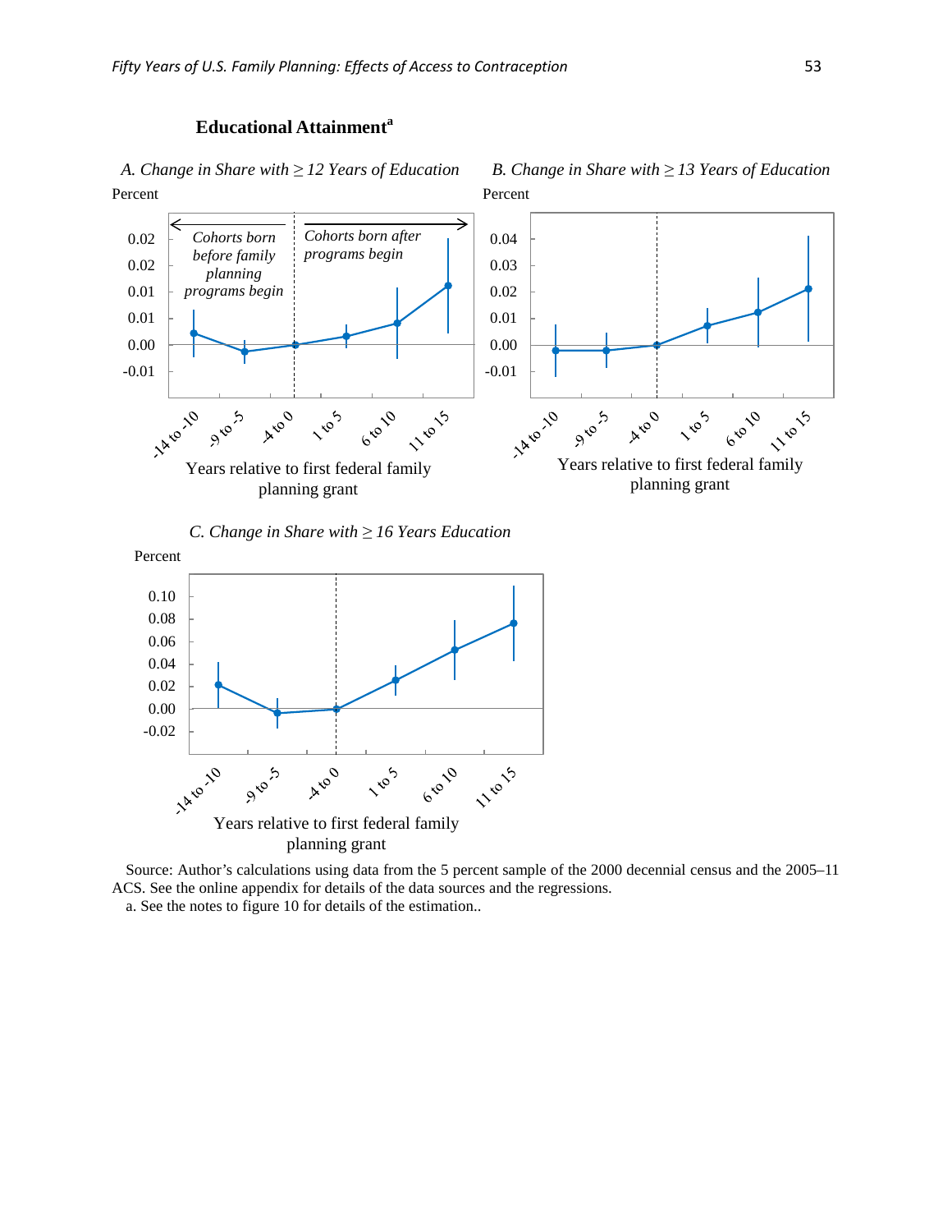**Educational Attainment[a]**

*A. Change in Share with ≥ 12 Years of Education*

Percent

Cohorts born before family planning programs begin

Cohorts born after programs begin

0.02
0.02
0.01
0.01
0.00
-0.01

-14 to -10
-9 to -5
-4 to 0
1 to 5
6 to 10
11 to 15

Years relative to first federal family planning grant

*B. Change in Share with ≥ 13 Years of Education*

Percent

0.04
0.03
0.02
0.01
0.00
-0.01

-14 to -10
-9 to -5
-4 to 0
1 to 5
6 to 10
11 to 15

Years relative to first federal family planning grant

*C. Change in Share with ≥ 16 Years Education*

Percent

0.10
0.08
0.06
0.04
0.02
0.00
-0.02

-14 to -10
-9 to -5
-4 to 0
1 to 5
6 to 10
11 to 15

Years relative to first federal family planning grant

Source: Author's calculations using data from the 5 percent sample of the 2000 decennial census and the 2005–11 ACS. See the online appendix for details of the data sources and the regressions.

a. See the notes to figure 10 for details of the estimation..